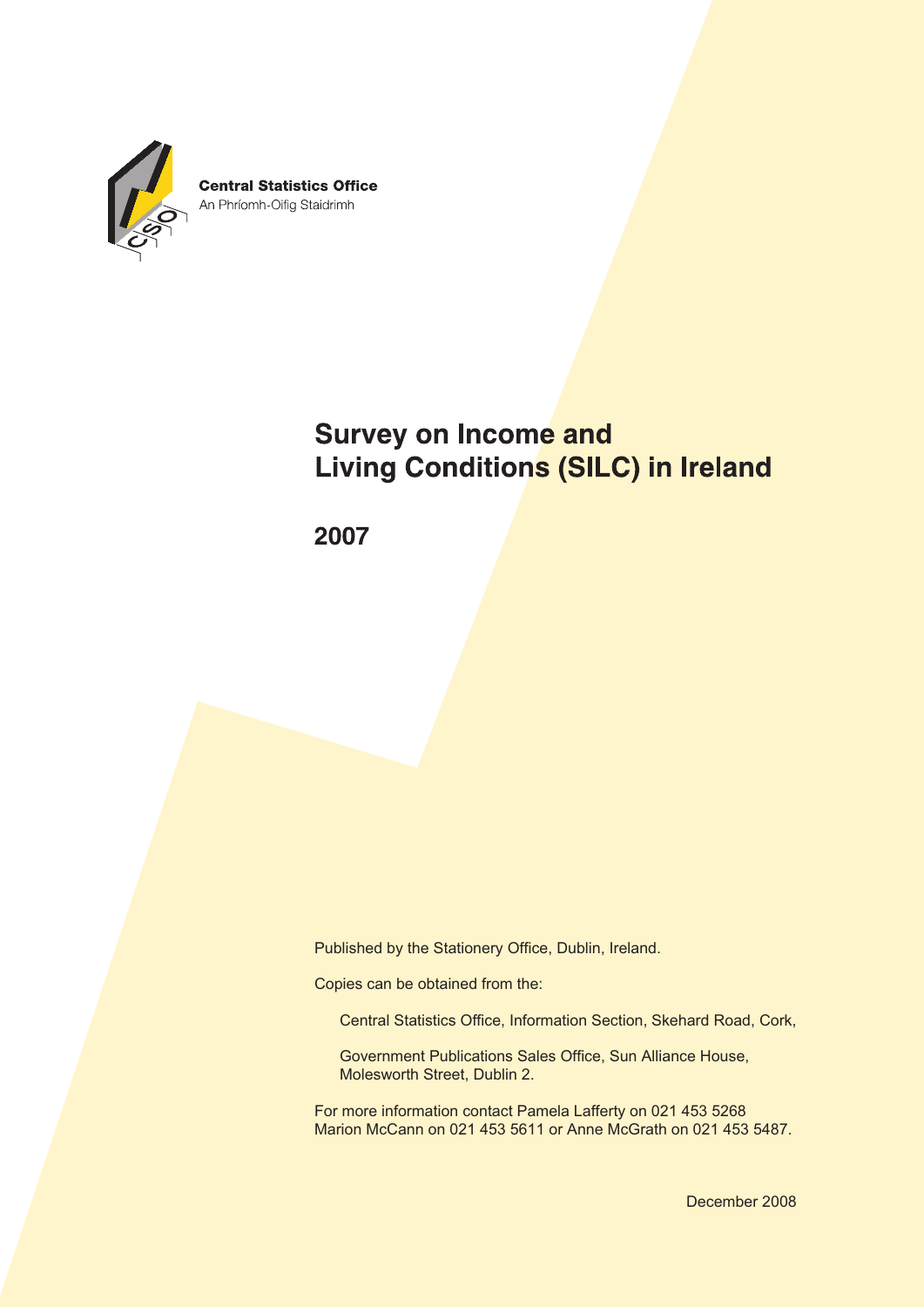**Central Statistics Office**
An Phríomh-Oifig Staidrimh

# Survey on Income and Living Conditions (SILC) in Ireland

## 2007

Published by the Stationery Office, Dublin, Ireland.

Copies can be obtained from the:

Central Statistics Office, Information Section, Skehard Road, Cork,

Government Publications Sales Office, Sun Alliance House, Molesworth Street, Dublin 2.

For more information contact Pamela Lafferty on 021 453 5268
Marion McCann on 021 453 5611 or Anne McGrath on 021 453 5487.

December 2008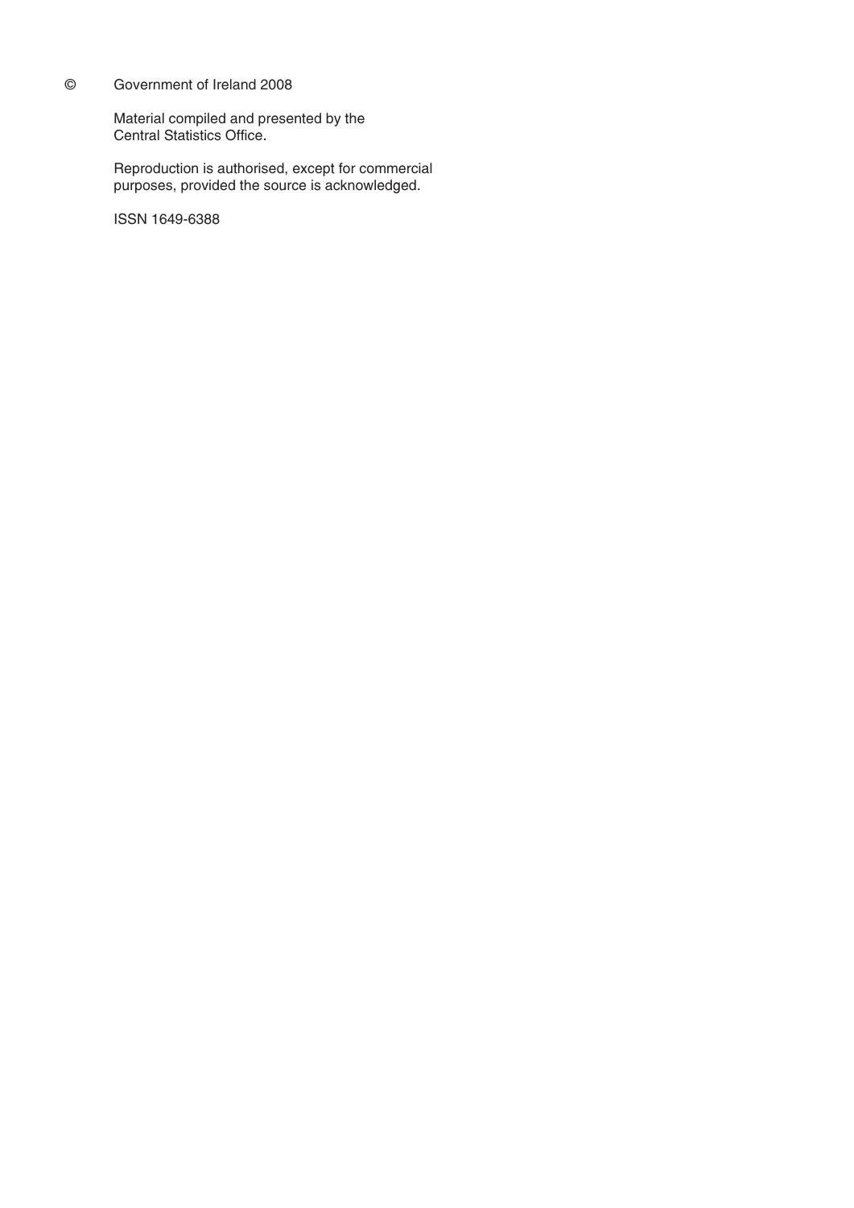© Government of Ireland 2008

Material compiled and presented by the Central Statistics Office.

Reproduction is authorised, except for commercial purposes, provided the source is acknowledged.

ISSN 1649-6388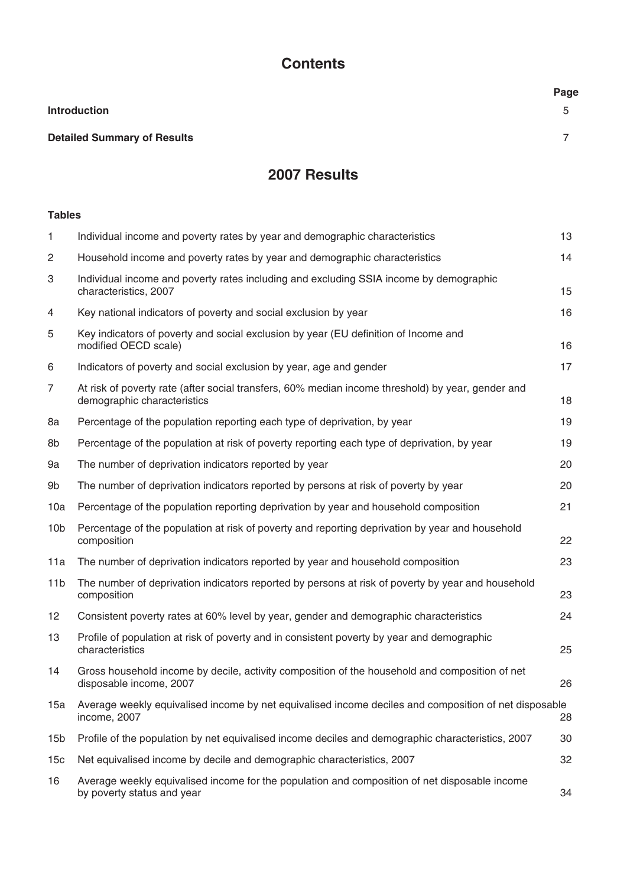# Contents

| | | Page |
|---|---|---|
| **Introduction** | | 5 |
| **Detailed Summary of Results** | | 7 |

## 2007 Results

**Tables**

| | | |
|---|---|---|
| 1 | Individual income and poverty rates by year and demographic characteristics | 13 |
| 2 | Household income and poverty rates by year and demographic characteristics | 14 |
| 3 | Individual income and poverty rates including and excluding SSIA income by demographic characteristics, 2007 | 15 |
| 4 | Key national indicators of poverty and social exclusion by year | 16 |
| 5 | Key indicators of poverty and social exclusion by year (EU definition of Income and modified OECD scale) | 16 |
| 6 | Indicators of poverty and social exclusion by year, age and gender | 17 |
| 7 | At risk of poverty rate (after social transfers, 60% median income threshold) by year, gender and demographic characteristics | 18 |
| 8a | Percentage of the population reporting each type of deprivation, by year | 19 |
| 8b | Percentage of the population at risk of poverty reporting each type of deprivation, by year | 19 |
| 9a | The number of deprivation indicators reported by year | 20 |
| 9b | The number of deprivation indicators reported by persons at risk of poverty by year | 20 |
| 10a | Percentage of the population reporting deprivation by year and household composition | 21 |
| 10b | Percentage of the population at risk of poverty and reporting deprivation by year and household composition | 22 |
| 11a | The number of deprivation indicators reported by year and household composition | 23 |
| 11b | The number of deprivation indicators reported by persons at risk of poverty by year and household composition | 23 |
| 12 | Consistent poverty rates at 60% level by year, gender and demographic characteristics | 24 |
| 13 | Profile of population at risk of poverty and in consistent poverty by year and demographic characteristics | 25 |
| 14 | Gross household income by decile, activity composition of the household and composition of net disposable income, 2007 | 26 |
| 15a | Average weekly equivalised income by net equivalised income deciles and composition of net disposable income, 2007 | 28 |
| 15b | Profile of the population by net equivalised income deciles and demographic characteristics, 2007 | 30 |
| 15c | Net equivalised income by decile and demographic characteristics, 2007 | 32 |
| 16 | Average weekly equivalised income for the population and composition of net disposable income by poverty status and year | 34 |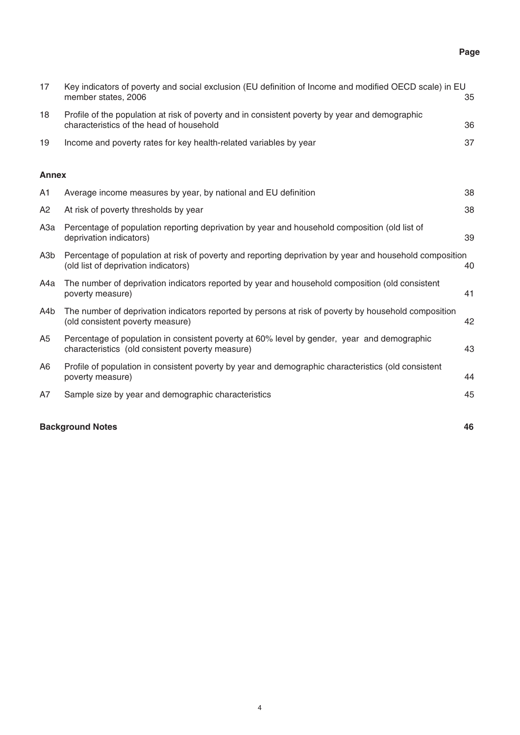| | | Page |
|---|---|---|
| 17 | Key indicators of poverty and social exclusion (EU definition of Income and modified OECD scale) in EU member states, 2006 | 35 |
| 18 | Profile of the population at risk of poverty and in consistent poverty by year and demographic characteristics of the head of household | 36 |
| 19 | Income and poverty rates for key health-related variables by year | 37 |

**Annex**

| | | |
|---|---|---|
| A1 | Average income measures by year, by national and EU definition | 38 |
| A2 | At risk of poverty thresholds by year | 38 |
| A3a | Percentage of population reporting deprivation by year and household composition (old list of deprivation indicators) | 39 |
| A3b | Percentage of population at risk of poverty and reporting deprivation by year and household composition (old list of deprivation indicators) | 40 |
| A4a | The number of deprivation indicators reported by year and household composition (old consistent poverty measure) | 41 |
| A4b | The number of deprivation indicators reported by persons at risk of poverty by household composition (old consistent poverty measure) | 42 |
| A5 | Percentage of population in consistent poverty at 60% level by gender, year and demographic characteristics (old consistent poverty measure) | 43 |
| A6 | Profile of population in consistent poverty by year and demographic characteristics (old consistent poverty measure) | 44 |
| A7 | Sample size by year and demographic characteristics | 45 |

**Background Notes** **46**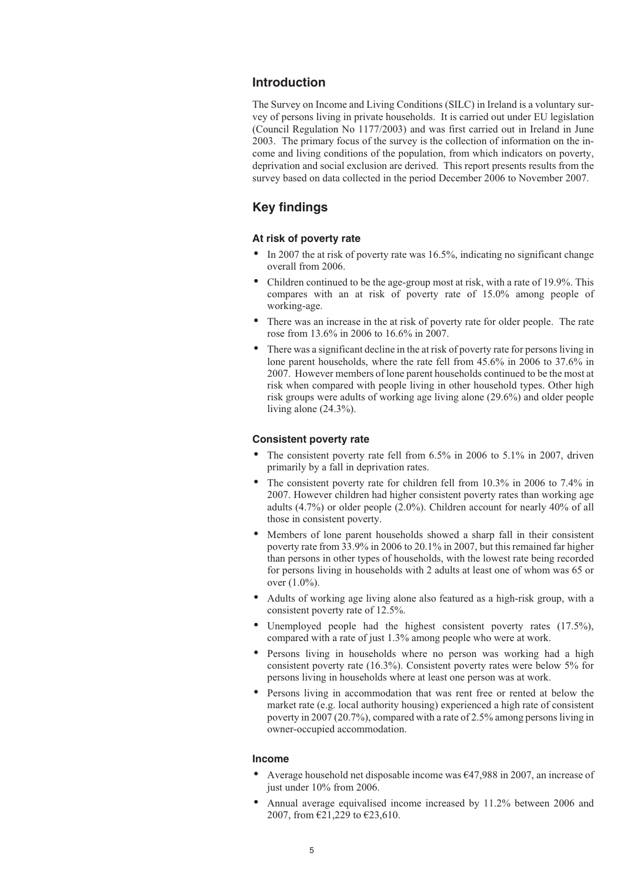## Introduction

The Survey on Income and Living Conditions (SILC) in Ireland is a voluntary survey of persons living in private households. It is carried out under EU legislation (Council Regulation No 1177/2003) and was first carried out in Ireland in June 2003. The primary focus of the survey is the collection of information on the income and living conditions of the population, from which indicators on poverty, deprivation and social exclusion are derived. This report presents results from the survey based on data collected in the period December 2006 to November 2007.

## Key findings

### At risk of poverty rate

- In 2007 the at risk of poverty rate was 16.5%, indicating no significant change overall from 2006.
- Children continued to be the age-group most at risk, with a rate of 19.9%. This compares with an at risk of poverty rate of 15.0% among people of working-age.
- There was an increase in the at risk of poverty rate for older people. The rate rose from 13.6% in 2006 to 16.6% in 2007.
- There was a significant decline in the at risk of poverty rate for persons living in lone parent households, where the rate fell from 45.6% in 2006 to 37.6% in 2007. However members of lone parent households continued to be the most at risk when compared with people living in other household types. Other high risk groups were adults of working age living alone (29.6%) and older people living alone (24.3%).

### Consistent poverty rate

- The consistent poverty rate fell from 6.5% in 2006 to 5.1% in 2007, driven primarily by a fall in deprivation rates.
- The consistent poverty rate for children fell from 10.3% in 2006 to 7.4% in 2007. However children had higher consistent poverty rates than working age adults (4.7%) or older people (2.0%). Children account for nearly 40% of all those in consistent poverty.
- Members of lone parent households showed a sharp fall in their consistent poverty rate from 33.9% in 2006 to 20.1% in 2007, but this remained far higher than persons in other types of households, with the lowest rate being recorded for persons living in households with 2 adults at least one of whom was 65 or over (1.0%).
- Adults of working age living alone also featured as a high-risk group, with a consistent poverty rate of 12.5%.
- Unemployed people had the highest consistent poverty rates (17.5%), compared with a rate of just 1.3% among people who were at work.
- Persons living in households where no person was working had a high consistent poverty rate (16.3%). Consistent poverty rates were below 5% for persons living in households where at least one person was at work.
- Persons living in accommodation that was rent free or rented at below the market rate (e.g. local authority housing) experienced a high rate of consistent poverty in 2007 (20.7%), compared with a rate of 2.5% among persons living in owner-occupied accommodation.

### Income

- Average household net disposable income was €47,988 in 2007, an increase of just under 10% from 2006.
- Annual average equivalised income increased by 11.2% between 2006 and 2007, from €21,229 to €23,610.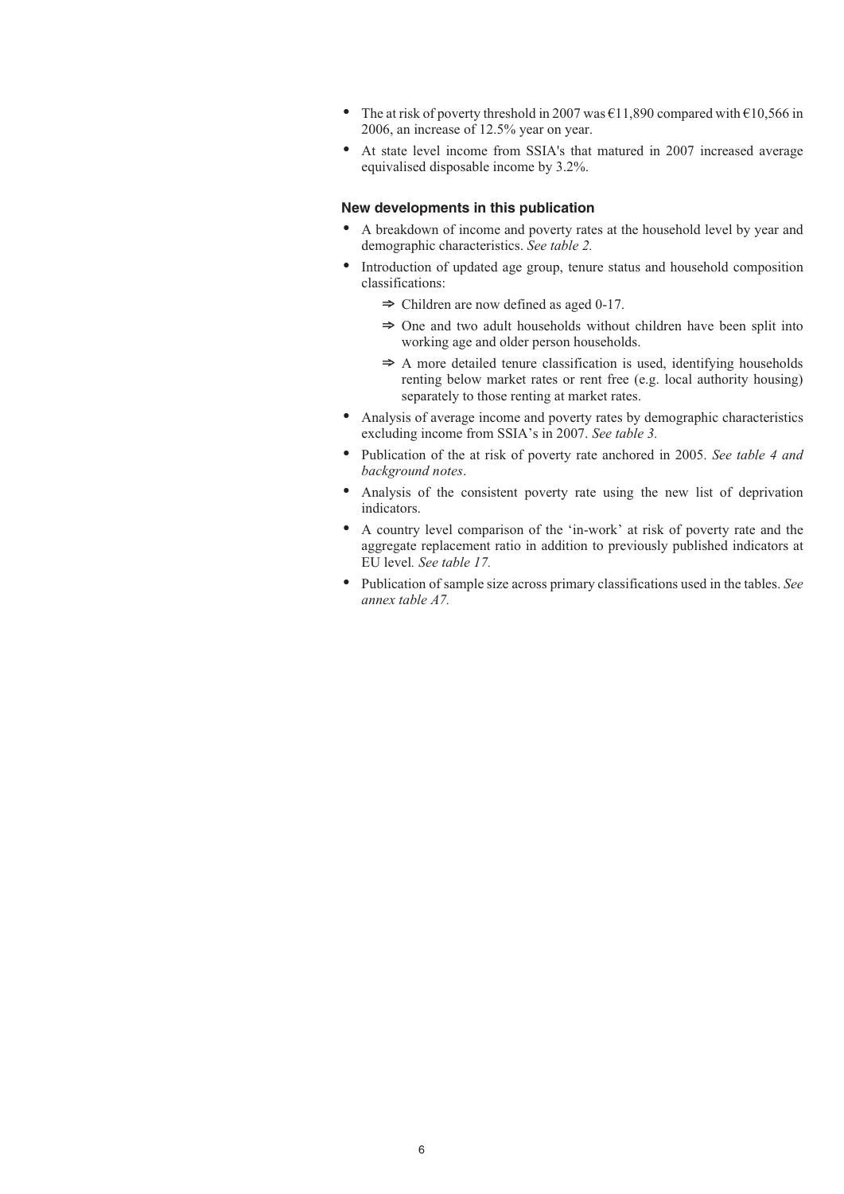- The at risk of poverty threshold in 2007 was €11,890 compared with €10,566 in 2006, an increase of 12.5% year on year.
- At state level income from SSIA's that matured in 2007 increased average equivalised disposable income by 3.2%.

### New developments in this publication

- A breakdown of income and poverty rates at the household level by year and demographic characteristics. *See table 2.*
- Introduction of updated age group, tenure status and household composition classifications:
  - ⇒ Children are now defined as aged 0-17.
  - ⇒ One and two adult households without children have been split into working age and older person households.
  - ⇒ A more detailed tenure classification is used, identifying households renting below market rates or rent free (e.g. local authority housing) separately to those renting at market rates.
- Analysis of average income and poverty rates by demographic characteristics excluding income from SSIA's in 2007. *See table 3.*
- Publication of the at risk of poverty rate anchored in 2005. *See table 4 and background notes*.
- Analysis of the consistent poverty rate using the new list of deprivation indicators.
- A country level comparison of the 'in-work' at risk of poverty rate and the aggregate replacement ratio in addition to previously published indicators at EU level*. See table 17.*
- Publication of sample size across primary classifications used in the tables. *See annex table A7.*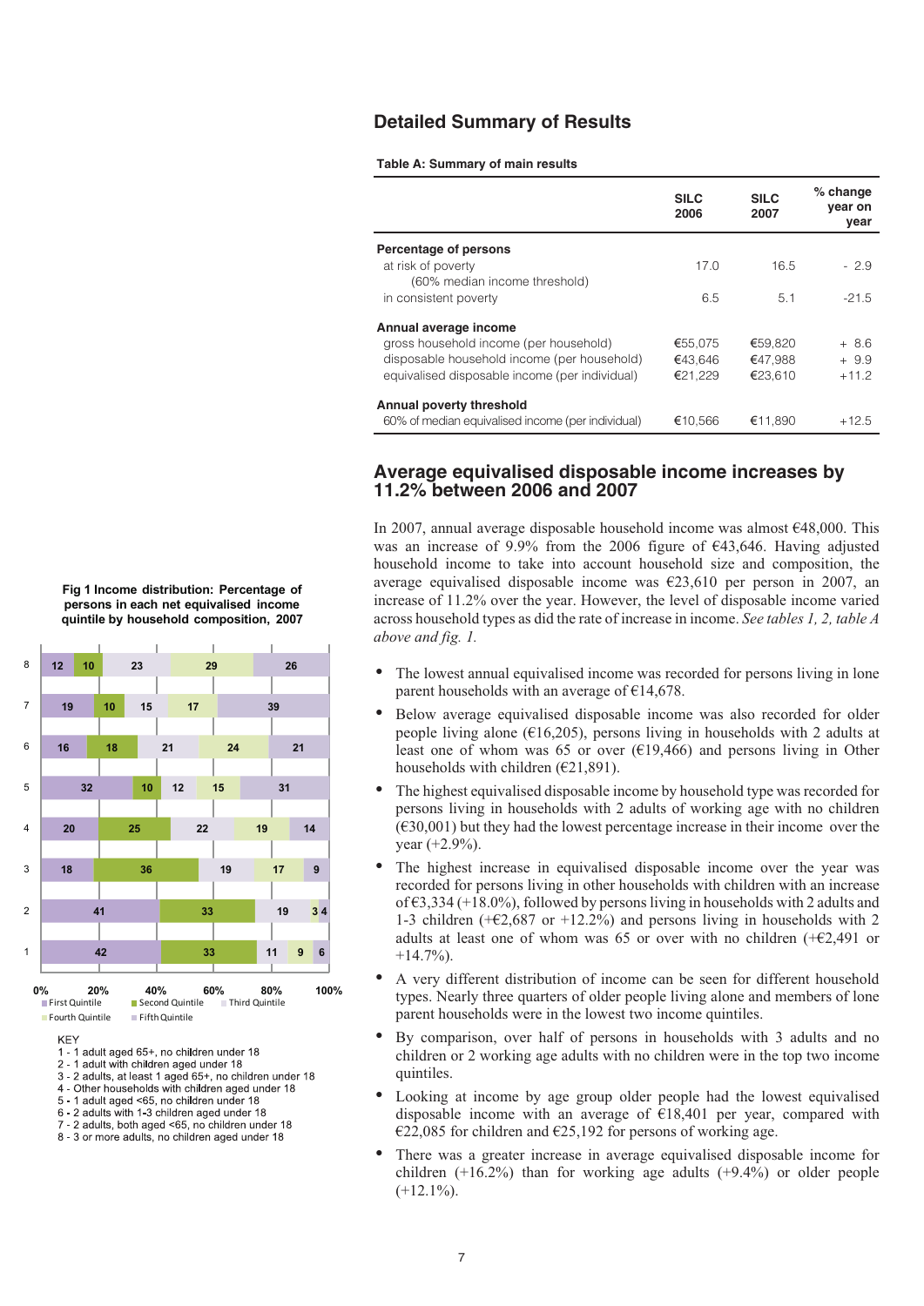## Detailed Summary of Results

**Table A: Summary of main results**

| | SILC 2006 | SILC 2007 | % change year on year |
|---|---|---|---|
| **Percentage of persons** | | | |
| at risk of poverty (60% median income threshold) | 17.0 | 16.5 | - 2.9 |
| in consistent poverty | 6.5 | 5.1 | -21.5 |
| **Annual average income** | | | |
| gross household income (per household) | €55,075 | €59,820 | + 8.6 |
| disposable household income (per household) | €43,646 | €47,988 | + 9.9 |
| equivalised disposable income (per individual) | €21,229 | €23,610 | +11.2 |
| **Annual poverty threshold** | | | |
| 60% of median equivalised income (per individual) | €10,566 | €11,890 | +12.5 |

## Average equivalised disposable income increases by 11.2% between 2006 and 2007

In 2007, annual average disposable household income was almost €48,000. This was an increase of 9.9% from the 2006 figure of €43,646. Having adjusted household income to take into account household size and composition, the average equivalised disposable income was €23,610 per person in 2007, an increase of 11.2% over the year. However, the level of disposable income varied across household types as did the rate of increase in income. *See tables 1, 2, table A above and fig. 1.*

- The lowest annual equivalised income was recorded for persons living in lone parent households with an average of €14,678.
- Below average equivalised disposable income was also recorded for older people living alone (€16,205), persons living in households with 2 adults at least one of whom was 65 or over (€19,466) and persons living in Other households with children (€21,891).
- The highest equivalised disposable income by household type was recorded for persons living in households with 2 adults of working age with no children (€30,001) but they had the lowest percentage increase in their income over the year (+2.9%).
- The highest increase in equivalised disposable income over the year was recorded for persons living in other households with children with an increase of €3,334 (+18.0%), followed by persons living in households with 2 adults and 1-3 children (+€2,687 or +12.2%) and persons living in households with 2 adults at least one of whom was 65 or over with no children (+€2,491 or +14.7%).
- A very different distribution of income can be seen for different household types. Nearly three quarters of older people living alone and members of lone parent households were in the lowest two income quintiles.
- By comparison, over half of persons in households with 3 adults and no children or 2 working age adults with no children were in the top two income quintiles.
- Looking at income by age group older people had the lowest equivalised disposable income with an average of €18,401 per year, compared with €22,085 for children and €25,192 for persons of working age.
- There was a greater increase in average equivalised disposable income for children (+16.2%) than for working age adults (+9.4%) or older people (+12.1%).

**Fig 1 Income distribution: Percentage of persons in each net equivalised income quintile by household composition, 2007**

| Household | First Quintile | Second Quintile | Third Quintile | Fourth Quintile | Fifth Quintile |
|---|---|---|---|---|---|
| 8 | 12 | 10 | 23 | 29 | 26 |
| 7 | 19 | 10 | 15 | 17 | 39 |
| 6 | 16 | 18 | 21 | 24 | 21 |
| 5 | 32 | 10 | 12 | 15 | 31 |
| 4 | 20 | 25 | 22 | 19 | 14 |
| 3 | 18 | 36 | 19 | 17 | 9 |
| 2 | 41 | 33 | 19 | 3 | 4 |
| 1 | 42 | 33 | 11 | 9 | 6 |

KEY
1 - 1 adult aged 65+, no children under 18
2 - 1 adult with children aged under 18
3 - 2 adults, at least 1 aged 65+, no children under 18
4 - Other households with children aged under 18
5 - 1 adult aged <65, no children under 18
6 - 2 adults with 1-3 children aged under 18
7 - 2 adults, both aged <65, no children under 18
8 - 3 or more adults, no children aged under 18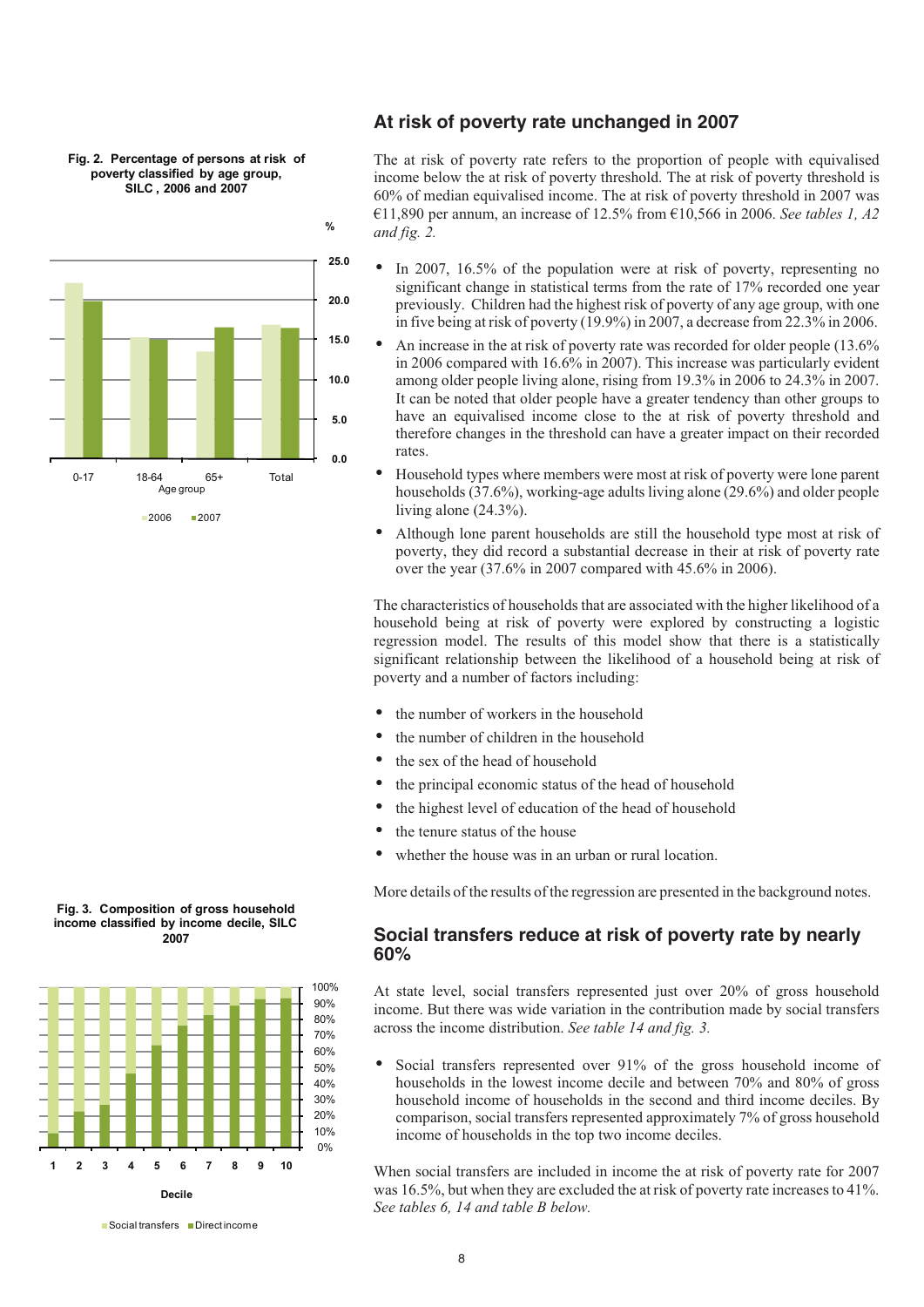## At risk of poverty rate unchanged in 2007

**Fig. 2. Percentage of persons at risk of poverty classified by age group, SILC, 2006 and 2007**

The at risk of poverty rate refers to the proportion of people with equivalised income below the at risk of poverty threshold. The at risk of poverty threshold is 60% of median equivalised income. The at risk of poverty threshold in 2007 was €11,890 per annum, an increase of 12.5% from €10,566 in 2006. *See tables 1, A2 and fig. 2.*

- In 2007, 16.5% of the population were at risk of poverty, representing no significant change in statistical terms from the rate of 17% recorded one year previously. Children had the highest risk of poverty of any age group, with one in five being at risk of poverty (19.9%) in 2007, a decrease from 22.3% in 2006.
- An increase in the at risk of poverty rate was recorded for older people (13.6% in 2006 compared with 16.6% in 2007). This increase was particularly evident among older people living alone, rising from 19.3% in 2006 to 24.3% in 2007. It can be noted that older people have a greater tendency than other groups to have an equivalised income close to the at risk of poverty threshold and therefore changes in the threshold can have a greater impact on their recorded rates.
- Household types where members were most at risk of poverty were lone parent households (37.6%), working-age adults living alone (29.6%) and older people living alone (24.3%).
- Although lone parent households are still the household type most at risk of poverty, they did record a substantial decrease in their at risk of poverty rate over the year (37.6% in 2007 compared with 45.6% in 2006).

The characteristics of households that are associated with the higher likelihood of a household being at risk of poverty were explored by constructing a logistic regression model. The results of this model show that there is a statistically significant relationship between the likelihood of a household being at risk of poverty and a number of factors including:

- the number of workers in the household
- the number of children in the household
- the sex of the head of household
- the principal economic status of the head of household
- the highest level of education of the head of household
- the tenure status of the house
- whether the house was in an urban or rural location.

More details of the results of the regression are presented in the background notes.

## Social transfers reduce at risk of poverty rate by nearly 60%

**Fig. 3. Composition of gross household income classified by income decile, SILC 2007**

At state level, social transfers represented just over 20% of gross household income. But there was wide variation in the contribution made by social transfers across the income distribution. *See table 14 and fig. 3.*

- Social transfers represented over 91% of the gross household income of households in the lowest income decile and between 70% and 80% of gross household income of households in the second and third income deciles. By comparison, social transfers represented approximately 7% of gross household income of households in the top two income deciles.

When social transfers are included in income the at risk of poverty rate for 2007 was 16.5%, but when they are excluded the at risk of poverty rate increases to 41%. *See tables 6, 14 and table B below.*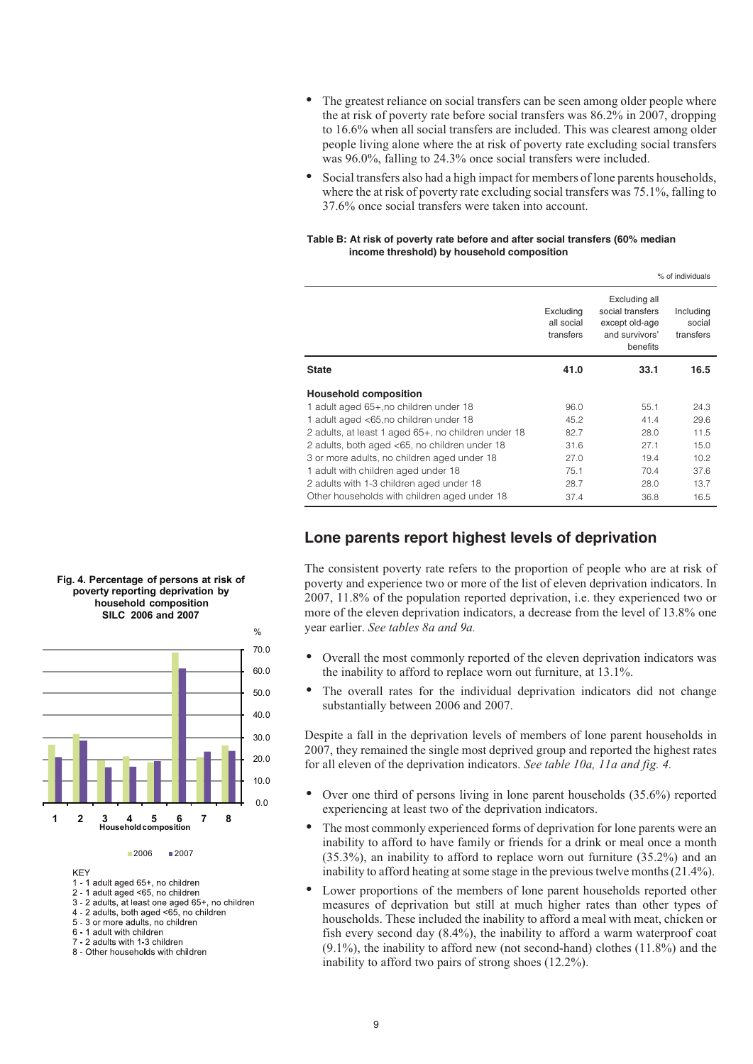- The greatest reliance on social transfers can be seen among older people where the at risk of poverty rate before social transfers was 86.2% in 2007, dropping to 16.6% when all social transfers are included. This was clearest among older people living alone where the at risk of poverty rate excluding social transfers was 96.0%, falling to 24.3% once social transfers were included.
- Social transfers also had a high impact for members of lone parents households, where the at risk of poverty rate excluding social transfers was 75.1%, falling to 37.6% once social transfers were taken into account.

**Table B: At risk of poverty rate before and after social transfers (60% median income threshold) by household composition**

% of individuals

| | Excluding all social transfers | Excluding all social transfers except old-age and survivors' benefits | Including social transfers |
|---|---|---|---|
| **State** | **41.0** | **33.1** | **16.5** |
| **Household composition** | | | |
| 1 adult aged 65+,no children under 18 | 96.0 | 55.1 | 24.3 |
| 1 adult aged <65,no children under 18 | 45.2 | 41.4 | 29.6 |
| 2 adults, at least 1 aged 65+, no children under 18 | 82.7 | 28.0 | 11.5 |
| 2 adults, both aged <65, no children under 18 | 31.6 | 27.1 | 15.0 |
| 3 or more adults, no children aged under 18 | 27.0 | 19.4 | 10.2 |
| 1 adult with children aged under 18 | 75.1 | 70.4 | 37.6 |
| 2 adults with 1-3 children aged under 18 | 28.7 | 28.0 | 13.7 |
| Other households with children aged under 18 | 37.4 | 36.8 | 16.5 |

## Lone parents report highest levels of deprivation

The consistent poverty rate refers to the proportion of people who are at risk of poverty and experience two or more of the list of eleven deprivation indicators. In 2007, 11.8% of the population reported deprivation, i.e. they experienced two or more of the eleven deprivation indicators, a decrease from the level of 13.8% one year earlier. *See tables 8a and 9a.*

- Overall the most commonly reported of the eleven deprivation indicators was the inability to afford to replace worn out furniture, at 13.1%.
- The overall rates for the individual deprivation indicators did not change substantially between 2006 and 2007.

Despite a fall in the deprivation levels of members of lone parent households in 2007, they remained the single most deprived group and reported the highest rates for all eleven of the deprivation indicators. *See table 10a, 11a and fig. 4.*

- Over one third of persons living in lone parent households (35.6%) reported experiencing at least two of the deprivation indicators.
- The most commonly experienced forms of deprivation for lone parents were an inability to afford to have family or friends for a drink or meal once a month (35.3%), an inability to afford to replace worn out furniture (35.2%) and an inability to afford heating at some stage in the previous twelve months (21.4%).
- Lower proportions of the members of lone parent households reported other measures of deprivation but still at much higher rates than other types of households. These included the inability to afford a meal with meat, chicken or fish every second day (8.4%), the inability to afford a warm waterproof coat (9.1%), the inability to afford new (not second-hand) clothes (11.8%) and the inability to afford two pairs of strong shoes (12.2%).

**Fig. 4. Percentage of persons at risk of poverty reporting deprivation by household composition SILC 2006 and 2007**

KEY
1 - 1 adult aged 65+, no children
2 - 1 adult aged <65, no children
3 - 2 adults, at least one aged 65+, no children
4 - 2 adults, both aged <65, no children
5 - 3 or more adults, no children
6 - 1 adult with children
7 - 2 adults with 1-3 children
8 - Other households with children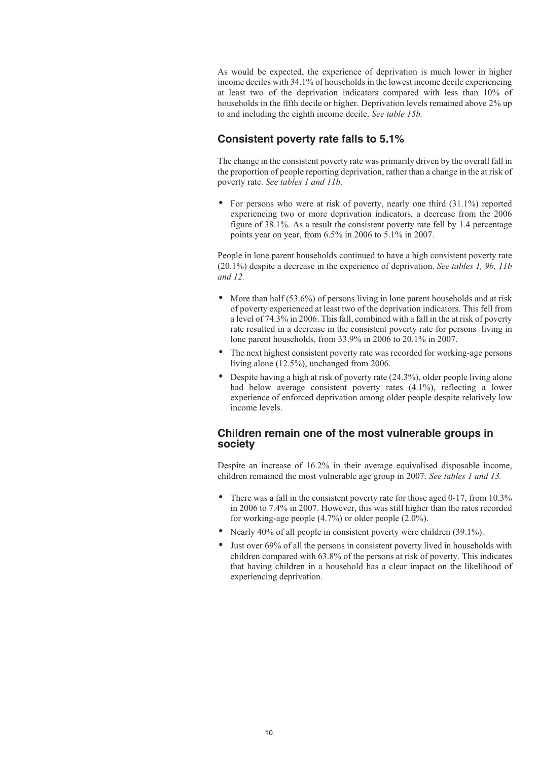As would be expected, the experience of deprivation is much lower in higher income deciles with 34.1% of households in the lowest income decile experiencing at least two of the deprivation indicators compared with less than 10% of households in the fifth decile or higher. Deprivation levels remained above 2% up to and including the eighth income decile. *See table 15b.*

## Consistent poverty rate falls to 5.1%

The change in the consistent poverty rate was primarily driven by the overall fall in the proportion of people reporting deprivation, rather than a change in the at risk of poverty rate. *See tables 1 and 11b*.

- For persons who were at risk of poverty, nearly one third (31.1%) reported experiencing two or more deprivation indicators, a decrease from the 2006 figure of 38.1%. As a result the consistent poverty rate fell by 1.4 percentage points year on year, from 6.5% in 2006 to 5.1% in 2007.

People in lone parent households continued to have a high consistent poverty rate (20.1%) despite a decrease in the experience of deprivation. *See tables 1, 9b, 11b and 12.*

- More than half (53.6%) of persons living in lone parent households and at risk of poverty experienced at least two of the deprivation indicators. This fell from a level of 74.3% in 2006. This fall, combined with a fall in the at risk of poverty rate resulted in a decrease in the consistent poverty rate for persons living in lone parent households, from 33.9% in 2006 to 20.1% in 2007.
- The next highest consistent poverty rate was recorded for working-age persons living alone (12.5%), unchanged from 2006.
- Despite having a high at risk of poverty rate (24.3%), older people living alone had below average consistent poverty rates (4.1%), reflecting a lower experience of enforced deprivation among older people despite relatively low income levels.

## Children remain one of the most vulnerable groups in society

Despite an increase of 16.2% in their average equivalised disposable income, children remained the most vulnerable age group in 2007. *See tables 1 and 13.*

- There was a fall in the consistent poverty rate for those aged 0-17, from 10.3% in 2006 to 7.4% in 2007. However, this was still higher than the rates recorded for working-age people (4.7%) or older people (2.0%).
- Nearly 40% of all people in consistent poverty were children (39.1%).
- Just over 69% of all the persons in consistent poverty lived in households with children compared with 63.8% of the persons at risk of poverty. This indicates that having children in a household has a clear impact on the likelihood of experiencing deprivation.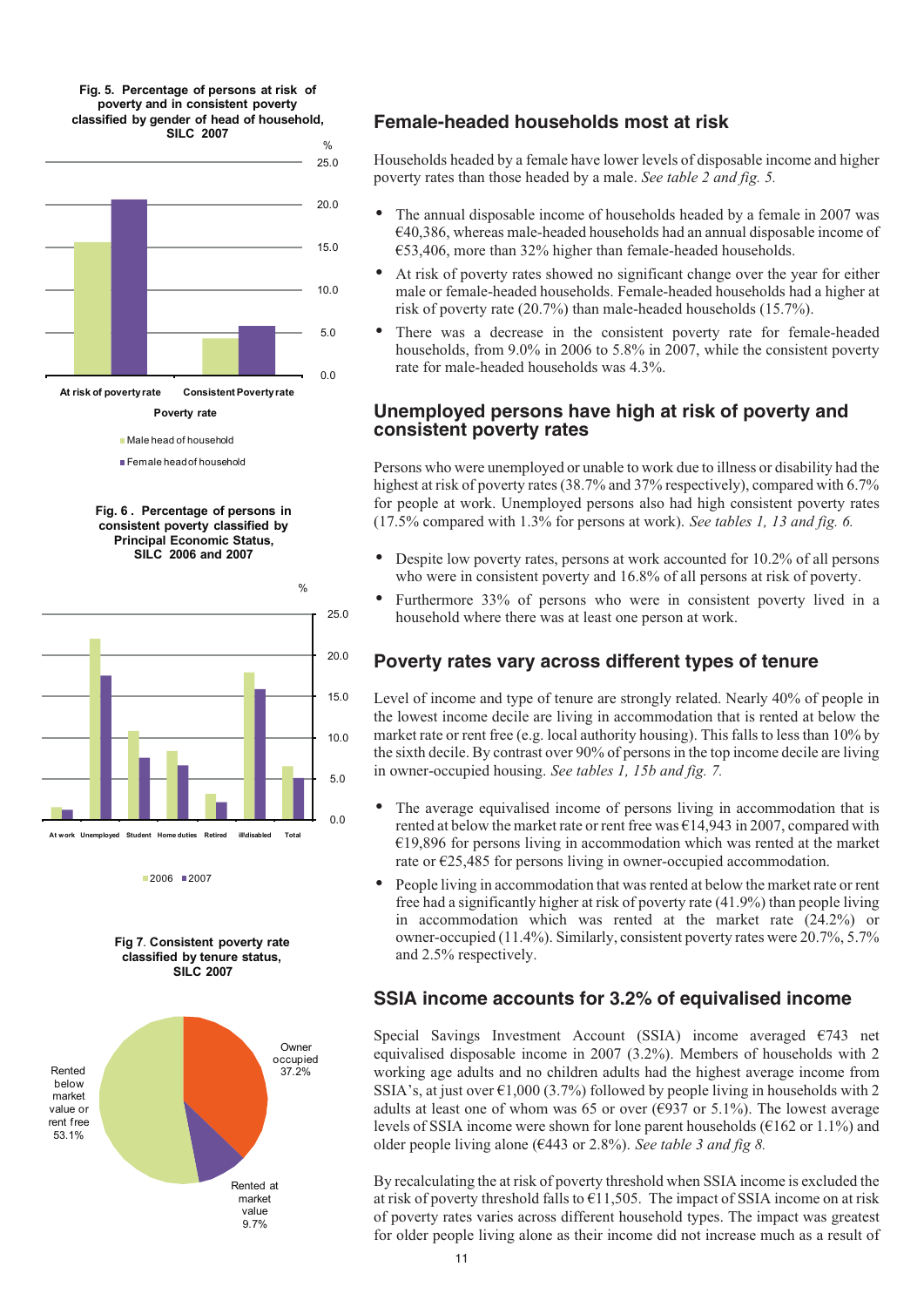Fig. 5. Percentage of persons at risk of poverty and in consistent poverty classified by gender of head of household, SILC 2007

Fig. 6 . Percentage of persons in consistent poverty classified by Principal Economic Status, SILC 2006 and 2007

Fig 7. Consistent poverty rate classified by tenure status, SILC 2007

## Female-headed households most at risk

Households headed by a female have lower levels of disposable income and higher poverty rates than those headed by a male. *See table 2 and fig. 5.*

- The annual disposable income of households headed by a female in 2007 was €40,386, whereas male-headed households had an annual disposable income of €53,406, more than 32% higher than female-headed households.
- At risk of poverty rates showed no significant change over the year for either male or female-headed households. Female-headed households had a higher at risk of poverty rate (20.7%) than male-headed households (15.7%).
- There was a decrease in the consistent poverty rate for female-headed households, from 9.0% in 2006 to 5.8% in 2007, while the consistent poverty rate for male-headed households was 4.3%.

## Unemployed persons have high at risk of poverty and consistent poverty rates

Persons who were unemployed or unable to work due to illness or disability had the highest at risk of poverty rates (38.7% and 37% respectively), compared with 6.7% for people at work. Unemployed persons also had high consistent poverty rates (17.5% compared with 1.3% for persons at work). *See tables 1, 13 and fig. 6.*

- Despite low poverty rates, persons at work accounted for 10.2% of all persons who were in consistent poverty and 16.8% of all persons at risk of poverty.
- Furthermore 33% of persons who were in consistent poverty lived in a household where there was at least one person at work.

## Poverty rates vary across different types of tenure

Level of income and type of tenure are strongly related. Nearly 40% of people in the lowest income decile are living in accommodation that is rented at below the market rate or rent free (e.g. local authority housing). This falls to less than 10% by the sixth decile. By contrast over 90% of persons in the top income decile are living in owner-occupied housing. *See tables 1, 15b and fig. 7.*

- The average equivalised income of persons living in accommodation that is rented at below the market rate or rent free was €14,943 in 2007, compared with €19,896 for persons living in accommodation which was rented at the market rate or €25,485 for persons living in owner-occupied accommodation.
- People living in accommodation that was rented at below the market rate or rent free had a significantly higher at risk of poverty rate (41.9%) than people living in accommodation which was rented at the market rate (24.2%) or owner-occupied (11.4%). Similarly, consistent poverty rates were 20.7%, 5.7% and 2.5% respectively.

## SSIA income accounts for 3.2% of equivalised income

Special Savings Investment Account (SSIA) income averaged €743 net equivalised disposable income in 2007 (3.2%). Members of households with 2 working age adults and no children adults had the highest average income from SSIA's, at just over €1,000 (3.7%) followed by people living in households with 2 adults at least one of whom was 65 or over (€937 or 5.1%). The lowest average levels of SSIA income were shown for lone parent households (€162 or 1.1%) and older people living alone (€443 or 2.8%). *See table 3 and fig 8.*

By recalculating the at risk of poverty threshold when SSIA income is excluded the at risk of poverty threshold falls to €11,505. The impact of SSIA income on at risk of poverty rates varies across different household types. The impact was greatest for older people living alone as their income did not increase much as a result of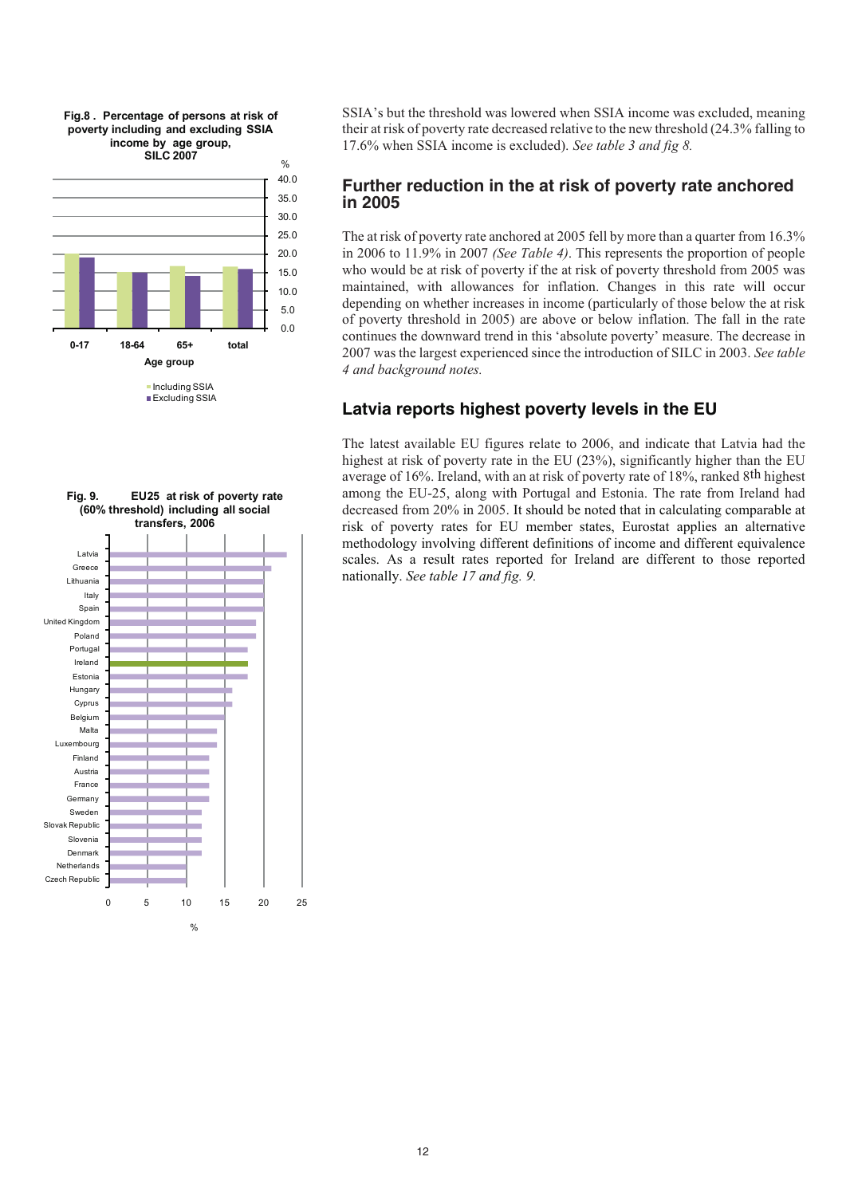Fig.8 . Percentage of persons at risk of poverty including and excluding SSIA income by age group, SILC 2007

Fig. 9. EU25 at risk of poverty rate (60% threshold) including all social transfers, 2006

SSIA's but the threshold was lowered when SSIA income was excluded, meaning their at risk of poverty rate decreased relative to the new threshold (24.3% falling to 17.6% when SSIA income is excluded). *See table 3 and fig 8.*

## Further reduction in the at risk of poverty rate anchored in 2005

The at risk of poverty rate anchored at 2005 fell by more than a quarter from 16.3% in 2006 to 11.9% in 2007 *(See Table 4)*. This represents the proportion of people who would be at risk of poverty if the at risk of poverty threshold from 2005 was maintained, with allowances for inflation. Changes in this rate will occur depending on whether increases in income (particularly of those below the at risk of poverty threshold in 2005) are above or below inflation. The fall in the rate continues the downward trend in this 'absolute poverty' measure. The decrease in 2007 was the largest experienced since the introduction of SILC in 2003. *See table 4 and background notes.*

## Latvia reports highest poverty levels in the EU

The latest available EU figures relate to 2006, and indicate that Latvia had the highest at risk of poverty rate in the EU (23%), significantly higher than the EU average of 16%. Ireland, with an at risk of poverty rate of 18%, ranked 8th highest among the EU-25, along with Portugal and Estonia. The rate from Ireland had decreased from 20% in 2005. It should be noted that in calculating comparable at risk of poverty rates for EU member states, Eurostat applies an alternative methodology involving different definitions of income and different equivalence scales. As a result rates reported for Ireland are different to those reported nationally. *See table 17 and fig. 9.*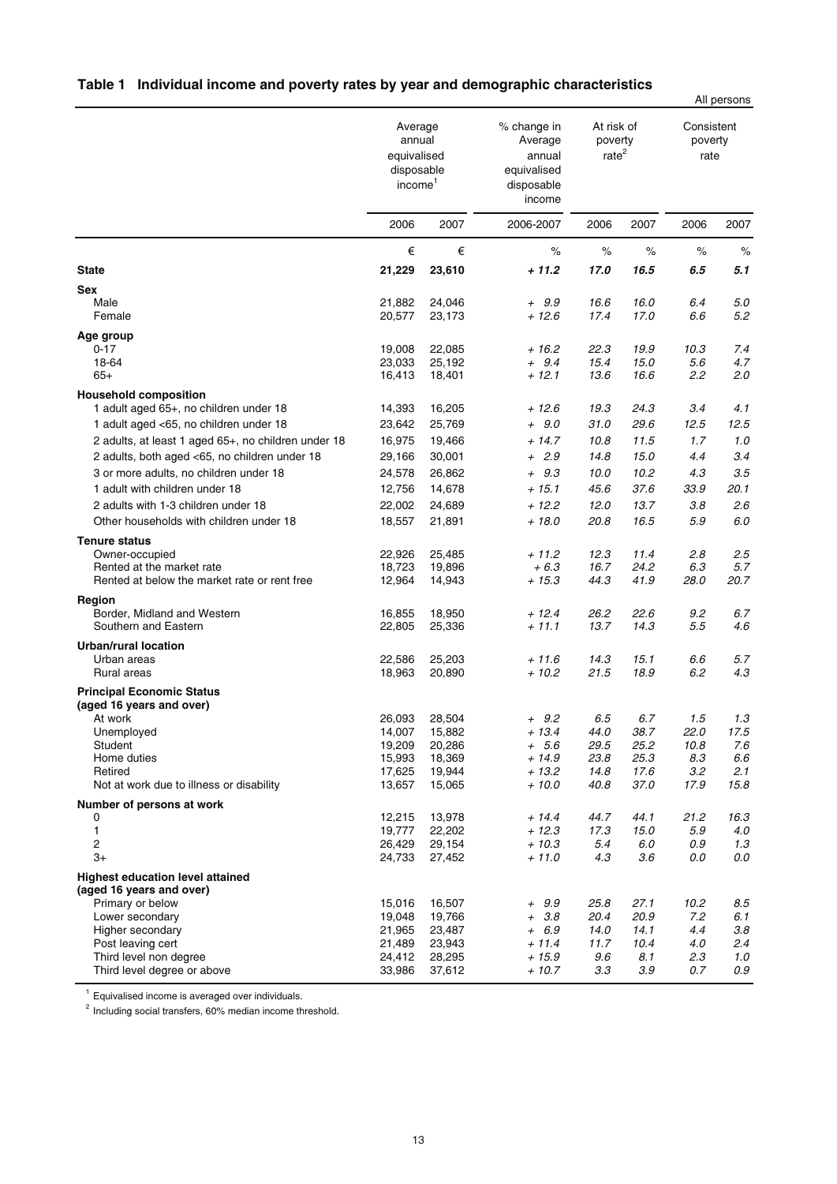## Table 1 Individual income and poverty rates by year and demographic characteristics

All persons

| | Average annual equivalised disposable income[1] | | % change in Average annual equivalised disposable income | At risk of poverty rate[2] | | Consistent poverty rate | |
|---|---|---|---|---|---|---|---|
| | 2006 | 2007 | 2006-2007 | 2006 | 2007 | 2006 | 2007 |
| | € | € | % | % | % | % | % |
| **State** | **21,229** | **23,610** | ***+ 11.2*** | ***17.0*** | ***16.5*** | ***6.5*** | ***5.1*** |
| **Sex** | | | | | | | |
| Male | 21,882 | 24,046 | *+ 9.9* | *16.6* | *16.0* | *6.4* | *5.0* |
| Female | 20,577 | 23,173 | *+ 12.6* | *17.4* | *17.0* | *6.6* | *5.2* |
| **Age group** | | | | | | | |
| 0-17 | 19,008 | 22,085 | *+ 16.2* | *22.3* | *19.9* | *10.3* | *7.4* |
| 18-64 | 23,033 | 25,192 | *+ 9.4* | *15.4* | *15.0* | *5.6* | *4.7* |
| 65+ | 16,413 | 18,401 | *+ 12.1* | *13.6* | *16.6* | *2.2* | *2.0* |
| **Household composition** | | | | | | | |
| 1 adult aged 65+, no children under 18 | 14,393 | 16,205 | *+ 12.6* | *19.3* | *24.3* | *3.4* | *4.1* |
| 1 adult aged <65, no children under 18 | 23,642 | 25,769 | *+ 9.0* | *31.0* | *29.6* | *12.5* | *12.5* |
| 2 adults, at least 1 aged 65+, no children under 18 | 16,975 | 19,466 | *+ 14.7* | *10.8* | *11.5* | *1.7* | *1.0* |
| 2 adults, both aged <65, no children under 18 | 29,166 | 30,001 | *+ 2.9* | *14.8* | *15.0* | *4.4* | *3.4* |
| 3 or more adults, no children under 18 | 24,578 | 26,862 | *+ 9.3* | *10.0* | *10.2* | *4.3* | *3.5* |
| 1 adult with children under 18 | 12,756 | 14,678 | *+ 15.1* | *45.6* | *37.6* | *33.9* | *20.1* |
| 2 adults with 1-3 children under 18 | 22,002 | 24,689 | *+ 12.2* | *12.0* | *13.7* | *3.8* | *2.6* |
| Other households with children under 18 | 18,557 | 21,891 | *+ 18.0* | *20.8* | *16.5* | *5.9* | *6.0* |
| **Tenure status** | | | | | | | |
| Owner-occupied | 22,926 | 25,485 | *+ 11.2* | *12.3* | *11.4* | *2.8* | *2.5* |
| Rented at the market rate | 18,723 | 19,896 | *+ 6.3* | *16.7* | *24.2* | *6.3* | *5.7* |
| Rented at below the market rate or rent free | 12,964 | 14,943 | *+ 15.3* | *44.3* | *41.9* | *28.0* | *20.7* |
| **Region** | | | | | | | |
| Border, Midland and Western | 16,855 | 18,950 | *+ 12.4* | *26.2* | *22.6* | *9.2* | *6.7* |
| Southern and Eastern | 22,805 | 25,336 | *+ 11.1* | *13.7* | *14.3* | *5.5* | *4.6* |
| **Urban/rural location** | | | | | | | |
| Urban areas | 22,586 | 25,203 | *+ 11.6* | *14.3* | *15.1* | *6.6* | *5.7* |
| Rural areas | 18,963 | 20,890 | *+ 10.2* | *21.5* | *18.9* | *6.2* | *4.3* |
| **Principal Economic Status (aged 16 years and over)** | | | | | | | |
| At work | 26,093 | 28,504 | *+ 9.2* | *6.5* | *6.7* | *1.5* | *1.3* |
| Unemployed | 14,007 | 15,882 | *+ 13.4* | *44.0* | *38.7* | *22.0* | *17.5* |
| Student | 19,209 | 20,286 | *+ 5.6* | *29.5* | *25.2* | *10.8* | *7.6* |
| Home duties | 15,993 | 18,369 | *+ 14.9* | *23.8* | *25.3* | *8.3* | *6.6* |
| Retired | 17,625 | 19,944 | *+ 13.2* | *14.8* | *17.6* | *3.2* | *2.1* |
| Not at work due to illness or disability | 13,657 | 15,065 | *+ 10.0* | *40.8* | *37.0* | *17.9* | *15.8* |
| **Number of persons at work** | | | | | | | |
| 0 | 12,215 | 13,978 | *+ 14.4* | *44.7* | *44.1* | *21.2* | *16.3* |
| 1 | 19,777 | 22,202 | *+ 12.3* | *17.3* | *15.0* | *5.9* | *4.0* |
| 2 | 26,429 | 29,154 | *+ 10.3* | *5.4* | *6.0* | *0.9* | *1.3* |
| 3+ | 24,733 | 27,452 | *+ 11.0* | *4.3* | *3.6* | *0.0* | *0.0* |
| **Highest education level attained (aged 16 years and over)** | | | | | | | |
| Primary or below | 15,016 | 16,507 | *+ 9.9* | *25.8* | *27.1* | *10.2* | *8.5* |
| Lower secondary | 19,048 | 19,766 | *+ 3.8* | *20.4* | *20.9* | *7.2* | *6.1* |
| Higher secondary | 21,965 | 23,487 | *+ 6.9* | *14.0* | *14.1* | *4.4* | *3.8* |
| Post leaving cert | 21,489 | 23,943 | *+ 11.4* | *11.7* | *10.4* | *4.0* | *2.4* |
| Third level non degree | 24,412 | 28,295 | *+ 15.9* | *9.6* | *8.1* | *2.3* | *1.0* |
| Third level degree or above | 33,986 | 37,612 | *+ 10.7* | *3.3* | *3.9* | *0.7* | *0.9* |

[1] Equivalised income is averaged over individuals.

[2] Including social transfers, 60% median income threshold.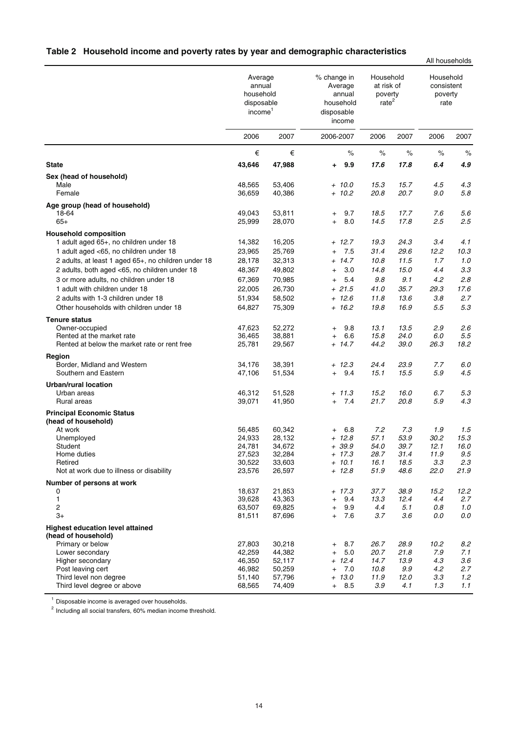## Table 2 Household income and poverty rates by year and demographic characteristics

All households

| | Average annual household disposable income[1] | | % change in Average annual household disposable income | Household at risk of poverty rate[2] | | Household consistent poverty rate | |
|---|---|---|---|---|---|---|---|
| | 2006 | 2007 | 2006-2007 | 2006 | 2007 | 2006 | 2007 |
| | € | € | % | % | % | % | % |
| **State** | **43,646** | **47,988** | **+ 9.9** | ***17.6*** | ***17.8*** | ***6.4*** | ***4.9*** |
| **Sex (head of household)** | | | | | | | |
| Male | 48,565 | 53,406 | *+ 10.0* | *15.3* | *15.7* | *4.5* | *4.3* |
| Female | 36,659 | 40,386 | *+ 10.2* | *20.8* | *20.7* | *9.0* | *5.8* |
| **Age group (head of household)** | | | | | | | |
| 18-64 | 49,043 | 53,811 | + 9.7 | *18.5* | *17.7* | *7.6* | *5.6* |
| 65+ | 25,999 | 28,070 | + 8.0 | *14.5* | *17.8* | *2.5* | *2.5* |
| **Household composition** | | | | | | | |
| 1 adult aged 65+, no children under 18 | 14,382 | 16,205 | *+ 12.7* | *19.3* | *24.3* | *3.4* | *4.1* |
| 1 adult aged <65, no children under 18 | 23,965 | 25,769 | + 7.5 | *31.4* | *29.6* | *12.2* | *10.3* |
| 2 adults, at least 1 aged 65+, no children under 18 | 28,178 | 32,313 | *+ 14.7* | *10.8* | *11.5* | *1.7* | *1.0* |
| 2 adults, both aged <65, no children under 18 | 48,367 | 49,802 | + 3.0 | *14.8* | *15.0* | *4.4* | *3.3* |
| 3 or more adults, no children under 18 | 67,369 | 70,985 | + 5.4 | *9.8* | *9.1* | *4.2* | *2.8* |
| 1 adult with children under 18 | 22,005 | 26,730 | *+ 21.5* | *41.0* | *35.7* | *29.3* | *17.6* |
| 2 adults with 1-3 children under 18 | 51,934 | 58,502 | *+ 12.6* | *11.8* | *13.6* | *3.8* | *2.7* |
| Other households with children under 18 | 64,827 | 75,309 | *+ 16.2* | *19.8* | *16.9* | *5.5* | *5.3* |
| **Tenure status** | | | | | | | |
| Owner-occupied | 47,623 | 52,272 | + 9.8 | *13.1* | *13.5* | *2.9* | *2.6* |
| Rented at the market rate | 36,465 | 38,881 | + 6.6 | *15.8* | *24.0* | *6.0* | *5.5* |
| Rented at below the market rate or rent free | 25,781 | 29,567 | *+ 14.7* | *44.2* | *39.0* | *26.3* | *18.2* |
| **Region** | | | | | | | |
| Border, Midland and Western | 34,176 | 38,391 | *+ 12.3* | *24.4* | *23.9* | *7.7* | *6.0* |
| Southern and Eastern | 47,106 | 51,534 | + 9.4 | *15.1* | *15.5* | *5.9* | *4.5* |
| **Urban/rural location** | | | | | | | |
| Urban areas | 46,312 | 51,528 | *+ 11.3* | *15.2* | *16.0* | *6.7* | *5.3* |
| Rural areas | 39,071 | 41,950 | + 7.4 | *21.7* | *20.8* | *5.9* | *4.3* |
| **Principal Economic Status (head of household)** | | | | | | | |
| At work | 56,485 | 60,342 | + 6.8 | *7.2* | *7.3* | *1.9* | *1.5* |
| Unemployed | 24,933 | 28,132 | *+ 12.8* | *57.1* | *53.9* | *30.2* | *15.3* |
| Student | 24,781 | 34,672 | *+ 39.9* | *54.0* | *39.7* | *12.1* | *16.0* |
| Home duties | 27,523 | 32,284 | *+ 17.3* | *28.7* | *31.4* | *11.9* | *9.5* |
| Retired | 30,522 | 33,603 | *+ 10.1* | *16.1* | *18.5* | *3.3* | *2.3* |
| Not at work due to illness or disability | 23,576 | 26,597 | *+ 12.8* | *51.9* | *48.6* | *22.0* | *21.9* |
| **Number of persons at work** | | | | | | | |
| 0 | 18,637 | 21,853 | *+ 17.3* | *37.7* | *38.9* | *15.2* | *12.2* |
| 1 | 39,628 | 43,363 | + 9.4 | *13.3* | *12.4* | *4.4* | *2.7* |
| 2 | 63,507 | 69,825 | + 9.9 | *4.4* | *5.1* | *0.8* | *1.0* |
| 3+ | 81,511 | 87,696 | + 7.6 | *3.7* | *3.6* | *0.0* | *0.0* |
| **Highest education level attained (head of household)** | | | | | | | |
| Primary or below | 27,803 | 30,218 | + 8.7 | *26.7* | *28.9* | *10.2* | *8.2* |
| Lower secondary | 42,259 | 44,382 | + 5.0 | *20.7* | *21.8* | *7.9* | *7.1* |
| Higher secondary | 46,350 | 52,117 | *+ 12.4* | *14.7* | *13.9* | *4.3* | *3.6* |
| Post leaving cert | 46,982 | 50,259 | + 7.0 | *10.8* | *9.9* | *4.2* | *2.7* |
| Third level non degree | 51,140 | 57,796 | *+ 13.0* | *11.9* | *12.0* | *3.3* | *1.2* |
| Third level degree or above | 68,565 | 74,409 | + 8.5 | *3.9* | *4.1* | *1.3* | *1.1* |

[1] Disposable income is averaged over households.

[2] Including all social transfers, 60% median income threshold.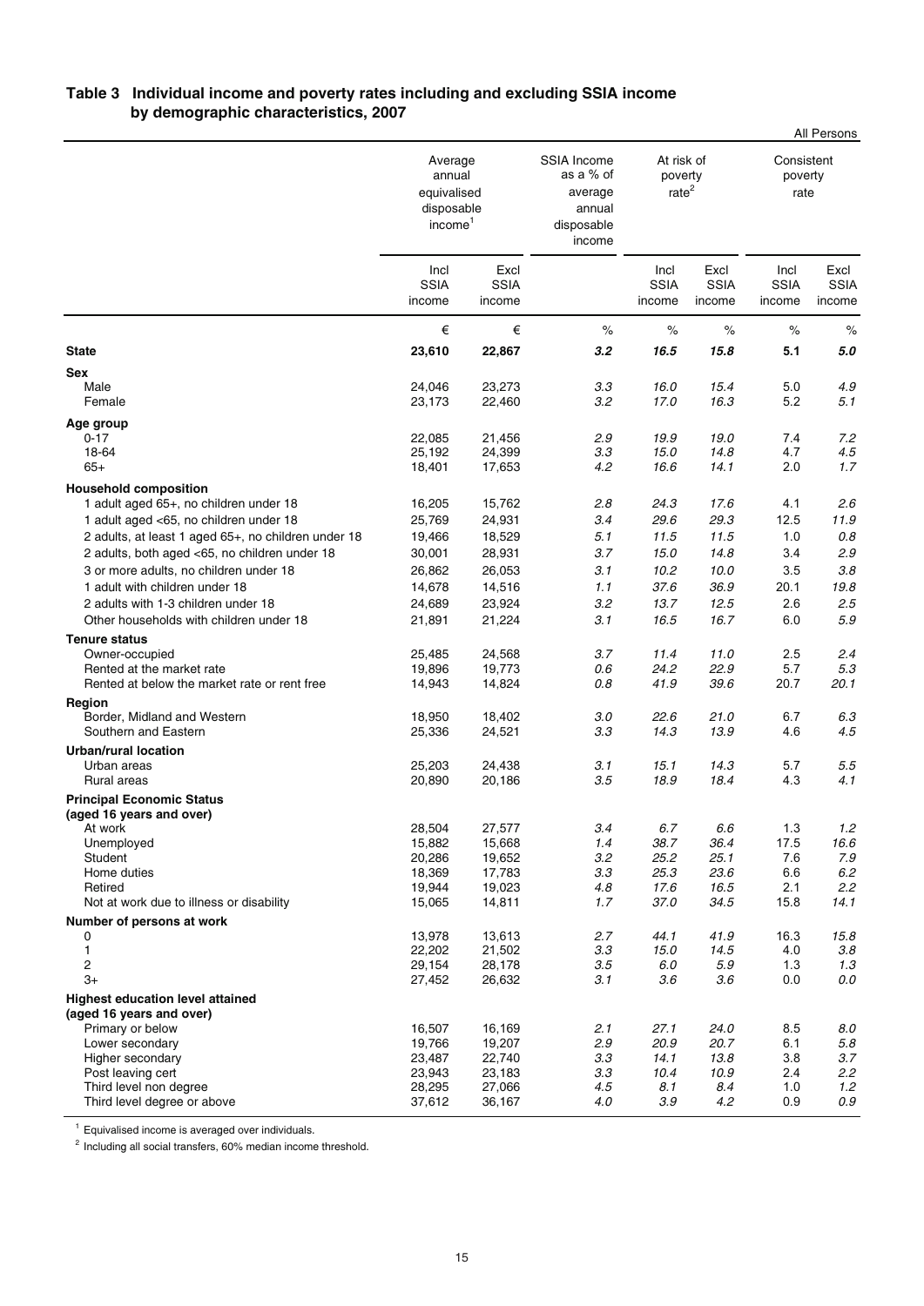## Table 3 Individual income and poverty rates including and excluding SSIA income by demographic characteristics, 2007

All Persons

| | Average annual equivalised disposable income[1] | | SSIA Income as a % of average annual disposable income | At risk of poverty rate[2] | | Consistent poverty rate | |
|---|---|---|---|---|---|---|---|
| | Incl SSIA income | Excl SSIA income | | Incl SSIA income | Excl SSIA income | Incl SSIA income | Excl SSIA income |
| | € | € | % | % | % | % | % |
| **State** | **23,610** | **22,867** | ***3.2*** | ***16.5*** | ***15.8*** | **5.1** | ***5.0*** |
| **Sex** | | | | | | | |
| Male | 24,046 | 23,273 | *3.3* | *16.0* | *15.4* | 5.0 | *4.9* |
| Female | 23,173 | 22,460 | *3.2* | *17.0* | *16.3* | 5.2 | *5.1* |
| **Age group** | | | | | | | |
| 0-17 | 22,085 | 21,456 | *2.9* | *19.9* | *19.0* | 7.4 | *7.2* |
| 18-64 | 25,192 | 24,399 | *3.3* | *15.0* | *14.8* | 4.7 | *4.5* |
| 65+ | 18,401 | 17,653 | *4.2* | *16.6* | *14.1* | 2.0 | *1.7* |
| **Household composition** | | | | | | | |
| 1 adult aged 65+, no children under 18 | 16,205 | 15,762 | *2.8* | *24.3* | *17.6* | 4.1 | *2.6* |
| 1 adult aged <65, no children under 18 | 25,769 | 24,931 | *3.4* | *29.6* | *29.3* | 12.5 | *11.9* |
| 2 adults, at least 1 aged 65+, no children under 18 | 19,466 | 18,529 | *5.1* | *11.5* | *11.5* | 1.0 | *0.8* |
| 2 adults, both aged <65, no children under 18 | 30,001 | 28,931 | *3.7* | *15.0* | *14.8* | 3.4 | *2.9* |
| 3 or more adults, no children under 18 | 26,862 | 26,053 | *3.1* | *10.2* | *10.0* | 3.5 | *3.8* |
| 1 adult with children under 18 | 14,678 | 14,516 | *1.1* | *37.6* | *36.9* | 20.1 | *19.8* |
| 2 adults with 1-3 children under 18 | 24,689 | 23,924 | *3.2* | *13.7* | *12.5* | 2.6 | *2.5* |
| Other households with children under 18 | 21,891 | 21,224 | *3.1* | *16.5* | *16.7* | 6.0 | *5.9* |
| **Tenure status** | | | | | | | |
| Owner-occupied | 25,485 | 24,568 | *3.7* | *11.4* | *11.0* | 2.5 | *2.4* |
| Rented at the market rate | 19,896 | 19,773 | *0.6* | *24.2* | *22.9* | 5.7 | *5.3* |
| Rented at below the market rate or rent free | 14,943 | 14,824 | *0.8* | *41.9* | *39.6* | 20.7 | *20.1* |
| **Region** | | | | | | | |
| Border, Midland and Western | 18,950 | 18,402 | *3.0* | *22.6* | *21.0* | 6.7 | *6.3* |
| Southern and Eastern | 25,336 | 24,521 | *3.3* | *14.3* | *13.9* | 4.6 | *4.5* |
| **Urban/rural location** | | | | | | | |
| Urban areas | 25,203 | 24,438 | *3.1* | *15.1* | *14.3* | 5.7 | *5.5* |
| Rural areas | 20,890 | 20,186 | *3.5* | *18.9* | *18.4* | 4.3 | *4.1* |
| **Principal Economic Status (aged 16 years and over)** | | | | | | | |
| At work | 28,504 | 27,577 | *3.4* | *6.7* | *6.6* | 1.3 | *1.2* |
| Unemployed | 15,882 | 15,668 | *1.4* | *38.7* | *36.4* | 17.5 | *16.6* |
| Student | 20,286 | 19,652 | *3.2* | *25.2* | *25.1* | 7.6 | *7.9* |
| Home duties | 18,369 | 17,783 | *3.3* | *25.3* | *23.6* | 6.6 | *6.2* |
| Retired | 19,944 | 19,023 | *4.8* | *17.6* | *16.5* | 2.1 | *2.2* |
| Not at work due to illness or disability | 15,065 | 14,811 | *1.7* | *37.0* | *34.5* | 15.8 | *14.1* |
| **Number of persons at work** | | | | | | | |
| 0 | 13,978 | 13,613 | *2.7* | *44.1* | *41.9* | 16.3 | *15.8* |
| 1 | 22,202 | 21,502 | *3.3* | *15.0* | *14.5* | 4.0 | *3.8* |
| 2 | 29,154 | 28,178 | *3.5* | *6.0* | *5.9* | 1.3 | *1.3* |
| 3+ | 27,452 | 26,632 | *3.1* | *3.6* | *3.6* | 0.0 | *0.0* |
| **Highest education level attained (aged 16 years and over)** | | | | | | | |
| Primary or below | 16,507 | 16,169 | *2.1* | *27.1* | *24.0* | 8.5 | *8.0* |
| Lower secondary | 19,766 | 19,207 | *2.9* | *20.9* | *20.7* | 6.1 | *5.8* |
| Higher secondary | 23,487 | 22,740 | *3.3* | *14.1* | *13.8* | 3.8 | *3.7* |
| Post leaving cert | 23,943 | 23,183 | *3.3* | *10.4* | *10.9* | 2.4 | *2.2* |
| Third level non degree | 28,295 | 27,066 | *4.5* | *8.1* | *8.4* | 1.0 | *1.2* |
| Third level degree or above | 37,612 | 36,167 | *4.0* | *3.9* | *4.2* | 0.9 | *0.9* |

[1] Equivalised income is averaged over individuals.

[2] Including all social transfers, 60% median income threshold.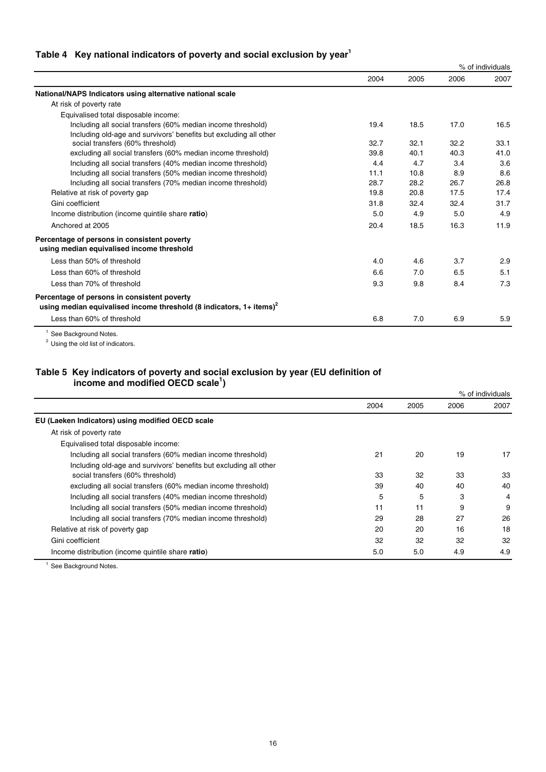## Table 4 Key national indicators of poverty and social exclusion by year[1]

% of individuals

| | 2004 | 2005 | 2006 | 2007 |
|---|---|---|---|---|
| **National/NAPS Indicators using alternative national scale** | | | | |
| At risk of poverty rate | | | | |
| Equivalised total disposable income: | | | | |
| Including all social transfers (60% median income threshold) | 19.4 | 18.5 | 17.0 | 16.5 |
| Including old-age and survivors' benefits but excluding all other social transfers (60% threshold) | 32.7 | 32.1 | 32.2 | 33.1 |
| excluding all social transfers (60% median income threshold) | 39.8 | 40.1 | 40.3 | 41.0 |
| Including all social transfers (40% median income threshold) | 4.4 | 4.7 | 3.4 | 3.6 |
| Including all social transfers (50% median income threshold) | 11.1 | 10.8 | 8.9 | 8.6 |
| Including all social transfers (70% median income threshold) | 28.7 | 28.2 | 26.7 | 26.8 |
| Relative at risk of poverty gap | 19.8 | 20.8 | 17.5 | 17.4 |
| Gini coefficient | 31.8 | 32.4 | 32.4 | 31.7 |
| Income distribution (income quintile share **ratio**) | 5.0 | 4.9 | 5.0 | 4.9 |
| Anchored at 2005 | 20.4 | 18.5 | 16.3 | 11.9 |
| **Percentage of persons in consistent poverty using median equivalised income threshold** | | | | |
| Less than 50% of threshold | 4.0 | 4.6 | 3.7 | 2.9 |
| Less than 60% of threshold | 6.6 | 7.0 | 6.5 | 5.1 |
| Less than 70% of threshold | 9.3 | 9.8 | 8.4 | 7.3 |
| **Percentage of persons in consistent poverty using median equivalised income threshold (8 indicators, 1+ items)[2]** | | | | |
| Less than 60% of threshold | 6.8 | 7.0 | 6.9 | 5.9 |

[1] See Background Notes.
[2] Using the old list of indicators.

## Table 5 Key indicators of poverty and social exclusion by year (EU definition of income and modified OECD scale[1])

% of individuals

| | 2004 | 2005 | 2006 | 2007 |
|---|---|---|---|---|
| **EU (Laeken Indicators) using modified OECD scale** | | | | |
| At risk of poverty rate | | | | |
| Equivalised total disposable income: | | | | |
| Including all social transfers (60% median income threshold) | 21 | 20 | 19 | 17 |
| Including old-age and survivors' benefits but excluding all other social transfers (60% threshold) | 33 | 32 | 33 | 33 |
| excluding all social transfers (60% median income threshold) | 39 | 40 | 40 | 40 |
| Including all social transfers (40% median income threshold) | 5 | 5 | 3 | 4 |
| Including all social transfers (50% median income threshold) | 11 | 11 | 9 | 9 |
| Including all social transfers (70% median income threshold) | 29 | 28 | 27 | 26 |
| Relative at risk of poverty gap | 20 | 20 | 16 | 18 |
| Gini coefficient | 32 | 32 | 32 | 32 |
| Income distribution (income quintile share **ratio**) | 5.0 | 5.0 | 4.9 | 4.9 |

[1] See Background Notes.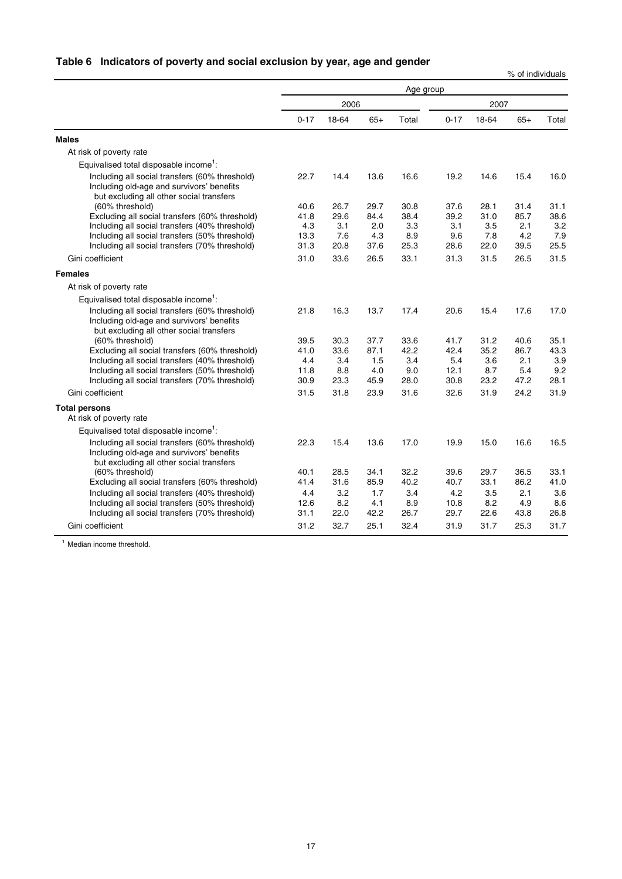## Table 6 Indicators of poverty and social exclusion by year, age and gender

% of individuals

| | Age group | | | | | | | |
|---|---|---|---|---|---|---|---|---|
| | 2006 | | | | 2007 | | | |
| | 0-17 | 18-64 | 65+ | Total | 0-17 | 18-64 | 65+ | Total |
| **Males** | | | | | | | | |
| At risk of poverty rate | | | | | | | | |
| Equivalised total disposable income[1]: | | | | | | | | |
| Including all social transfers (60% threshold) | 22.7 | 14.4 | 13.6 | 16.6 | 19.2 | 14.6 | 15.4 | 16.0 |
| Including old-age and survivors' benefits but excluding all other social transfers (60% threshold) | 40.6 | 26.7 | 29.7 | 30.8 | 37.6 | 28.1 | 31.4 | 31.1 |
| Excluding all social transfers (60% threshold) | 41.8 | 29.6 | 84.4 | 38.4 | 39.2 | 31.0 | 85.7 | 38.6 |
| Including all social transfers (40% threshold) | 4.3 | 3.1 | 2.0 | 3.3 | 3.1 | 3.5 | 2.1 | 3.2 |
| Including all social transfers (50% threshold) | 13.3 | 7.6 | 4.3 | 8.9 | 9.6 | 7.8 | 4.2 | 7.9 |
| Including all social transfers (70% threshold) | 31.3 | 20.8 | 37.6 | 25.3 | 28.6 | 22.0 | 39.5 | 25.5 |
| Gini coefficient | 31.0 | 33.6 | 26.5 | 33.1 | 31.3 | 31.5 | 26.5 | 31.5 |
| **Females** | | | | | | | | |
| At risk of poverty rate | | | | | | | | |
| Equivalised total disposable income[1]: | | | | | | | | |
| Including all social transfers (60% threshold) | 21.8 | 16.3 | 13.7 | 17.4 | 20.6 | 15.4 | 17.6 | 17.0 |
| Including old-age and survivors' benefits but excluding all other social transfers (60% threshold) | 39.5 | 30.3 | 37.7 | 33.6 | 41.7 | 31.2 | 40.6 | 35.1 |
| Excluding all social transfers (60% threshold) | 41.0 | 33.6 | 87.1 | 42.2 | 42.4 | 35.2 | 86.7 | 43.3 |
| Including all social transfers (40% threshold) | 4.4 | 3.4 | 1.5 | 3.4 | 5.4 | 3.6 | 2.1 | 3.9 |
| Including all social transfers (50% threshold) | 11.8 | 8.8 | 4.0 | 9.0 | 12.1 | 8.7 | 5.4 | 9.2 |
| Including all social transfers (70% threshold) | 30.9 | 23.3 | 45.9 | 28.0 | 30.8 | 23.2 | 47.2 | 28.1 |
| Gini coefficient | 31.5 | 31.8 | 23.9 | 31.6 | 32.6 | 31.9 | 24.2 | 31.9 |
| **Total persons** | | | | | | | | |
| At risk of poverty rate | | | | | | | | |
| Equivalised total disposable income[1]: | | | | | | | | |
| Including all social transfers (60% threshold) | 22.3 | 15.4 | 13.6 | 17.0 | 19.9 | 15.0 | 16.6 | 16.5 |
| Including old-age and survivors' benefits but excluding all other social transfers (60% threshold) | 40.1 | 28.5 | 34.1 | 32.2 | 39.6 | 29.7 | 36.5 | 33.1 |
| Excluding all social transfers (60% threshold) | 41.4 | 31.6 | 85.9 | 40.2 | 40.7 | 33.1 | 86.2 | 41.0 |
| Including all social transfers (40% threshold) | 4.4 | 3.2 | 1.7 | 3.4 | 4.2 | 3.5 | 2.1 | 3.6 |
| Including all social transfers (50% threshold) | 12.6 | 8.2 | 4.1 | 8.9 | 10.8 | 8.2 | 4.9 | 8.6 |
| Including all social transfers (70% threshold) | 31.1 | 22.0 | 42.2 | 26.7 | 29.7 | 22.6 | 43.8 | 26.8 |
| Gini coefficient | 31.2 | 32.7 | 25.1 | 32.4 | 31.9 | 31.7 | 25.3 | 31.7 |

[1] Median income threshold.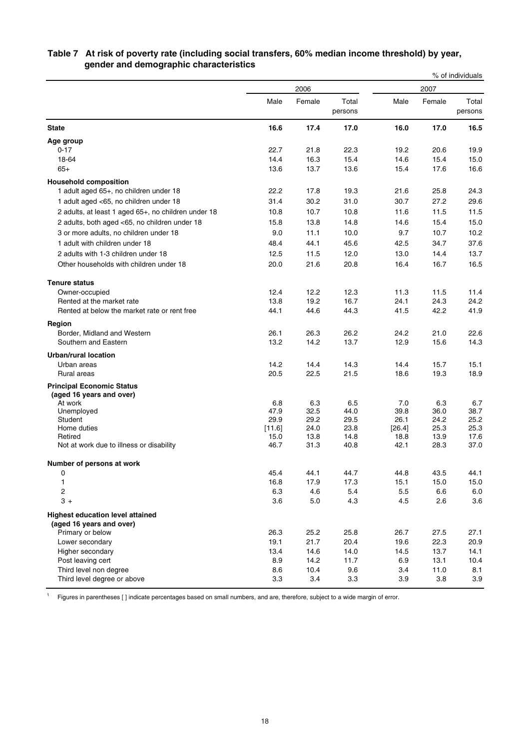## Table 7 At risk of poverty rate (including social transfers, 60% median income threshold) by year, gender and demographic characteristics

% of individuals

| | 2006 | | | 2007 | | |
|---|---|---|---|---|---|---|
| | Male | Female | Total persons | Male | Female | Total persons |
| **State** | **16.6** | **17.4** | **17.0** | **16.0** | **17.0** | **16.5** |
| **Age group** | | | | | | |
| 0-17 | 22.7 | 21.8 | 22.3 | 19.2 | 20.6 | 19.9 |
| 18-64 | 14.4 | 16.3 | 15.4 | 14.6 | 15.4 | 15.0 |
| 65+ | 13.6 | 13.7 | 13.6 | 15.4 | 17.6 | 16.6 |
| **Household composition** | | | | | | |
| 1 adult aged 65+, no children under 18 | 22.2 | 17.8 | 19.3 | 21.6 | 25.8 | 24.3 |
| 1 adult aged <65, no children under 18 | 31.4 | 30.2 | 31.0 | 30.7 | 27.2 | 29.6 |
| 2 adults, at least 1 aged 65+, no children under 18 | 10.8 | 10.7 | 10.8 | 11.6 | 11.5 | 11.5 |
| 2 adults, both aged <65, no children under 18 | 15.8 | 13.8 | 14.8 | 14.6 | 15.4 | 15.0 |
| 3 or more adults, no children under 18 | 9.0 | 11.1 | 10.0 | 9.7 | 10.7 | 10.2 |
| 1 adult with children under 18 | 48.4 | 44.1 | 45.6 | 42.5 | 34.7 | 37.6 |
| 2 adults with 1-3 children under 18 | 12.5 | 11.5 | 12.0 | 13.0 | 14.4 | 13.7 |
| Other households with children under 18 | 20.0 | 21.6 | 20.8 | 16.4 | 16.7 | 16.5 |
| **Tenure status** | | | | | | |
| Owner-occupied | 12.4 | 12.2 | 12.3 | 11.3 | 11.5 | 11.4 |
| Rented at the market rate | 13.8 | 19.2 | 16.7 | 24.1 | 24.3 | 24.2 |
| Rented at below the market rate or rent free | 44.1 | 44.6 | 44.3 | 41.5 | 42.2 | 41.9 |
| **Region** | | | | | | |
| Border, Midland and Western | 26.1 | 26.3 | 26.2 | 24.2 | 21.0 | 22.6 |
| Southern and Eastern | 13.2 | 14.2 | 13.7 | 12.9 | 15.6 | 14.3 |
| **Urban/rural location** | | | | | | |
| Urban areas | 14.2 | 14.4 | 14.3 | 14.4 | 15.7 | 15.1 |
| Rural areas | 20.5 | 22.5 | 21.5 | 18.6 | 19.3 | 18.9 |
| **Principal Economic Status (aged 16 years and over)** | | | | | | |
| At work | 6.8 | 6.3 | 6.5 | 7.0 | 6.3 | 6.7 |
| Unemployed | 47.9 | 32.5 | 44.0 | 39.8 | 36.0 | 38.7 |
| Student | 29.9 | 29.2 | 29.5 | 26.1 | 24.2 | 25.2 |
| Home duties | [11.6] | 24.0 | 23.8 | [26.4] | 25.3 | 25.3 |
| Retired | 15.0 | 13.8 | 14.8 | 18.8 | 13.9 | 17.6 |
| Not at work due to illness or disability | 46.7 | 31.3 | 40.8 | 42.1 | 28.3 | 37.0 |
| **Number of persons at work** | | | | | | |
| 0 | 45.4 | 44.1 | 44.7 | 44.8 | 43.5 | 44.1 |
| 1 | 16.8 | 17.9 | 17.3 | 15.1 | 15.0 | 15.0 |
| 2 | 6.3 | 4.6 | 5.4 | 5.5 | 6.6 | 6.0 |
| 3 + | 3.6 | 5.0 | 4.3 | 4.5 | 2.6 | 3.6 |
| **Highest education level attained (aged 16 years and over)** | | | | | | |
| Primary or below | 26.3 | 25.2 | 25.8 | 26.7 | 27.5 | 27.1 |
| Lower secondary | 19.1 | 21.7 | 20.4 | 19.6 | 22.3 | 20.9 |
| Higher secondary | 13.4 | 14.6 | 14.0 | 14.5 | 13.7 | 14.1 |
| Post leaving cert | 8.9 | 14.2 | 11.7 | 6.9 | 13.1 | 10.4 |
| Third level non degree | 8.6 | 10.4 | 9.6 | 3.4 | 11.0 | 8.1 |
| Third level degree or above | 3.3 | 3.4 | 3.3 | 3.9 | 3.8 | 3.9 |

[1] Figures in parentheses [ ] indicate percentages based on small numbers, and are, therefore, subject to a wide margin of error.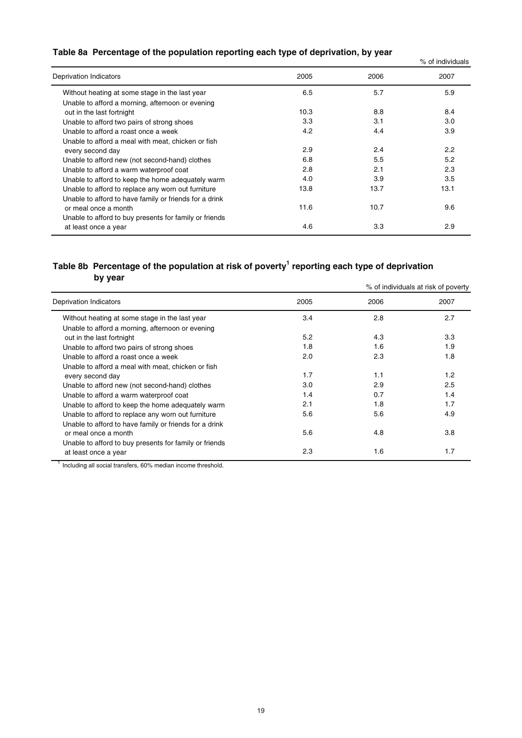### Table 8a Percentage of the population reporting each type of deprivation, by year

% of individuals

| Deprivation Indicators | 2005 | 2006 | 2007 |
|---|---|---|---|
| Without heating at some stage in the last year | 6.5 | 5.7 | 5.9 |
| Unable to afford a morning, afternoon or evening out in the last fortnight | 10.3 | 8.8 | 8.4 |
| Unable to afford two pairs of strong shoes | 3.3 | 3.1 | 3.0 |
| Unable to afford a roast once a week | 4.2 | 4.4 | 3.9 |
| Unable to afford a meal with meat, chicken or fish every second day | 2.9 | 2.4 | 2.2 |
| Unable to afford new (not second-hand) clothes | 6.8 | 5.5 | 5.2 |
| Unable to afford a warm waterproof coat | 2.8 | 2.1 | 2.3 |
| Unable to afford to keep the home adequately warm | 4.0 | 3.9 | 3.5 |
| Unable to afford to replace any worn out furniture | 13.8 | 13.7 | 13.1 |
| Unable to afford to have family or friends for a drink or meal once a month | 11.6 | 10.7 | 9.6 |
| Unable to afford to buy presents for family or friends at least once a year | 4.6 | 3.3 | 2.9 |

### Table 8b Percentage of the population at risk of poverty[1] reporting each type of deprivation by year

% of individuals at risk of poverty

| Deprivation Indicators | 2005 | 2006 | 2007 |
|---|---|---|---|
| Without heating at some stage in the last year | 3.4 | 2.8 | 2.7 |
| Unable to afford a morning, afternoon or evening out in the last fortnight | 5.2 | 4.3 | 3.3 |
| Unable to afford two pairs of strong shoes | 1.8 | 1.6 | 1.9 |
| Unable to afford a roast once a week | 2.0 | 2.3 | 1.8 |
| Unable to afford a meal with meat, chicken or fish every second day | 1.7 | 1.1 | 1.2 |
| Unable to afford new (not second-hand) clothes | 3.0 | 2.9 | 2.5 |
| Unable to afford a warm waterproof coat | 1.4 | 0.7 | 1.4 |
| Unable to afford to keep the home adequately warm | 2.1 | 1.8 | 1.7 |
| Unable to afford to replace any worn out furniture | 5.6 | 5.6 | 4.9 |
| Unable to afford to have family or friends for a drink or meal once a month | 5.6 | 4.8 | 3.8 |
| Unable to afford to buy presents for family or friends at least once a year | 2.3 | 1.6 | 1.7 |

[1] Including all social transfers, 60% median income threshold.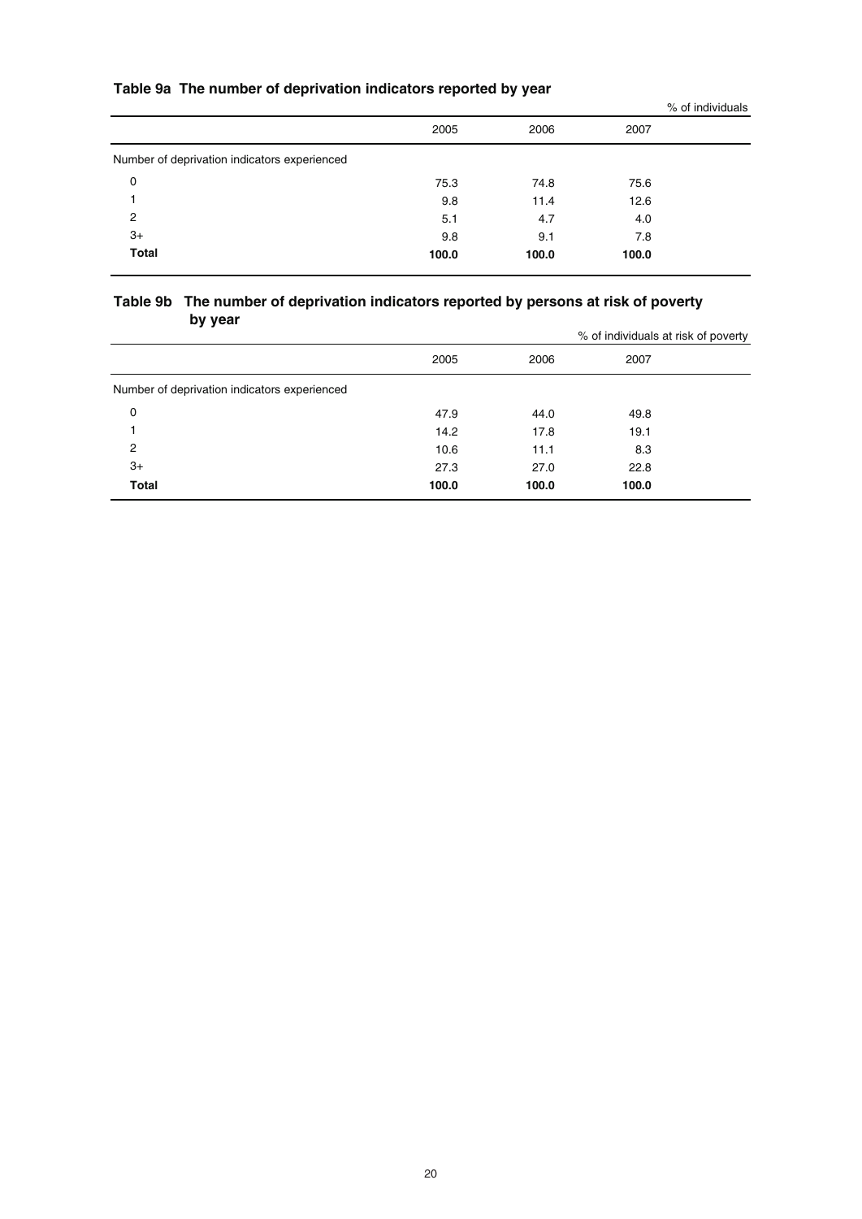### Table 9a The number of deprivation indicators reported by year

% of individuals

| | 2005 | 2006 | 2007 |
|---|---|---|---|
| Number of deprivation indicators experienced | | | |
| 0 | 75.3 | 74.8 | 75.6 |
| 1 | 9.8 | 11.4 | 12.6 |
| 2 | 5.1 | 4.7 | 4.0 |
| 3+ | 9.8 | 9.1 | 7.8 |
| **Total** | **100.0** | **100.0** | **100.0** |

### Table 9b The number of deprivation indicators reported by persons at risk of poverty by year

% of individuals at risk of poverty

| | 2005 | 2006 | 2007 |
|---|---|---|---|
| Number of deprivation indicators experienced | | | |
| 0 | 47.9 | 44.0 | 49.8 |
| 1 | 14.2 | 17.8 | 19.1 |
| 2 | 10.6 | 11.1 | 8.3 |
| 3+ | 27.3 | 27.0 | 22.8 |
| **Total** | **100.0** | **100.0** | **100.0** |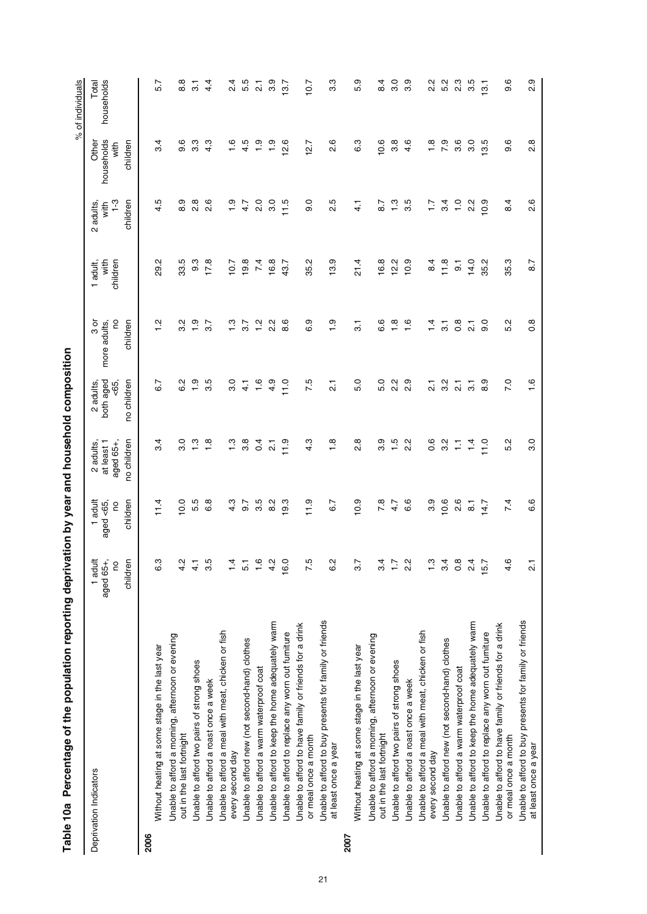# Table 10a Percentage of the population reporting deprivation by year and household composition

% of individuals

| Deprivation Indicators | 1 adult aged 65+, no children | 1 adult aged <65, no children | 2 adults, at least 1 aged 65+, no children | 2 adults, both aged <65, no children | 3 or more adults, no children | 1 adult, with children | 2 adults, with 1-3 children | Other households with children | Total households |
|---|---|---|---|---|---|---|---|---|---|
| **2006** | | | | | | | | | |
| Without heating at some stage in the last year | 6.3 | 11.4 | 3.4 | 6.7 | 1.2 | 29.2 | 4.5 | 3.4 | 5.7 |
| Unable to afford a morning, afternoon or evening out in the last fortnight | 4.2 | 10.0 | 3.0 | 6.2 | 3.2 | 33.5 | 8.9 | 9.6 | 8.8 |
| Unable to afford two pairs of strong shoes | 4.1 | 5.5 | 1.3 | 1.9 | 1.9 | 9.3 | 2.8 | 3.3 | 3.1 |
| Unable to afford a roast once a week | 3.5 | 6.8 | 1.8 | 3.5 | 3.7 | 17.8 | 2.6 | 4.3 | 4.4 |
| Unable to afford a meal with meat, chicken or fish every second day | 1.4 | 4.3 | 1.3 | 3.0 | 1.3 | 10.7 | 1.9 | 1.6 | 2.4 |
| Unable to afford new (not second-hand) clothes | 5.1 | 9.7 | 3.8 | 4.1 | 3.7 | 19.8 | 4.7 | 4.5 | 5.5 |
| Unable to afford a warm waterproof coat | 1.6 | 3.5 | 0.4 | 1.6 | 1.2 | 7.4 | 2.0 | 1.9 | 2.1 |
| Unable to afford to keep the home adequately warm | 4.2 | 8.2 | 2.1 | 4.9 | 2.2 | 16.8 | 3.0 | 1.9 | 3.9 |
| Unable to afford to replace any worn out furniture | 16.0 | 19.3 | 11.9 | 11.0 | 8.6 | 43.7 | 11.5 | 12.6 | 13.7 |
| Unable to afford to have family or friends for a drink or meal once a month | 7.5 | 11.9 | 4.3 | 7.5 | 6.9 | 35.2 | 9.0 | 12.7 | 10.7 |
| Unable to afford to buy presents for family or friends at least once a year | 6.2 | 6.7 | 1.8 | 2.1 | 1.9 | 13.9 | 2.5 | 2.6 | 3.3 |
| **2007** | | | | | | | | | |
| Without heating at some stage in the last year | 3.7 | 10.9 | 2.8 | 5.0 | 3.1 | 21.4 | 4.1 | 6.3 | 5.9 |
| Unable to afford a morning, afternoon or evening out in the last fortnight | 3.4 | 7.8 | 3.9 | 5.0 | 6.6 | 16.8 | 8.7 | 10.6 | 8.4 |
| Unable to afford two pairs of strong shoes | 1.7 | 4.7 | 1.5 | 2.2 | 1.8 | 12.2 | 1.3 | 3.8 | 3.0 |
| Unable to afford a roast once a week | 2.2 | 6.6 | 2.2 | 2.9 | 1.6 | 10.9 | 3.5 | 4.6 | 3.9 |
| Unable to afford a meal with meat, chicken or fish every second day | 1.3 | 3.9 | 0.6 | 2.1 | 1.4 | 8.4 | 1.7 | 1.8 | 2.2 |
| Unable to afford new (not second-hand) clothes | 3.4 | 10.6 | 3.2 | 3.2 | 3.1 | 11.8 | 3.4 | 7.9 | 5.2 |
| Unable to afford a warm waterproof coat | 0.8 | 2.6 | 1.1 | 2.1 | 0.8 | 9.1 | 1.0 | 3.6 | 2.3 |
| Unable to afford to keep the home adequately warm | 2.4 | 8.1 | 1.4 | 3.1 | 2.1 | 14.0 | 2.2 | 3.0 | 3.5 |
| Unable to afford to replace any worn out furniture | 15.7 | 14.7 | 11.0 | 8.9 | 9.0 | 35.2 | 10.9 | 13.5 | 13.1 |
| Unable to afford to have family or friends for a drink or meal once a month | 4.6 | 7.4 | 5.2 | 7.0 | 5.2 | 35.3 | 8.4 | 9.6 | 9.6 |
| Unable to afford to buy presents for family or friends at least once a year | 2.1 | 6.6 | 3.0 | 1.6 | 0.8 | 8.7 | 2.6 | 2.8 | 2.9 |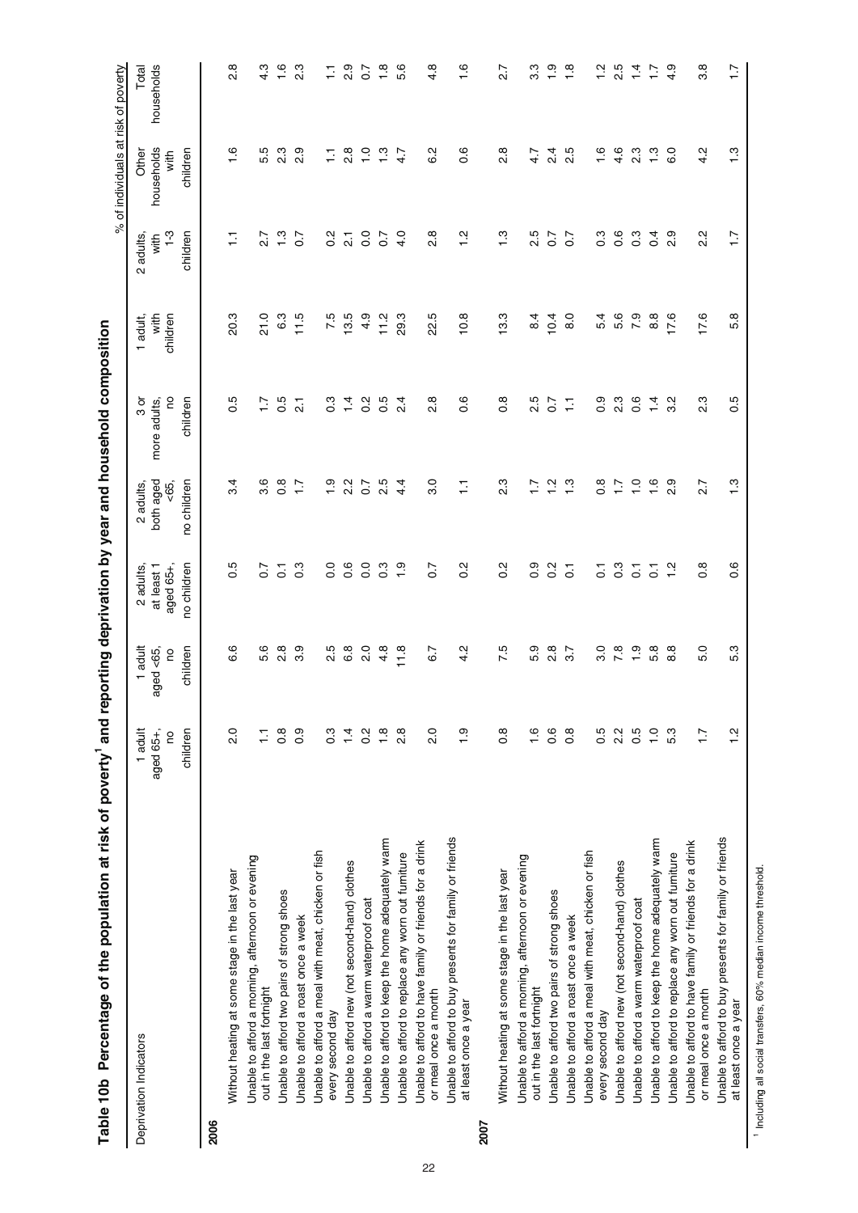# Table 10b Percentage of the population at risk of poverty[1] and reporting deprivation by year and household composition

% of individuals at risk of poverty

| Deprivation Indicators | 1 adult aged 65+, no children | 1 adult aged <65, no children | 2 adults, at least 1 aged 65+, no children | 2 adults, both aged <65, no children | 3 or more adults, no children | 1 adult, with children | 2 adults, with 1-3 children | Other households with children | Total households |
|---|---|---|---|---|---|---|---|---|---|
| **2006** | | | | | | | | | |
| Without heating at some stage in the last year | 2.0 | 6.6 | 0.5 | 3.4 | 0.5 | 20.3 | 1.1 | 1.6 | 2.8 |
| Unable to afford a morning, afternoon or evening out in the last fortnight | 1.1 | 5.6 | 0.7 | 3.6 | 1.7 | 21.0 | 2.7 | 5.5 | 4.3 |
| Unable to afford two pairs of strong shoes | 0.8 | 2.8 | 0.1 | 0.8 | 0.5 | 6.3 | 1.3 | 2.3 | 1.6 |
| Unable to afford a roast once a week | 0.9 | 3.9 | 0.3 | 1.7 | 2.1 | 11.5 | 0.7 | 2.9 | 2.3 |
| Unable to afford a meal with meat, chicken or fish every second day | 0.3 | 2.5 | 0.0 | 1.9 | 0.3 | 7.5 | 0.2 | 1.1 | 1.1 |
| Unable to afford new (not second-hand) clothes | 1.4 | 6.8 | 0.6 | 2.2 | 1.4 | 13.5 | 2.1 | 2.8 | 2.9 |
| Unable to afford a warm waterproof coat | 0.2 | 2.0 | 0.0 | 0.7 | 0.2 | 4.9 | 0.0 | 1.0 | 0.7 |
| Unable to afford to keep the home adequately warm | 1.8 | 4.8 | 0.3 | 2.5 | 0.5 | 11.2 | 0.7 | 1.3 | 1.8 |
| Unable to afford to replace any worn out furniture | 2.8 | 11.8 | 1.9 | 4.4 | 2.4 | 29.3 | 4.0 | 4.7 | 5.6 |
| Unable to afford to have family or friends for a drink or meal once a month | 2.0 | 6.7 | 0.7 | 3.0 | 2.8 | 22.5 | 2.8 | 6.2 | 4.8 |
| Unable to afford to buy presents for family or friends at least once a year | 1.9 | 4.2 | 0.2 | 1.1 | 0.6 | 10.8 | 1.2 | 0.6 | 1.6 |
| **2007** | | | | | | | | | |
| Without heating at some stage in the last year | 0.8 | 7.5 | 0.2 | 2.3 | 0.8 | 13.3 | 1.3 | 2.8 | 2.7 |
| Unable to afford a morning, afternoon or evening out in the last fortnight | 1.6 | 5.9 | 0.9 | 1.7 | 2.5 | 8.4 | 2.5 | 4.7 | 3.3 |
| Unable to afford two pairs of strong shoes | 0.6 | 2.8 | 0.2 | 1.2 | 0.7 | 10.4 | 0.7 | 2.4 | 1.9 |
| Unable to afford a roast once a week | 0.8 | 3.7 | 0.1 | 1.3 | 1.1 | 8.0 | 0.7 | 2.5 | 1.8 |
| Unable to afford a meal with meat, chicken or fish every second day | 0.5 | 3.0 | 0.1 | 0.8 | 0.9 | 5.4 | 0.3 | 1.6 | 1.2 |
| Unable to afford new (not second-hand) clothes | 2.2 | 7.8 | 0.3 | 1.7 | 2.3 | 5.6 | 0.6 | 4.6 | 2.5 |
| Unable to afford a warm waterproof coat | 0.5 | 1.9 | 0.1 | 1.0 | 0.6 | 7.9 | 0.3 | 2.3 | 1.4 |
| Unable to afford to keep the home adequately warm | 1.0 | 5.8 | 0.1 | 1.6 | 1.4 | 8.8 | 0.4 | 1.3 | 1.7 |
| Unable to afford to replace any worn out furniture | 5.3 | 8.8 | 1.2 | 2.9 | 3.2 | 17.6 | 2.9 | 6.0 | 4.9 |
| Unable to afford to have family or friends for a drink or meal once a month | 1.7 | 5.0 | 0.8 | 2.7 | 2.3 | 17.6 | 2.2 | 4.2 | 3.8 |
| Unable to afford to buy presents for family or friends at least once a year | 1.2 | 5.3 | 0.6 | 1.3 | 0.5 | 5.8 | 1.7 | 1.3 | 1.7 |

[1] Including all social transfers, 60% median income threshold.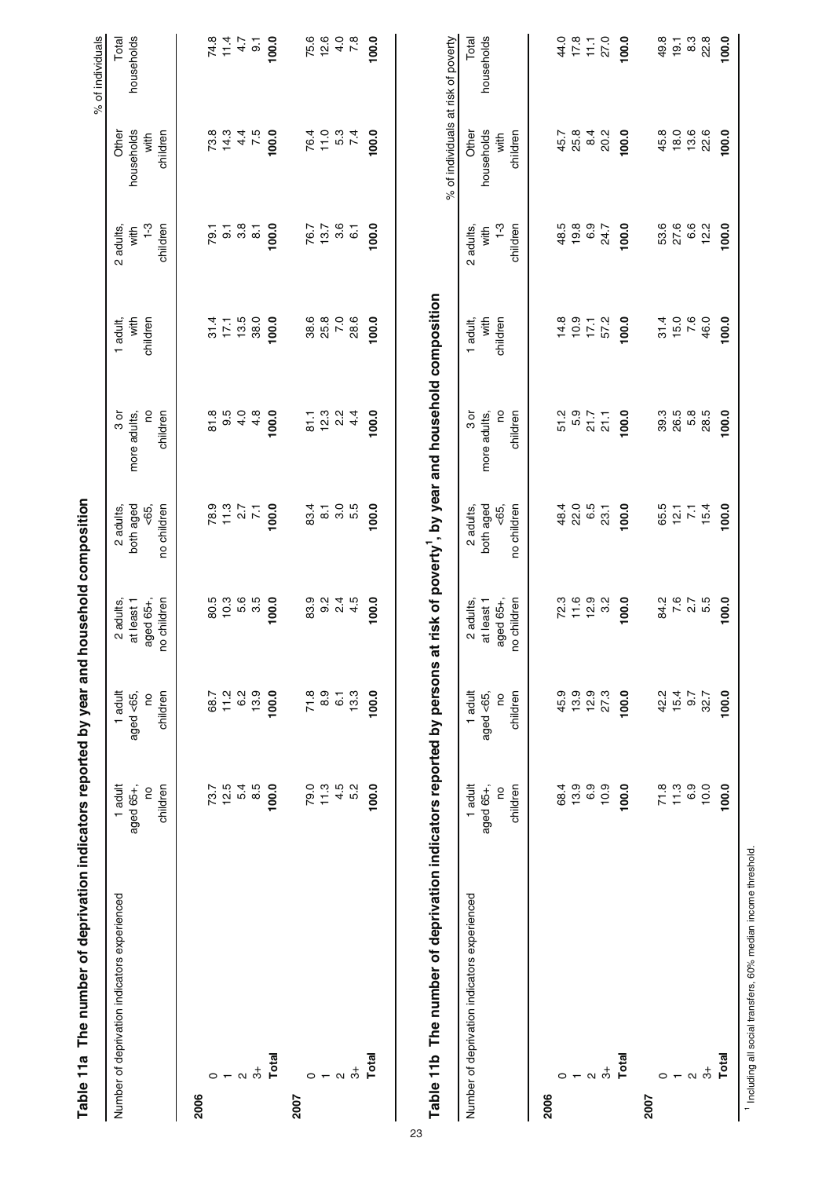## Table 11a The number of deprivation indicators reported by year and household composition

% of individuals

| Number of deprivation indicators experienced | 1 adult aged 65+, no children | 1 adult aged <65, no children | 2 adults, at least 1 aged 65+, no children | 2 adults, both aged <65, no children | 3 or more adults, no children | 1 adult, with children | 2 adults, with 1-3 children | Other households with children | Total households |
|---|---|---|---|---|---|---|---|---|---|
| **2006** | | | | | | | | | |
| 0 | 73.7 | 68.7 | 80.5 | 78.9 | 81.8 | 31.4 | 79.1 | 73.8 | 74.8 |
| 1 | 12.5 | 11.2 | 10.3 | 11.3 | 9.5 | 17.1 | 9.1 | 14.3 | 11.4 |
| 2 | 5.4 | 6.2 | 5.6 | 2.7 | 4.0 | 13.5 | 3.8 | 4.4 | 4.7 |
| 3+ | 8.5 | 13.9 | 3.5 | 7.1 | 4.8 | 38.0 | 8.1 | 7.5 | 9.1 |
| **Total** | **100.0** | **100.0** | **100.0** | **100.0** | **100.0** | **100.0** | **100.0** | **100.0** | **100.0** |
| **2007** | | | | | | | | | |
| 0 | 79.0 | 71.8 | 83.9 | 83.4 | 81.1 | 38.6 | 76.7 | 76.4 | 75.6 |
| 1 | 11.3 | 8.9 | 9.2 | 8.1 | 12.3 | 25.8 | 13.7 | 11.0 | 12.6 |
| 2 | 4.5 | 6.1 | 2.4 | 3.0 | 2.2 | 7.0 | 3.6 | 5.3 | 4.0 |
| 3+ | 5.2 | 13.3 | 4.5 | 5.5 | 4.4 | 28.6 | 6.1 | 7.4 | 7.8 |
| **Total** | **100.0** | **100.0** | **100.0** | **100.0** | **100.0** | **100.0** | **100.0** | **100.0** | **100.0** |

## Table 11b The number of deprivation indicators reported by persons at risk of poverty[1], by year and household composition

% of individuals at risk of poverty

| Number of deprivation indicators experienced | 1 adult aged 65+, no children | 1 adult aged <65, no children | 2 adults, at least 1 aged 65+, no children | 2 adults, both aged <65, no children | 3 or more adults, no children | 1 adult, with children | 2 adults, with 1-3 children | Other households with children | Total households |
|---|---|---|---|---|---|---|---|---|---|
| **2006** | | | | | | | | | |
| 0 | 68.4 | 45.9 | 72.3 | 48.4 | 51.2 | 14.8 | 48.5 | 45.7 | 44.0 |
| 1 | 13.9 | 13.9 | 11.6 | 22.0 | 5.9 | 10.9 | 19.8 | 25.8 | 17.8 |
| 2 | 6.9 | 12.9 | 12.9 | 6.5 | 21.7 | 17.1 | 6.9 | 8.4 | 11.1 |
| 3+ | 10.9 | 27.3 | 3.2 | 23.1 | 21.1 | 57.2 | 24.7 | 20.2 | 27.0 |
| **Total** | **100.0** | **100.0** | **100.0** | **100.0** | **100.0** | **100.0** | **100.0** | **100.0** | **100.0** |
| **2007** | | | | | | | | | |
| 0 | 71.8 | 42.2 | 84.2 | 65.5 | 39.3 | 31.4 | 53.6 | 45.8 | 49.8 |
| 1 | 11.3 | 15.4 | 7.6 | 12.1 | 26.5 | 15.0 | 27.6 | 18.0 | 19.1 |
| 2 | 6.9 | 9.7 | 2.7 | 7.1 | 5.8 | 7.6 | 6.6 | 13.6 | 8.3 |
| 3+ | 10.0 | 32.7 | 5.5 | 15.4 | 28.5 | 46.0 | 12.2 | 22.6 | 22.8 |
| **Total** | **100.0** | **100.0** | **100.0** | **100.0** | **100.0** | **100.0** | **100.0** | **100.0** | **100.0** |

[1] Including all social transfers, 60% median income threshold.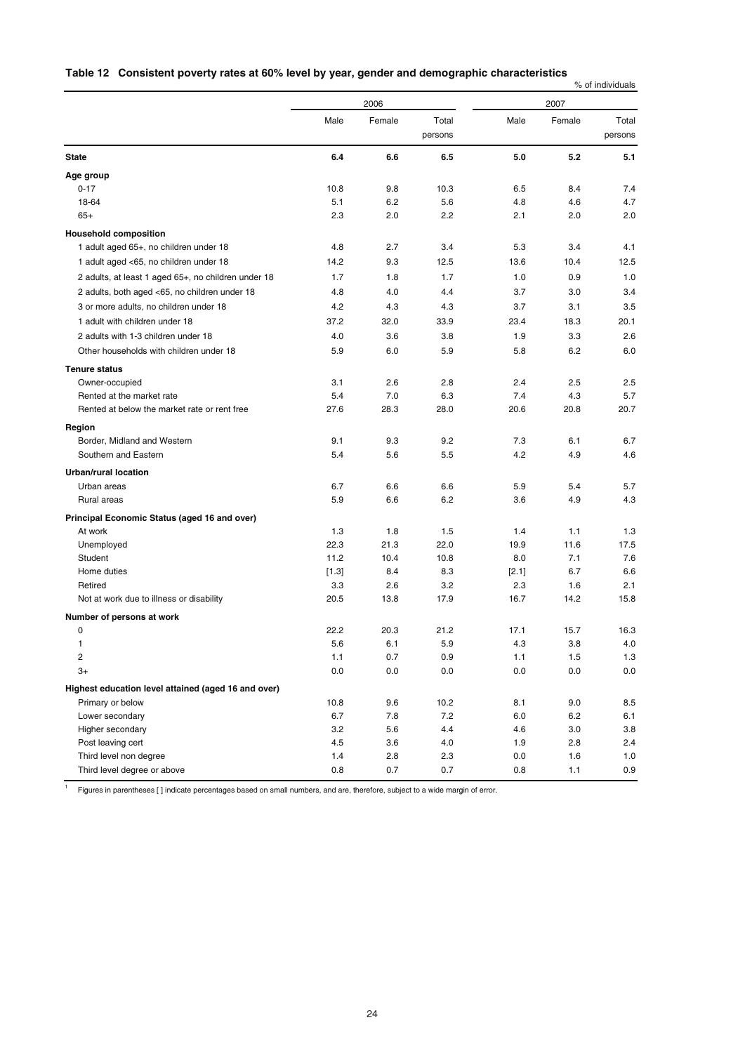## Table 12 Consistent poverty rates at 60% level by year, gender and demographic characteristics

% of individuals

| | 2006 | | | 2007 | | |
|---|---|---|---|---|---|---|
| | Male | Female | Total persons | Male | Female | Total persons |
| **State** | **6.4** | **6.6** | **6.5** | **5.0** | **5.2** | **5.1** |
| **Age group** | | | | | | |
| 0-17 | 10.8 | 9.8 | 10.3 | 6.5 | 8.4 | 7.4 |
| 18-64 | 5.1 | 6.2 | 5.6 | 4.8 | 4.6 | 4.7 |
| 65+ | 2.3 | 2.0 | 2.2 | 2.1 | 2.0 | 2.0 |
| **Household composition** | | | | | | |
| 1 adult aged 65+, no children under 18 | 4.8 | 2.7 | 3.4 | 5.3 | 3.4 | 4.1 |
| 1 adult aged <65, no children under 18 | 14.2 | 9.3 | 12.5 | 13.6 | 10.4 | 12.5 |
| 2 adults, at least 1 aged 65+, no children under 18 | 1.7 | 1.8 | 1.7 | 1.0 | 0.9 | 1.0 |
| 2 adults, both aged <65, no children under 18 | 4.8 | 4.0 | 4.4 | 3.7 | 3.0 | 3.4 |
| 3 or more adults, no children under 18 | 4.2 | 4.3 | 4.3 | 3.7 | 3.1 | 3.5 |
| 1 adult with children under 18 | 37.2 | 32.0 | 33.9 | 23.4 | 18.3 | 20.1 |
| 2 adults with 1-3 children under 18 | 4.0 | 3.6 | 3.8 | 1.9 | 3.3 | 2.6 |
| Other households with children under 18 | 5.9 | 6.0 | 5.9 | 5.8 | 6.2 | 6.0 |
| **Tenure status** | | | | | | |
| Owner-occupied | 3.1 | 2.6 | 2.8 | 2.4 | 2.5 | 2.5 |
| Rented at the market rate | 5.4 | 7.0 | 6.3 | 7.4 | 4.3 | 5.7 |
| Rented at below the market rate or rent free | 27.6 | 28.3 | 28.0 | 20.6 | 20.8 | 20.7 |
| **Region** | | | | | | |
| Border, Midland and Western | 9.1 | 9.3 | 9.2 | 7.3 | 6.1 | 6.7 |
| Southern and Eastern | 5.4 | 5.6 | 5.5 | 4.2 | 4.9 | 4.6 |
| **Urban/rural location** | | | | | | |
| Urban areas | 6.7 | 6.6 | 6.6 | 5.9 | 5.4 | 5.7 |
| Rural areas | 5.9 | 6.6 | 6.2 | 3.6 | 4.9 | 4.3 |
| **Principal Economic Status (aged 16 and over)** | | | | | | |
| At work | 1.3 | 1.8 | 1.5 | 1.4 | 1.1 | 1.3 |
| Unemployed | 22.3 | 21.3 | 22.0 | 19.9 | 11.6 | 17.5 |
| Student | 11.2 | 10.4 | 10.8 | 8.0 | 7.1 | 7.6 |
| Home duties | [1.3] | 8.4 | 8.3 | [2.1] | 6.7 | 6.6 |
| Retired | 3.3 | 2.6 | 3.2 | 2.3 | 1.6 | 2.1 |
| Not at work due to illness or disability | 20.5 | 13.8 | 17.9 | 16.7 | 14.2 | 15.8 |
| **Number of persons at work** | | | | | | |
| 0 | 22.2 | 20.3 | 21.2 | 17.1 | 15.7 | 16.3 |
| 1 | 5.6 | 6.1 | 5.9 | 4.3 | 3.8 | 4.0 |
| 2 | 1.1 | 0.7 | 0.9 | 1.1 | 1.5 | 1.3 |
| 3+ | 0.0 | 0.0 | 0.0 | 0.0 | 0.0 | 0.0 |
| **Highest education level attained (aged 16 and over)** | | | | | | |
| Primary or below | 10.8 | 9.6 | 10.2 | 8.1 | 9.0 | 8.5 |
| Lower secondary | 6.7 | 7.8 | 7.2 | 6.0 | 6.2 | 6.1 |
| Higher secondary | 3.2 | 5.6 | 4.4 | 4.6 | 3.0 | 3.8 |
| Post leaving cert | 4.5 | 3.6 | 4.0 | 1.9 | 2.8 | 2.4 |
| Third level non degree | 1.4 | 2.8 | 2.3 | 0.0 | 1.6 | 1.0 |
| Third level degree or above | 0.8 | 0.7 | 0.7 | 0.8 | 1.1 | 0.9 |

[1] Figures in parentheses [ ] indicate percentages based on small numbers, and are, therefore, subject to a wide margin of error.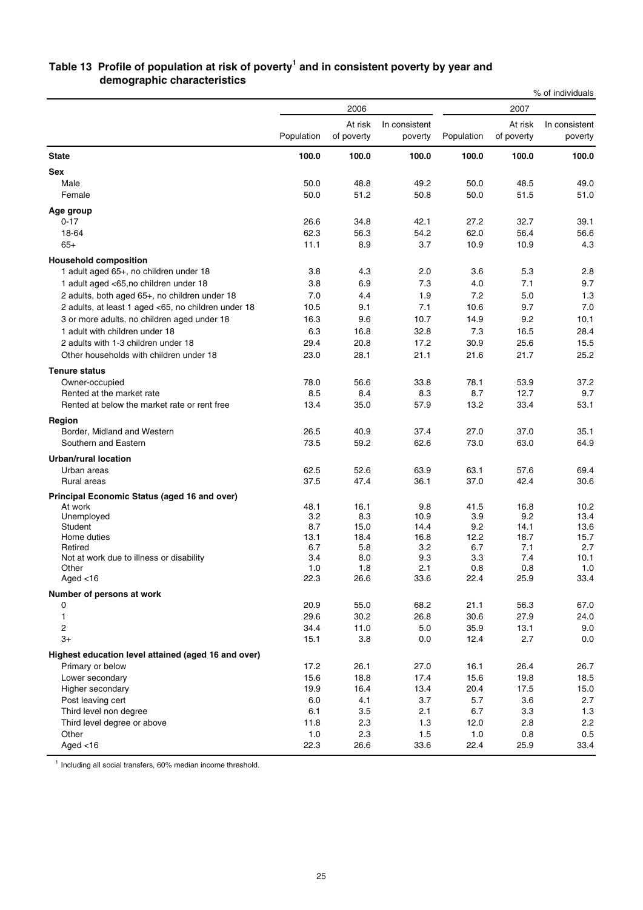## Table 13 Profile of population at risk of poverty[1] and in consistent poverty by year and demographic characteristics

% of individuals

| | 2006 | | | 2007 | | |
|---|---|---|---|---|---|---|
| | Population | At risk of poverty | In consistent poverty | Population | At risk of poverty | In consistent poverty |
| **State** | **100.0** | **100.0** | **100.0** | **100.0** | **100.0** | **100.0** |
| **Sex** | | | | | | |
| Male | 50.0 | 48.8 | 49.2 | 50.0 | 48.5 | 49.0 |
| Female | 50.0 | 51.2 | 50.8 | 50.0 | 51.5 | 51.0 |
| **Age group** | | | | | | |
| 0-17 | 26.6 | 34.8 | 42.1 | 27.2 | 32.7 | 39.1 |
| 18-64 | 62.3 | 56.3 | 54.2 | 62.0 | 56.4 | 56.6 |
| 65+ | 11.1 | 8.9 | 3.7 | 10.9 | 10.9 | 4.3 |
| **Household composition** | | | | | | |
| 1 adult aged 65+, no children under 18 | 3.8 | 4.3 | 2.0 | 3.6 | 5.3 | 2.8 |
| 1 adult aged <65,no children under 18 | 3.8 | 6.9 | 7.3 | 4.0 | 7.1 | 9.7 |
| 2 adults, both aged 65+, no children under 18 | 7.0 | 4.4 | 1.9 | 7.2 | 5.0 | 1.3 |
| 2 adults, at least 1 aged <65, no children under 18 | 10.5 | 9.1 | 7.1 | 10.6 | 9.7 | 7.0 |
| 3 or more adults, no children aged under 18 | 16.3 | 9.6 | 10.7 | 14.9 | 9.2 | 10.1 |
| 1 adult with children under 18 | 6.3 | 16.8 | 32.8 | 7.3 | 16.5 | 28.4 |
| 2 adults with 1-3 children under 18 | 29.4 | 20.8 | 17.2 | 30.9 | 25.6 | 15.5 |
| Other households with children under 18 | 23.0 | 28.1 | 21.1 | 21.6 | 21.7 | 25.2 |
| **Tenure status** | | | | | | |
| Owner-occupied | 78.0 | 56.6 | 33.8 | 78.1 | 53.9 | 37.2 |
| Rented at the market rate | 8.5 | 8.4 | 8.3 | 8.7 | 12.7 | 9.7 |
| Rented at below the market rate or rent free | 13.4 | 35.0 | 57.9 | 13.2 | 33.4 | 53.1 |
| **Region** | | | | | | |
| Border, Midland and Western | 26.5 | 40.9 | 37.4 | 27.0 | 37.0 | 35.1 |
| Southern and Eastern | 73.5 | 59.2 | 62.6 | 73.0 | 63.0 | 64.9 |
| **Urban/rural location** | | | | | | |
| Urban areas | 62.5 | 52.6 | 63.9 | 63.1 | 57.6 | 69.4 |
| Rural areas | 37.5 | 47.4 | 36.1 | 37.0 | 42.4 | 30.6 |
| **Principal Economic Status (aged 16 and over)** | | | | | | |
| At work | 48.1 | 16.1 | 9.8 | 41.5 | 16.8 | 10.2 |
| Unemployed | 3.2 | 8.3 | 10.9 | 3.9 | 9.2 | 13.4 |
| Student | 8.7 | 15.0 | 14.4 | 9.2 | 14.1 | 13.6 |
| Home duties | 13.1 | 18.4 | 16.8 | 12.2 | 18.7 | 15.7 |
| Retired | 6.7 | 5.8 | 3.2 | 6.7 | 7.1 | 2.7 |
| Not at work due to illness or disability | 3.4 | 8.0 | 9.3 | 3.3 | 7.4 | 10.1 |
| Other | 1.0 | 1.8 | 2.1 | 0.8 | 0.8 | 1.0 |
| Aged <16 | 22.3 | 26.6 | 33.6 | 22.4 | 25.9 | 33.4 |
| **Number of persons at work** | | | | | | |
| 0 | 20.9 | 55.0 | 68.2 | 21.1 | 56.3 | 67.0 |
| 1 | 29.6 | 30.2 | 26.8 | 30.6 | 27.9 | 24.0 |
| 2 | 34.4 | 11.0 | 5.0 | 35.9 | 13.1 | 9.0 |
| 3+ | 15.1 | 3.8 | 0.0 | 12.4 | 2.7 | 0.0 |
| **Highest education level attained (aged 16 and over)** | | | | | | |
| Primary or below | 17.2 | 26.1 | 27.0 | 16.1 | 26.4 | 26.7 |
| Lower secondary | 15.6 | 18.8 | 17.4 | 15.6 | 19.8 | 18.5 |
| Higher secondary | 19.9 | 16.4 | 13.4 | 20.4 | 17.5 | 15.0 |
| Post leaving cert | 6.0 | 4.1 | 3.7 | 5.7 | 3.6 | 2.7 |
| Third level non degree | 6.1 | 3.5 | 2.1 | 6.7 | 3.3 | 1.3 |
| Third level degree or above | 11.8 | 2.3 | 1.3 | 12.0 | 2.8 | 2.2 |
| Other | 1.0 | 2.3 | 1.5 | 1.0 | 0.8 | 0.5 |
| Aged <16 | 22.3 | 26.6 | 33.6 | 22.4 | 25.9 | 33.4 |

[1] Including all social transfers, 60% median income threshold.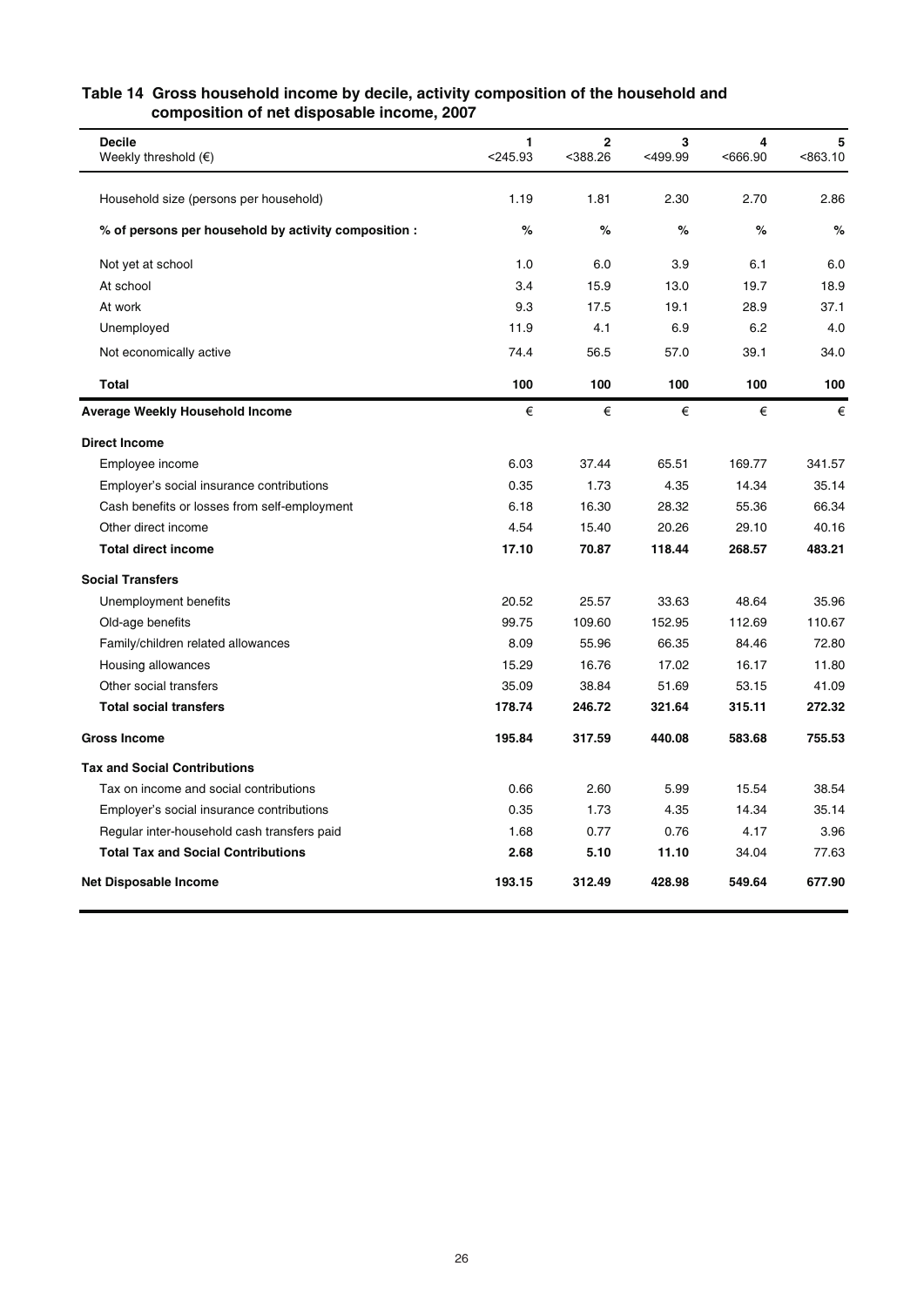**Table 14 Gross household income by decile, activity composition of the household and composition of net disposable income, 2007**

| Decile<br>Weekly threshold (€) | 1<br><245.93 | 2<br><388.26 | 3<br><499.99 | 4<br><666.90 | 5<br><863.10 |
|---|---|---|---|---|---|
| Household size (persons per household) | 1.19 | 1.81 | 2.30 | 2.70 | 2.86 |
| **% of persons per household by activity composition :** | **%** | **%** | **%** | **%** | **%** |
| Not yet at school | 1.0 | 6.0 | 3.9 | 6.1 | 6.0 |
| At school | 3.4 | 15.9 | 13.0 | 19.7 | 18.9 |
| At work | 9.3 | 17.5 | 19.1 | 28.9 | 37.1 |
| Unemployed | 11.9 | 4.1 | 6.9 | 6.2 | 4.0 |
| Not economically active | 74.4 | 56.5 | 57.0 | 39.1 | 34.0 |
| **Total** | **100** | **100** | **100** | **100** | **100** |
| **Average Weekly Household Income** | € | € | € | € | € |
| **Direct Income** | | | | | |
| Employee income | 6.03 | 37.44 | 65.51 | 169.77 | 341.57 |
| Employer's social insurance contributions | 0.35 | 1.73 | 4.35 | 14.34 | 35.14 |
| Cash benefits or losses from self-employment | 6.18 | 16.30 | 28.32 | 55.36 | 66.34 |
| Other direct income | 4.54 | 15.40 | 20.26 | 29.10 | 40.16 |
| **Total direct income** | **17.10** | **70.87** | **118.44** | **268.57** | **483.21** |
| **Social Transfers** | | | | | |
| Unemployment benefits | 20.52 | 25.57 | 33.63 | 48.64 | 35.96 |
| Old-age benefits | 99.75 | 109.60 | 152.95 | 112.69 | 110.67 |
| Family/children related allowances | 8.09 | 55.96 | 66.35 | 84.46 | 72.80 |
| Housing allowances | 15.29 | 16.76 | 17.02 | 16.17 | 11.80 |
| Other social transfers | 35.09 | 38.84 | 51.69 | 53.15 | 41.09 |
| **Total social transfers** | **178.74** | **246.72** | **321.64** | **315.11** | **272.32** |
| **Gross Income** | **195.84** | **317.59** | **440.08** | **583.68** | **755.53** |
| **Tax and Social Contributions** | | | | | |
| Tax on income and social contributions | 0.66 | 2.60 | 5.99 | 15.54 | 38.54 |
| Employer's social insurance contributions | 0.35 | 1.73 | 4.35 | 14.34 | 35.14 |
| Regular inter-household cash transfers paid | 1.68 | 0.77 | 0.76 | 4.17 | 3.96 |
| **Total Tax and Social Contributions** | **2.68** | **5.10** | **11.10** | **34.04** | **77.63** |
| **Net Disposable Income** | **193.15** | **312.49** | **428.98** | **549.64** | **677.90** |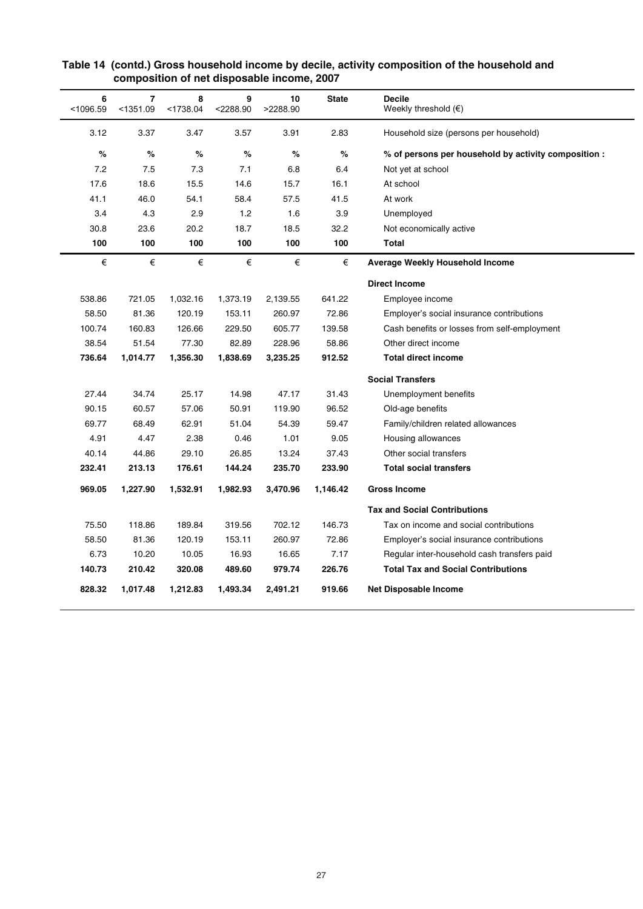**Table 14 (contd.) Gross household income by decile, activity composition of the household and composition of net disposable income, 2007**

| 6<br><1096.59 | 7<br><1351.09 | 8<br><1738.04 | 9<br><2288.90 | 10<br>>2288.90 | State | Decile<br>Weekly threshold (€) |
|---|---|---|---|---|---|---|
| 3.12 | 3.37 | 3.47 | 3.57 | 3.91 | 2.83 | Household size (persons per household) |
| **%** | **%** | **%** | **%** | **%** | **%** | **% of persons per household by activity composition :** |
| 7.2 | 7.5 | 7.3 | 7.1 | 6.8 | 6.4 | Not yet at school |
| 17.6 | 18.6 | 15.5 | 14.6 | 15.7 | 16.1 | At school |
| 41.1 | 46.0 | 54.1 | 58.4 | 57.5 | 41.5 | At work |
| 3.4 | 4.3 | 2.9 | 1.2 | 1.6 | 3.9 | Unemployed |
| 30.8 | 23.6 | 20.2 | 18.7 | 18.5 | 32.2 | Not economically active |
| **100** | **100** | **100** | **100** | **100** | **100** | **Total** |
| € | € | € | € | € | € | **Average Weekly Household Income** |
| | | | | | | **Direct Income** |
| 538.86 | 721.05 | 1,032.16 | 1,373.19 | 2,139.55 | 641.22 | Employee income |
| 58.50 | 81.36 | 120.19 | 153.11 | 260.97 | 72.86 | Employer's social insurance contributions |
| 100.74 | 160.83 | 126.66 | 229.50 | 605.77 | 139.58 | Cash benefits or losses from self-employment |
| 38.54 | 51.54 | 77.30 | 82.89 | 228.96 | 58.86 | Other direct income |
| **736.64** | **1,014.77** | **1,356.30** | **1,838.69** | **3,235.25** | **912.52** | **Total direct income** |
| | | | | | | **Social Transfers** |
| 27.44 | 34.74 | 25.17 | 14.98 | 47.17 | 31.43 | Unemployment benefits |
| 90.15 | 60.57 | 57.06 | 50.91 | 119.90 | 96.52 | Old-age benefits |
| 69.77 | 68.49 | 62.91 | 51.04 | 54.39 | 59.47 | Family/children related allowances |
| 4.91 | 4.47 | 2.38 | 0.46 | 1.01 | 9.05 | Housing allowances |
| 40.14 | 44.86 | 29.10 | 26.85 | 13.24 | 37.43 | Other social transfers |
| **232.41** | **213.13** | **176.61** | **144.24** | **235.70** | **233.90** | **Total social transfers** |
| **969.05** | **1,227.90** | **1,532.91** | **1,982.93** | **3,470.96** | **1,146.42** | **Gross Income** |
| | | | | | | **Tax and Social Contributions** |
| 75.50 | 118.86 | 189.84 | 319.56 | 702.12 | 146.73 | Tax on income and social contributions |
| 58.50 | 81.36 | 120.19 | 153.11 | 260.97 | 72.86 | Employer's social insurance contributions |
| 6.73 | 10.20 | 10.05 | 16.93 | 16.65 | 7.17 | Regular inter-household cash transfers paid |
| **140.73** | **210.42** | **320.08** | **489.60** | **979.74** | **226.76** | **Total Tax and Social Contributions** |
| **828.32** | **1,017.48** | **1,212.83** | **1,493.34** | **2,491.21** | **919.66** | **Net Disposable Income** |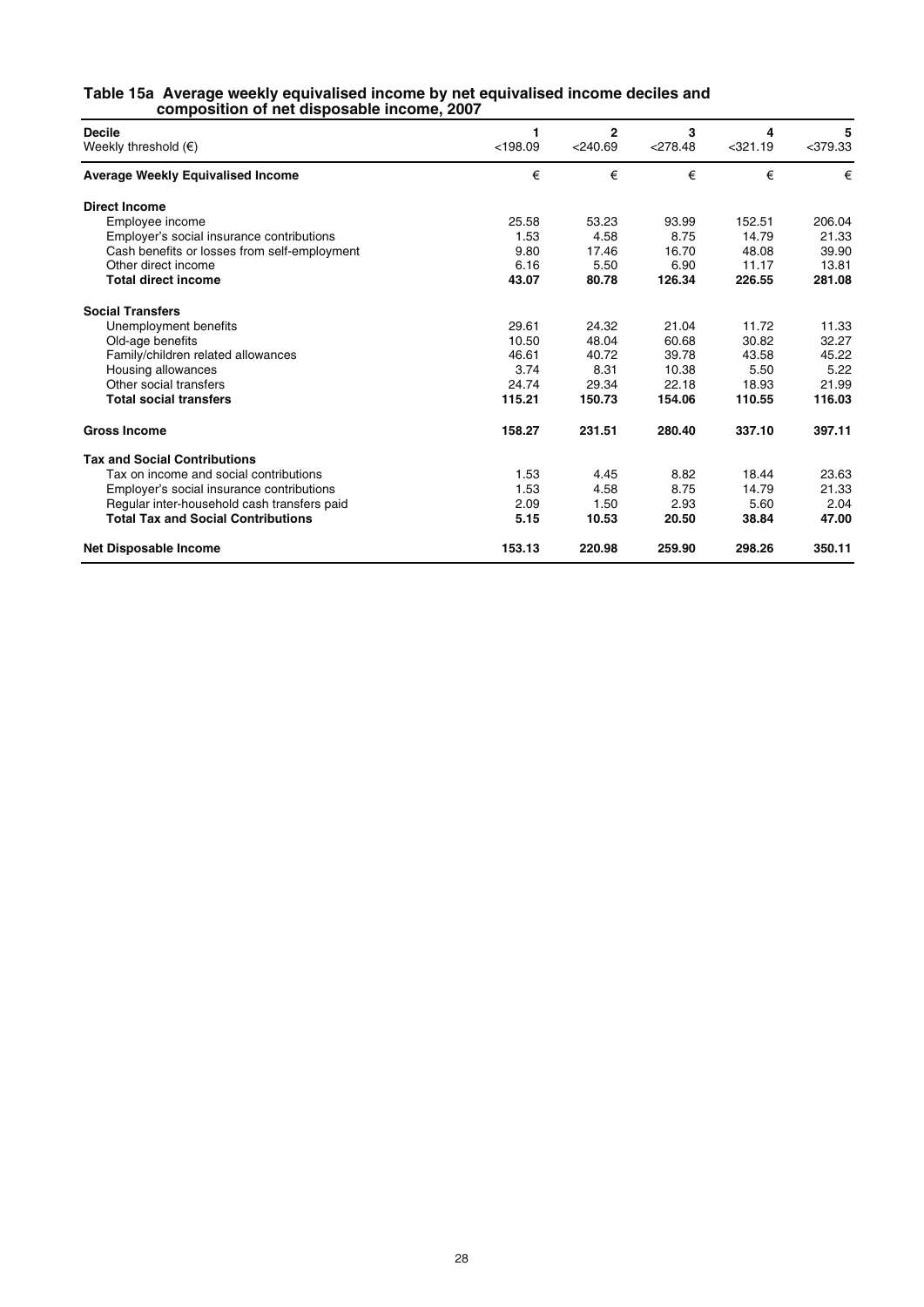### Table 15a Average weekly equivalised income by net equivalised income deciles and composition of net disposable income, 2007

| Decile<br>Weekly threshold (€) | 1<br><198.09 | 2<br><240.69 | 3<br><278.48 | 4<br><321.19 | 5<br><379.33 |
|---|---|---|---|---|---|
| **Average Weekly Equivalised Income** | € | € | € | € | € |
| **Direct Income** | | | | | |
| Employee income | 25.58 | 53.23 | 93.99 | 152.51 | 206.04 |
| Employer's social insurance contributions | 1.53 | 4.58 | 8.75 | 14.79 | 21.33 |
| Cash benefits or losses from self-employment | 9.80 | 17.46 | 16.70 | 48.08 | 39.90 |
| Other direct income | 6.16 | 5.50 | 6.90 | 11.17 | 13.81 |
| **Total direct income** | **43.07** | **80.78** | **126.34** | **226.55** | **281.08** |
| **Social Transfers** | | | | | |
| Unemployment benefits | 29.61 | 24.32 | 21.04 | 11.72 | 11.33 |
| Old-age benefits | 10.50 | 48.04 | 60.68 | 30.82 | 32.27 |
| Family/children related allowances | 46.61 | 40.72 | 39.78 | 43.58 | 45.22 |
| Housing allowances | 3.74 | 8.31 | 10.38 | 5.50 | 5.22 |
| Other social transfers | 24.74 | 29.34 | 22.18 | 18.93 | 21.99 |
| **Total social transfers** | **115.21** | **150.73** | **154.06** | **110.55** | **116.03** |
| **Gross Income** | **158.27** | **231.51** | **280.40** | **337.10** | **397.11** |
| **Tax and Social Contributions** | | | | | |
| Tax on income and social contributions | 1.53 | 4.45 | 8.82 | 18.44 | 23.63 |
| Employer's social insurance contributions | 1.53 | 4.58 | 8.75 | 14.79 | 21.33 |
| Regular inter-household cash transfers paid | 2.09 | 1.50 | 2.93 | 5.60 | 2.04 |
| **Total Tax and Social Contributions** | **5.15** | **10.53** | **20.50** | **38.84** | **47.00** |
| **Net Disposable Income** | **153.13** | **220.98** | **259.90** | **298.26** | **350.11** |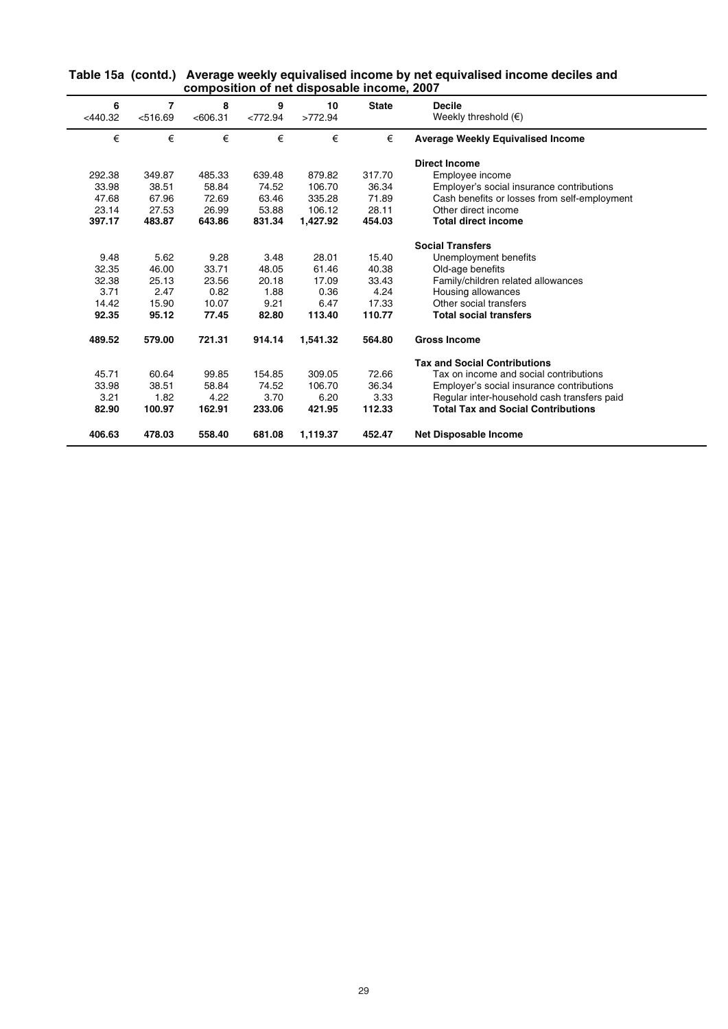**Table 15a (contd.) Average weekly equivalised income by net equivalised income deciles and composition of net disposable income, 2007**

| 6 | 7 | 8 | 9 | 10 | State | Decile |
|---|---|---|---|---|---|---|
| <440.32 | <516.69 | <606.31 | <772.94 | >772.94 | | Weekly threshold (€) |
| € | € | € | € | € | € | **Average Weekly Equivalised Income** |
| | | | | | | **Direct Income** |
| 292.38 | 349.87 | 485.33 | 639.48 | 879.82 | 317.70 | Employee income |
| 33.98 | 38.51 | 58.84 | 74.52 | 106.70 | 36.34 | Employer's social insurance contributions |
| 47.68 | 67.96 | 72.69 | 63.46 | 335.28 | 71.89 | Cash benefits or losses from self-employment |
| 23.14 | 27.53 | 26.99 | 53.88 | 106.12 | 28.11 | Other direct income |
| **397.17** | **483.87** | **643.86** | **831.34** | **1,427.92** | **454.03** | **Total direct income** |
| | | | | | | **Social Transfers** |
| 9.48 | 5.62 | 9.28 | 3.48 | 28.01 | 15.40 | Unemployment benefits |
| 32.35 | 46.00 | 33.71 | 48.05 | 61.46 | 40.38 | Old-age benefits |
| 32.38 | 25.13 | 23.56 | 20.18 | 17.09 | 33.43 | Family/children related allowances |
| 3.71 | 2.47 | 0.82 | 1.88 | 0.36 | 4.24 | Housing allowances |
| 14.42 | 15.90 | 10.07 | 9.21 | 6.47 | 17.33 | Other social transfers |
| **92.35** | **95.12** | **77.45** | **82.80** | **113.40** | **110.77** | **Total social transfers** |
| **489.52** | **579.00** | **721.31** | **914.14** | **1,541.32** | **564.80** | **Gross Income** |
| | | | | | | **Tax and Social Contributions** |
| 45.71 | 60.64 | 99.85 | 154.85 | 309.05 | 72.66 | Tax on income and social contributions |
| 33.98 | 38.51 | 58.84 | 74.52 | 106.70 | 36.34 | Employer's social insurance contributions |
| 3.21 | 1.82 | 4.22 | 3.70 | 6.20 | 3.33 | Regular inter-household cash transfers paid |
| **82.90** | **100.97** | **162.91** | **233.06** | **421.95** | **112.33** | **Total Tax and Social Contributions** |
| **406.63** | **478.03** | **558.40** | **681.08** | **1,119.37** | **452.47** | **Net Disposable Income** |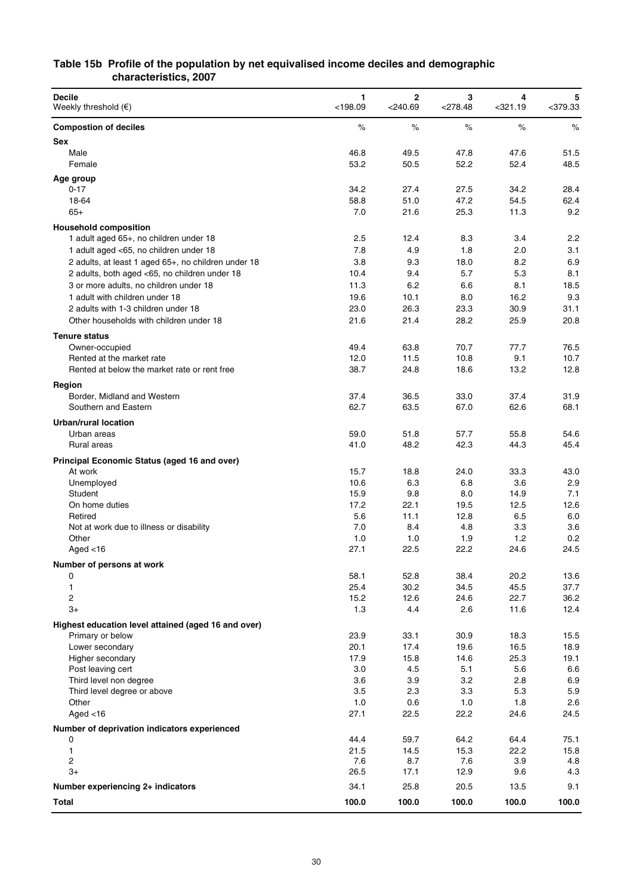### Table 15b Profile of the population by net equivalised income deciles and demographic characteristics, 2007

| Decile<br>Weekly threshold (€) | 1<br><198.09 | 2<br><240.69 | 3<br><278.48 | 4<br><321.19 | 5<br><379.33 |
|---|---|---|---|---|---|
| **Compostion of deciles** | % | % | % | % | % |
| **Sex** | | | | | |
| Male | 46.8 | 49.5 | 47.8 | 47.6 | 51.5 |
| Female | 53.2 | 50.5 | 52.2 | 52.4 | 48.5 |
| **Age group** | | | | | |
| 0-17 | 34.2 | 27.4 | 27.5 | 34.2 | 28.4 |
| 18-64 | 58.8 | 51.0 | 47.2 | 54.5 | 62.4 |
| 65+ | 7.0 | 21.6 | 25.3 | 11.3 | 9.2 |
| **Household composition** | | | | | |
| 1 adult aged 65+, no children under 18 | 2.5 | 12.4 | 8.3 | 3.4 | 2.2 |
| 1 adult aged <65, no children under 18 | 7.8 | 4.9 | 1.8 | 2.0 | 3.1 |
| 2 adults, at least 1 aged 65+, no children under 18 | 3.8 | 9.3 | 18.0 | 8.2 | 6.9 |
| 2 adults, both aged <65, no children under 18 | 10.4 | 9.4 | 5.7 | 5.3 | 8.1 |
| 3 or more adults, no children under 18 | 11.3 | 6.2 | 6.6 | 8.1 | 18.5 |
| 1 adult with children under 18 | 19.6 | 10.1 | 8.0 | 16.2 | 9.3 |
| 2 adults with 1-3 children under 18 | 23.0 | 26.3 | 23.3 | 30.9 | 31.1 |
| Other households with children under 18 | 21.6 | 21.4 | 28.2 | 25.9 | 20.8 |
| **Tenure status** | | | | | |
| Owner-occupied | 49.4 | 63.8 | 70.7 | 77.7 | 76.5 |
| Rented at the market rate | 12.0 | 11.5 | 10.8 | 9.1 | 10.7 |
| Rented at below the market rate or rent free | 38.7 | 24.8 | 18.6 | 13.2 | 12.8 |
| **Region** | | | | | |
| Border, Midland and Western | 37.4 | 36.5 | 33.0 | 37.4 | 31.9 |
| Southern and Eastern | 62.7 | 63.5 | 67.0 | 62.6 | 68.1 |
| **Urban/rural location** | | | | | |
| Urban areas | 59.0 | 51.8 | 57.7 | 55.8 | 54.6 |
| Rural areas | 41.0 | 48.2 | 42.3 | 44.3 | 45.4 |
| **Principal Economic Status (aged 16 and over)** | | | | | |
| At work | 15.7 | 18.8 | 24.0 | 33.3 | 43.0 |
| Unemployed | 10.6 | 6.3 | 6.8 | 3.6 | 2.9 |
| Student | 15.9 | 9.8 | 8.0 | 14.9 | 7.1 |
| On home duties | 17.2 | 22.1 | 19.5 | 12.5 | 12.6 |
| Retired | 5.6 | 11.1 | 12.8 | 6.5 | 6.0 |
| Not at work due to illness or disability | 7.0 | 8.4 | 4.8 | 3.3 | 3.6 |
| Other | 1.0 | 1.0 | 1.9 | 1.2 | 0.2 |
| Aged <16 | 27.1 | 22.5 | 22.2 | 24.6 | 24.5 |
| **Number of persons at work** | | | | | |
| 0 | 58.1 | 52.8 | 38.4 | 20.2 | 13.6 |
| 1 | 25.4 | 30.2 | 34.5 | 45.5 | 37.7 |
| 2 | 15.2 | 12.6 | 24.6 | 22.7 | 36.2 |
| 3+ | 1.3 | 4.4 | 2.6 | 11.6 | 12.4 |
| **Highest education level attained (aged 16 and over)** | | | | | |
| Primary or below | 23.9 | 33.1 | 30.9 | 18.3 | 15.5 |
| Lower secondary | 20.1 | 17.4 | 19.6 | 16.5 | 18.9 |
| Higher secondary | 17.9 | 15.8 | 14.6 | 25.3 | 19.1 |
| Post leaving cert | 3.0 | 4.5 | 5.1 | 5.6 | 6.6 |
| Third level non degree | 3.6 | 3.9 | 3.2 | 2.8 | 6.9 |
| Third level degree or above | 3.5 | 2.3 | 3.3 | 5.3 | 5.9 |
| Other | 1.0 | 0.6 | 1.0 | 1.8 | 2.6 |
| Aged <16 | 27.1 | 22.5 | 22.2 | 24.6 | 24.5 |
| **Number of deprivation indicators experienced** | | | | | |
| 0 | 44.4 | 59.7 | 64.2 | 64.4 | 75.1 |
| 1 | 21.5 | 14.5 | 15.3 | 22.2 | 15.8 |
| 2 | 7.6 | 8.7 | 7.6 | 3.9 | 4.8 |
| 3+ | 26.5 | 17.1 | 12.9 | 9.6 | 4.3 |
| **Number experiencing 2+ indicators** | 34.1 | 25.8 | 20.5 | 13.5 | 9.1 |
| **Total** | **100.0** | **100.0** | **100.0** | **100.0** | **100.0** |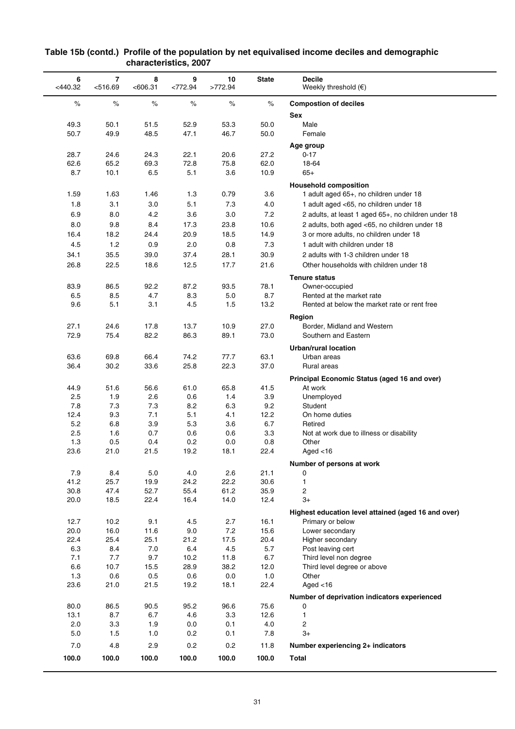**Table 15b (contd.) Profile of the population by net equivalised income deciles and demographic characteristics, 2007**

| 6<br><440.32 | 7<br><516.69 | 8<br><606.31 | 9<br><772.94 | 10<br>>772.94 | State | Decile<br>Weekly threshold (€) |
|---|---|---|---|---|---|---|
| % | % | % | % | % | % | **Compostion of deciles** |
| | | | | | | **Sex** |
| 49.3 | 50.1 | 51.5 | 52.9 | 53.3 | 50.0 | Male |
| 50.7 | 49.9 | 48.5 | 47.1 | 46.7 | 50.0 | Female |
| | | | | | | **Age group** |
| 28.7 | 24.6 | 24.3 | 22.1 | 20.6 | 27.2 | 0-17 |
| 62.6 | 65.2 | 69.3 | 72.8 | 75.8 | 62.0 | 18-64 |
| 8.7 | 10.1 | 6.5 | 5.1 | 3.6 | 10.9 | 65+ |
| | | | | | | **Household composition** |
| 1.59 | 1.63 | 1.46 | 1.3 | 0.79 | 3.6 | 1 adult aged 65+, no children under 18 |
| 1.8 | 3.1 | 3.0 | 5.1 | 7.3 | 4.0 | 1 adult aged <65, no children under 18 |
| 6.9 | 8.0 | 4.2 | 3.6 | 3.0 | 7.2 | 2 adults, at least 1 aged 65+, no children under 18 |
| 8.0 | 9.8 | 8.4 | 17.3 | 23.8 | 10.6 | 2 adults, both aged <65, no children under 18 |
| 16.4 | 18.2 | 24.4 | 20.9 | 18.5 | 14.9 | 3 or more adults, no children under 18 |
| 4.5 | 1.2 | 0.9 | 2.0 | 0.8 | 7.3 | 1 adult with children under 18 |
| 34.1 | 35.5 | 39.0 | 37.4 | 28.1 | 30.9 | 2 adults with 1-3 children under 18 |
| 26.8 | 22.5 | 18.6 | 12.5 | 17.7 | 21.6 | Other households with children under 18 |
| | | | | | | **Tenure status** |
| 83.9 | 86.5 | 92.2 | 87.2 | 93.5 | 78.1 | Owner-occupied |
| 6.5 | 8.5 | 4.7 | 8.3 | 5.0 | 8.7 | Rented at the market rate |
| 9.6 | 5.1 | 3.1 | 4.5 | 1.5 | 13.2 | Rented at below the market rate or rent free |
| | | | | | | **Region** |
| 27.1 | 24.6 | 17.8 | 13.7 | 10.9 | 27.0 | Border, Midland and Western |
| 72.9 | 75.4 | 82.2 | 86.3 | 89.1 | 73.0 | Southern and Eastern |
| | | | | | | **Urban/rural location** |
| 63.6 | 69.8 | 66.4 | 74.2 | 77.7 | 63.1 | Urban areas |
| 36.4 | 30.2 | 33.6 | 25.8 | 22.3 | 37.0 | Rural areas |
| | | | | | | **Principal Economic Status (aged 16 and over)** |
| 44.9 | 51.6 | 56.6 | 61.0 | 65.8 | 41.5 | At work |
| 2.5 | 1.9 | 2.6 | 0.6 | 1.4 | 3.9 | Unemployed |
| 7.8 | 7.3 | 7.3 | 8.2 | 6.3 | 9.2 | Student |
| 12.4 | 9.3 | 7.1 | 5.1 | 4.1 | 12.2 | On home duties |
| 5.2 | 6.8 | 3.9 | 5.3 | 3.6 | 6.7 | Retired |
| 2.5 | 1.6 | 0.7 | 0.6 | 0.6 | 3.3 | Not at work due to illness or disability |
| 1.3 | 0.5 | 0.4 | 0.2 | 0.0 | 0.8 | Other |
| 23.6 | 21.0 | 21.5 | 19.2 | 18.1 | 22.4 | Aged <16 |
| | | | | | | **Number of persons at work** |
| 7.9 | 8.4 | 5.0 | 4.0 | 2.6 | 21.1 | 0 |
| 41.2 | 25.7 | 19.9 | 24.2 | 22.2 | 30.6 | 1 |
| 30.8 | 47.4 | 52.7 | 55.4 | 61.2 | 35.9 | 2 |
| 20.0 | 18.5 | 22.4 | 16.4 | 14.0 | 12.4 | 3+ |
| | | | | | | **Highest education level attained (aged 16 and over)** |
| 12.7 | 10.2 | 9.1 | 4.5 | 2.7 | 16.1 | Primary or below |
| 20.0 | 16.0 | 11.6 | 9.0 | 7.2 | 15.6 | Lower secondary |
| 22.4 | 25.4 | 25.1 | 21.2 | 17.5 | 20.4 | Higher secondary |
| 6.3 | 8.4 | 7.0 | 6.4 | 4.5 | 5.7 | Post leaving cert |
| 7.1 | 7.7 | 9.7 | 10.2 | 11.8 | 6.7 | Third level non degree |
| 6.6 | 10.7 | 15.5 | 28.9 | 38.2 | 12.0 | Third level degree or above |
| 1.3 | 0.6 | 0.5 | 0.6 | 0.0 | 1.0 | Other |
| 23.6 | 21.0 | 21.5 | 19.2 | 18.1 | 22.4 | Aged <16 |
| | | | | | | **Number of deprivation indicators experienced** |
| 80.0 | 86.5 | 90.5 | 95.2 | 96.6 | 75.6 | 0 |
| 13.1 | 8.7 | 6.7 | 4.6 | 3.3 | 12.6 | 1 |
| 2.0 | 3.3 | 1.9 | 0.0 | 0.1 | 4.0 | 2 |
| 5.0 | 1.5 | 1.0 | 0.2 | 0.1 | 7.8 | 3+ |
| 7.0 | 4.8 | 2.9 | 0.2 | 0.2 | 11.8 | **Number experiencing 2+ indicators** |
| **100.0** | **100.0** | **100.0** | **100.0** | **100.0** | **100.0** | **Total** |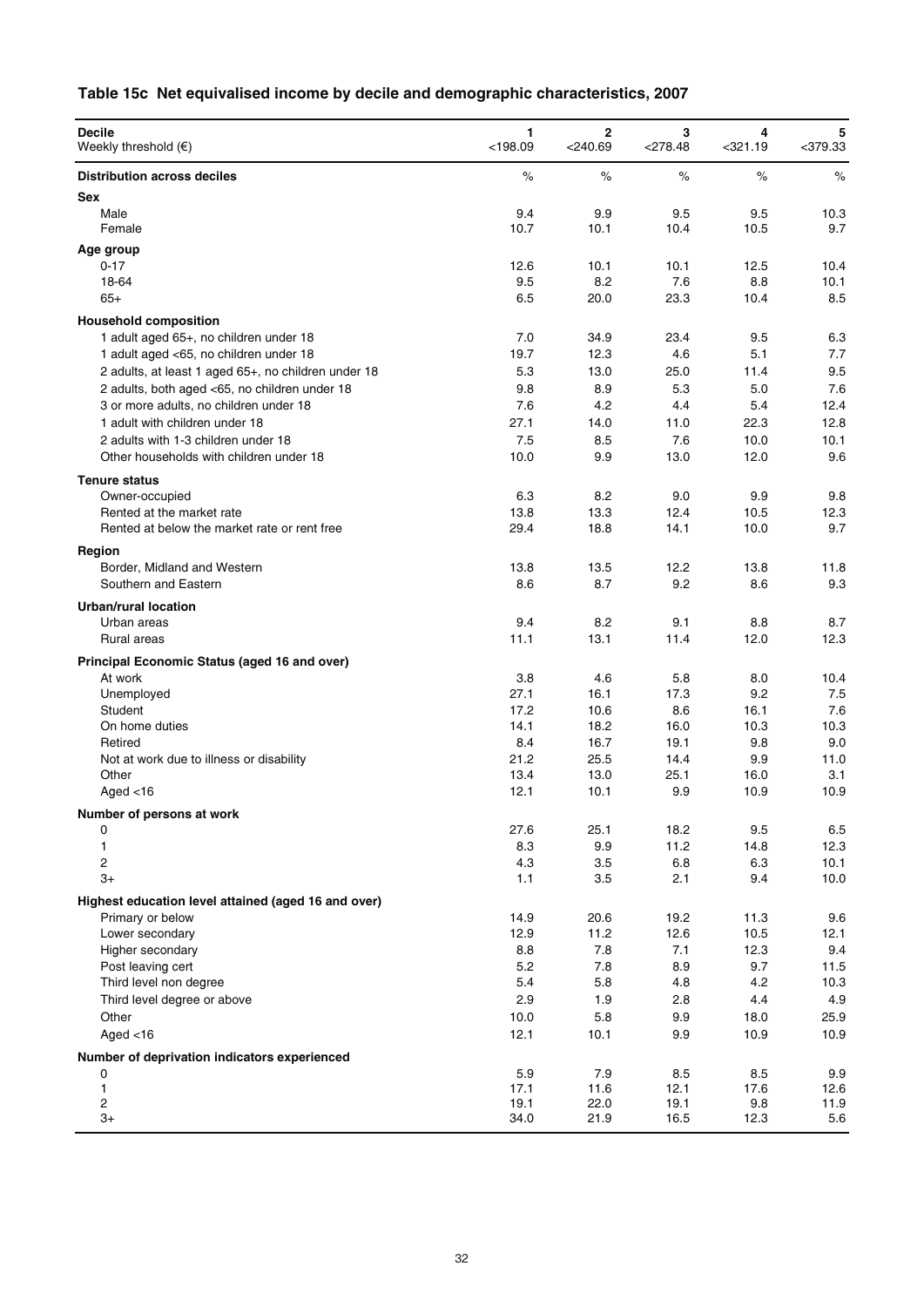## Table 15c Net equivalised income by decile and demographic characteristics, 2007

| Decile<br>Weekly threshold (€) | 1<br><198.09 | 2<br><240.69 | 3<br><278.48 | 4<br><321.19 | 5<br><379.33 |
|---|---|---|---|---|---|
| **Distribution across deciles** | % | % | % | % | % |
| **Sex** | | | | | |
| Male | 9.4 | 9.9 | 9.5 | 9.5 | 10.3 |
| Female | 10.7 | 10.1 | 10.4 | 10.5 | 9.7 |
| **Age group** | | | | | |
| 0-17 | 12.6 | 10.1 | 10.1 | 12.5 | 10.4 |
| 18-64 | 9.5 | 8.2 | 7.6 | 8.8 | 10.1 |
| 65+ | 6.5 | 20.0 | 23.3 | 10.4 | 8.5 |
| **Household composition** | | | | | |
| 1 adult aged 65+, no children under 18 | 7.0 | 34.9 | 23.4 | 9.5 | 6.3 |
| 1 adult aged <65, no children under 18 | 19.7 | 12.3 | 4.6 | 5.1 | 7.7 |
| 2 adults, at least 1 aged 65+, no children under 18 | 5.3 | 13.0 | 25.0 | 11.4 | 9.5 |
| 2 adults, both aged <65, no children under 18 | 9.8 | 8.9 | 5.3 | 5.0 | 7.6 |
| 3 or more adults, no children under 18 | 7.6 | 4.2 | 4.4 | 5.4 | 12.4 |
| 1 adult with children under 18 | 27.1 | 14.0 | 11.0 | 22.3 | 12.8 |
| 2 adults with 1-3 children under 18 | 7.5 | 8.5 | 7.6 | 10.0 | 10.1 |
| Other households with children under 18 | 10.0 | 9.9 | 13.0 | 12.0 | 9.6 |
| **Tenure status** | | | | | |
| Owner-occupied | 6.3 | 8.2 | 9.0 | 9.9 | 9.8 |
| Rented at the market rate | 13.8 | 13.3 | 12.4 | 10.5 | 12.3 |
| Rented at below the market rate or rent free | 29.4 | 18.8 | 14.1 | 10.0 | 9.7 |
| **Region** | | | | | |
| Border, Midland and Western | 13.8 | 13.5 | 12.2 | 13.8 | 11.8 |
| Southern and Eastern | 8.6 | 8.7 | 9.2 | 8.6 | 9.3 |
| **Urban/rural location** | | | | | |
| Urban areas | 9.4 | 8.2 | 9.1 | 8.8 | 8.7 |
| Rural areas | 11.1 | 13.1 | 11.4 | 12.0 | 12.3 |
| **Principal Economic Status (aged 16 and over)** | | | | | |
| At work | 3.8 | 4.6 | 5.8 | 8.0 | 10.4 |
| Unemployed | 27.1 | 16.1 | 17.3 | 9.2 | 7.5 |
| Student | 17.2 | 10.6 | 8.6 | 16.1 | 7.6 |
| On home duties | 14.1 | 18.2 | 16.0 | 10.3 | 10.3 |
| Retired | 8.4 | 16.7 | 19.1 | 9.8 | 9.0 |
| Not at work due to illness or disability | 21.2 | 25.5 | 14.4 | 9.9 | 11.0 |
| Other | 13.4 | 13.0 | 25.1 | 16.0 | 3.1 |
| Aged <16 | 12.1 | 10.1 | 9.9 | 10.9 | 10.9 |
| **Number of persons at work** | | | | | |
| 0 | 27.6 | 25.1 | 18.2 | 9.5 | 6.5 |
| 1 | 8.3 | 9.9 | 11.2 | 14.8 | 12.3 |
| 2 | 4.3 | 3.5 | 6.8 | 6.3 | 10.1 |
| 3+ | 1.1 | 3.5 | 2.1 | 9.4 | 10.0 |
| **Highest education level attained (aged 16 and over)** | | | | | |
| Primary or below | 14.9 | 20.6 | 19.2 | 11.3 | 9.6 |
| Lower secondary | 12.9 | 11.2 | 12.6 | 10.5 | 12.1 |
| Higher secondary | 8.8 | 7.8 | 7.1 | 12.3 | 9.4 |
| Post leaving cert | 5.2 | 7.8 | 8.9 | 9.7 | 11.5 |
| Third level non degree | 5.4 | 5.8 | 4.8 | 4.2 | 10.3 |
| Third level degree or above | 2.9 | 1.9 | 2.8 | 4.4 | 4.9 |
| Other | 10.0 | 5.8 | 9.9 | 18.0 | 25.9 |
| Aged <16 | 12.1 | 10.1 | 9.9 | 10.9 | 10.9 |
| **Number of deprivation indicators experienced** | | | | | |
| 0 | 5.9 | 7.9 | 8.5 | 8.5 | 9.9 |
| 1 | 17.1 | 11.6 | 12.1 | 17.6 | 12.6 |
| 2 | 19.1 | 22.0 | 19.1 | 9.8 | 11.9 |
| 3+ | 34.0 | 21.9 | 16.5 | 12.3 | 5.6 |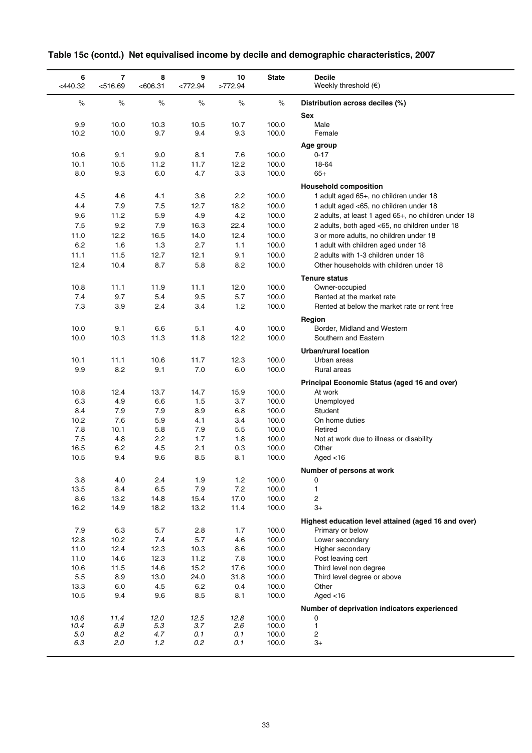## Table 15c (contd.) Net equivalised income by decile and demographic characteristics, 2007

| 6 | 7 | 8 | 9 | 10 | State | Decile |
|---|---|---|---|---|---|---|
| <440.32 | <516.69 | <606.31 | <772.94 | >772.94 | | Weekly threshold (€) |
| % | % | % | % | % | % | **Distribution across deciles (%)** |
| | | | | | | **Sex** |
| 9.9 | 10.0 | 10.3 | 10.5 | 10.7 | 100.0 | Male |
| 10.2 | 10.0 | 9.7 | 9.4 | 9.3 | 100.0 | Female |
| | | | | | | **Age group** |
| 10.6 | 9.1 | 9.0 | 8.1 | 7.6 | 100.0 | 0-17 |
| 10.1 | 10.5 | 11.2 | 11.7 | 12.2 | 100.0 | 18-64 |
| 8.0 | 9.3 | 6.0 | 4.7 | 3.3 | 100.0 | 65+ |
| | | | | | | **Household composition** |
| 4.5 | 4.6 | 4.1 | 3.6 | 2.2 | 100.0 | 1 adult aged 65+, no children under 18 |
| 4.4 | 7.9 | 7.5 | 12.7 | 18.2 | 100.0 | 1 adult aged <65, no children under 18 |
| 9.6 | 11.2 | 5.9 | 4.9 | 4.2 | 100.0 | 2 adults, at least 1 aged 65+, no children under 18 |
| 7.5 | 9.2 | 7.9 | 16.3 | 22.4 | 100.0 | 2 adults, both aged <65, no children under 18 |
| 11.0 | 12.2 | 16.5 | 14.0 | 12.4 | 100.0 | 3 or more adults, no children under 18 |
| 6.2 | 1.6 | 1.3 | 2.7 | 1.1 | 100.0 | 1 adult with children aged under 18 |
| 11.1 | 11.5 | 12.7 | 12.1 | 9.1 | 100.0 | 2 adults with 1-3 children under 18 |
| 12.4 | 10.4 | 8.7 | 5.8 | 8.2 | 100.0 | Other households with children under 18 |
| | | | | | | **Tenure status** |
| 10.8 | 11.1 | 11.9 | 11.1 | 12.0 | 100.0 | Owner-occupied |
| 7.4 | 9.7 | 5.4 | 9.5 | 5.7 | 100.0 | Rented at the market rate |
| 7.3 | 3.9 | 2.4 | 3.4 | 1.2 | 100.0 | Rented at below the market rate or rent free |
| | | | | | | **Region** |
| 10.0 | 9.1 | 6.6 | 5.1 | 4.0 | 100.0 | Border, Midland and Western |
| 10.0 | 10.3 | 11.3 | 11.8 | 12.2 | 100.0 | Southern and Eastern |
| | | | | | | **Urban/rural location** |
| 10.1 | 11.1 | 10.6 | 11.7 | 12.3 | 100.0 | Urban areas |
| 9.9 | 8.2 | 9.1 | 7.0 | 6.0 | 100.0 | Rural areas |
| | | | | | | **Principal Economic Status (aged 16 and over)** |
| 10.8 | 12.4 | 13.7 | 14.7 | 15.9 | 100.0 | At work |
| 6.3 | 4.9 | 6.6 | 1.5 | 3.7 | 100.0 | Unemployed |
| 8.4 | 7.9 | 7.9 | 8.9 | 6.8 | 100.0 | Student |
| 10.2 | 7.6 | 5.9 | 4.1 | 3.4 | 100.0 | On home duties |
| 7.8 | 10.1 | 5.8 | 7.9 | 5.5 | 100.0 | Retired |
| 7.5 | 4.8 | 2.2 | 1.7 | 1.8 | 100.0 | Not at work due to illness or disability |
| 16.5 | 6.2 | 4.5 | 2.1 | 0.3 | 100.0 | Other |
| 10.5 | 9.4 | 9.6 | 8.5 | 8.1 | 100.0 | Aged <16 |
| | | | | | | **Number of persons at work** |
| 3.8 | 4.0 | 2.4 | 1.9 | 1.2 | 100.0 | 0 |
| 13.5 | 8.4 | 6.5 | 7.9 | 7.2 | 100.0 | 1 |
| 8.6 | 13.2 | 14.8 | 15.4 | 17.0 | 100.0 | 2 |
| 16.2 | 14.9 | 18.2 | 13.2 | 11.4 | 100.0 | 3+ |
| | | | | | | **Highest education level attained (aged 16 and over)** |
| 7.9 | 6.3 | 5.7 | 2.8 | 1.7 | 100.0 | Primary or below |
| 12.8 | 10.2 | 7.4 | 5.7 | 4.6 | 100.0 | Lower secondary |
| 11.0 | 12.4 | 12.3 | 10.3 | 8.6 | 100.0 | Higher secondary |
| 11.0 | 14.6 | 12.3 | 11.2 | 7.8 | 100.0 | Post leaving cert |
| 10.6 | 11.5 | 14.6 | 15.2 | 17.6 | 100.0 | Third level non degree |
| 5.5 | 8.9 | 13.0 | 24.0 | 31.8 | 100.0 | Third level degree or above |
| 13.3 | 6.0 | 4.5 | 6.2 | 0.4 | 100.0 | Other |
| 10.5 | 9.4 | 9.6 | 8.5 | 8.1 | 100.0 | Aged <16 |
| | | | | | | **Number of deprivation indicators experienced** |
| *10.6* | *11.4* | *12.0* | *12.5* | *12.8* | 100.0 | 0 |
| *10.4* | *6.9* | *5.3* | *3.7* | *2.6* | 100.0 | 1 |
| *5.0* | *8.2* | *4.7* | *0.1* | *0.1* | 100.0 | 2 |
| *6.3* | *2.0* | *1.2* | *0.2* | *0.1* | 100.0 | 3+ |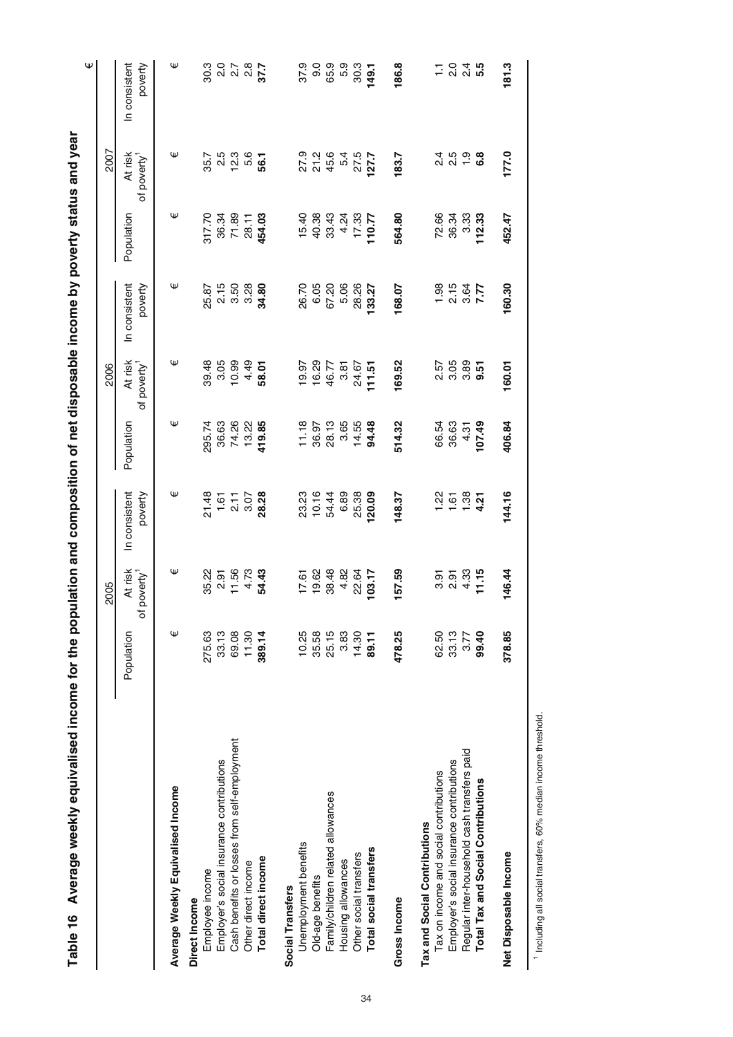## Table 16 Average weekly equivalised income for the population and composition of net disposable income by poverty status and year

€

| | 2005 | | | 2006 | | | 2007 | | |
|---|---|---|---|---|---|---|---|---|---|
| | Population | At risk of poverty[1] | In consistent poverty | Population | At risk of poverty[1] | In consistent poverty | Population | At risk of poverty[1] | In consistent poverty |
| **Average Weekly Equivalised Income** | € | € | € | € | € | € | € | € | € |
| **Direct Income** | | | | | | | | | |
| Employee income | 275.63 | 35.22 | 21.48 | 295.74 | 39.48 | 25.87 | 317.70 | 35.7 | 30.3 |
| Employer's social insurance contributions | 33.13 | 2.91 | 1.61 | 36.63 | 3.05 | 2.15 | 36.34 | 2.5 | 2.0 |
| Cash benefits or losses from self-employment | 69.08 | 11.56 | 2.11 | 74.26 | 10.99 | 3.50 | 71.89 | 12.3 | 2.7 |
| Other direct income | 11.30 | 4.73 | 3.07 | 13.22 | 4.49 | 3.28 | 28.11 | 5.6 | 2.8 |
| **Total direct income** | **389.14** | **54.43** | **28.28** | **419.85** | **58.01** | **34.80** | **454.03** | **56.1** | **37.7** |
| **Social Transfers** | | | | | | | | | |
| Unemployment benefits | 10.25 | 17.61 | 23.23 | 11.18 | 19.97 | 26.70 | 15.40 | 27.9 | 37.9 |
| Old-age benefits | 35.58 | 19.62 | 10.16 | 36.97 | 16.29 | 6.05 | 40.38 | 21.2 | 9.0 |
| Family/children related allowances | 25.15 | 38.48 | 54.44 | 28.13 | 46.77 | 67.20 | 33.43 | 45.6 | 65.9 |
| Housing allowances | 3.83 | 4.82 | 6.89 | 3.65 | 3.81 | 5.06 | 4.24 | 5.4 | 5.9 |
| Other social transfers | 14.30 | 22.64 | 25.38 | 14.55 | 24.67 | 28.26 | 17.33 | 27.5 | 30.3 |
| **Total social transfers** | **89.11** | **103.17** | **120.09** | **94.48** | **111.51** | **133.27** | **110.77** | **127.7** | **149.1** |
| **Gross Income** | **478.25** | **157.59** | **148.37** | **514.32** | **169.52** | **168.07** | **564.80** | **183.7** | **186.8** |
| **Tax and Social Contributions** | | | | | | | | | |
| Tax on income and social contributions | 62.50 | 3.91 | 1.22 | 66.54 | 2.57 | 1.98 | 72.66 | 2.4 | 1.1 |
| Employer's social insurance contributions | 33.13 | 2.91 | 1.61 | 36.63 | 3.05 | 2.15 | 36.34 | 2.5 | 2.0 |
| Regular inter-household cash transfers paid | 3.77 | 4.33 | 1.38 | 4.31 | 3.89 | 3.64 | 3.33 | 1.9 | 2.4 |
| **Total Tax and Social Contributions** | **99.40** | **11.15** | **4.21** | **107.49** | **9.51** | **7.77** | **112.33** | **6.8** | **5.5** |
| **Net Disposable Income** | **378.85** | **146.44** | **144.16** | **406.84** | **160.01** | **160.30** | **452.47** | **177.0** | **181.3** |

[1] Including all social transfers, 60% median income threshold.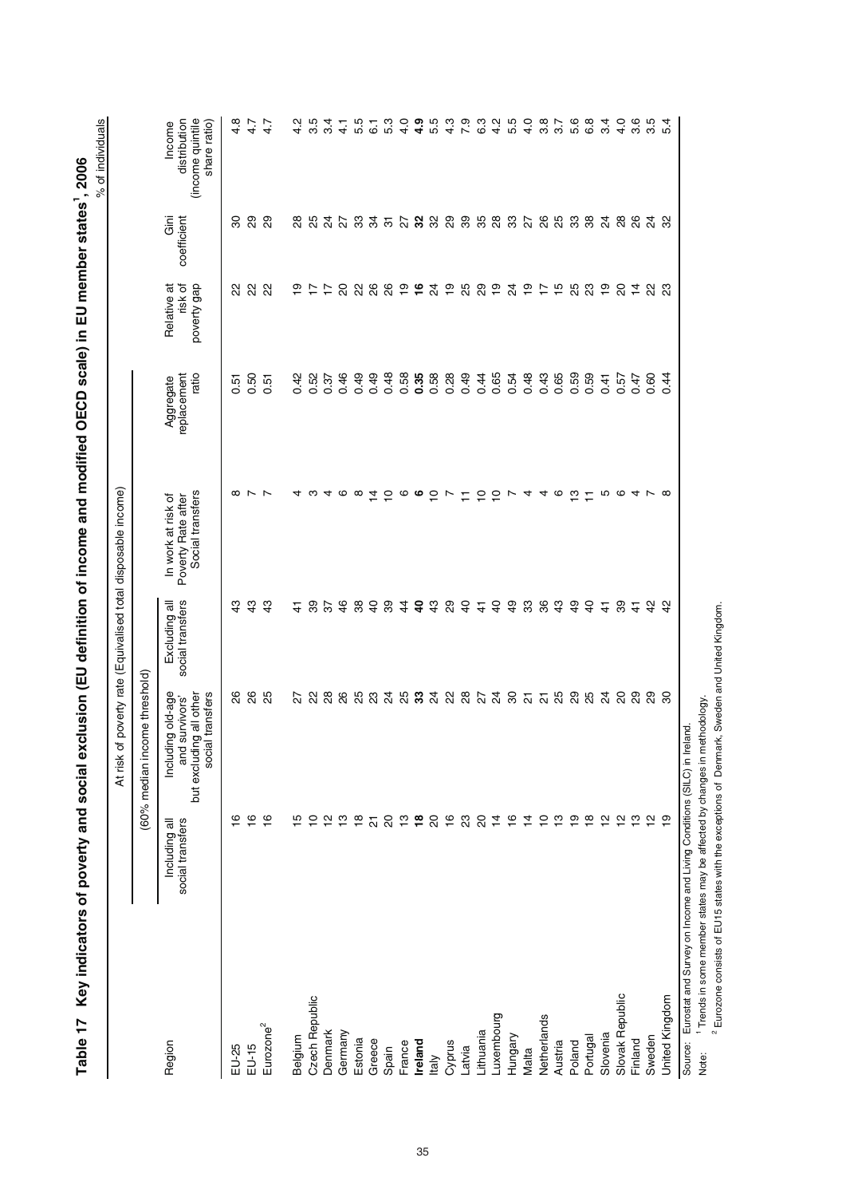# Table 17 Key indicators of poverty and social exclusion (EU definition of income and modified OECD scale) in EU member states[1], 2006

% of individuals

| Region | At risk of poverty rate (Equivalised total disposable income) | | | | | | | |
|---|---|---|---|---|---|---|---|---|
| | (60% median income threshold) | | | | | | | |
| | Including all social transfers | Including old-age and survivors' but excluding all other social transfers | Excluding all social transfers | In work at risk of Poverty Rate after Social transfers | Aggregate replacement ratio | Relative at risk of poverty gap | Gini coefficient | Income distribution (income quintile share ratio) |
| EU-25 | 16 | 26 | 43 | 8 | 0.51 | 22 | 30 | 4.8 |
| EU-15 | 16 | 26 | 43 | 7 | 0.50 | 22 | 29 | 4.7 |
| Eurozone[2] | 16 | 25 | 43 | 7 | 0.51 | 22 | 29 | 4.7 |
| Belgium | 15 | 27 | 41 | 4 | 0.42 | 19 | 28 | 4.2 |
| Czech Republic | 10 | 22 | 39 | 3 | 0.52 | 17 | 25 | 3.5 |
| Denmark | 12 | 28 | 37 | 4 | 0.37 | 17 | 24 | 3.4 |
| Germany | 13 | 26 | 46 | 6 | 0.46 | 20 | 27 | 4.1 |
| Estonia | 18 | 25 | 38 | 8 | 0.49 | 22 | 33 | 5.5 |
| Greece | 21 | 23 | 40 | 14 | 0.49 | 26 | 34 | 6.1 |
| Spain | 20 | 24 | 39 | 10 | 0.48 | 26 | 31 | 5.3 |
| France | 13 | 25 | 44 | 6 | 0.58 | 19 | 27 | 4.0 |
| **Ireland** | **18** | **33** | **40** | **6** | **0.35** | **16** | **32** | **4.9** |
| Italy | 20 | 24 | 43 | 10 | 0.58 | 24 | 32 | 5.5 |
| Cyprus | 16 | 22 | 29 | 7 | 0.28 | 19 | 29 | 4.3 |
| Latvia | 23 | 28 | 40 | 11 | 0.49 | 25 | 39 | 7.9 |
| Lithuania | 20 | 27 | 41 | 10 | 0.44 | 29 | 35 | 6.3 |
| Luxembourg | 14 | 24 | 40 | 10 | 0.65 | 19 | 28 | 4.2 |
| Hungary | 16 | 30 | 49 | 7 | 0.54 | 24 | 33 | 5.5 |
| Malta | 14 | 21 | 33 | 4 | 0.48 | 19 | 27 | 4.0 |
| Netherlands | 10 | 21 | 36 | 4 | 0.43 | 17 | 26 | 3.8 |
| Austria | 13 | 25 | 43 | 6 | 0.65 | 15 | 25 | 3.7 |
| Poland | 19 | 29 | 49 | 13 | 0.59 | 25 | 33 | 5.6 |
| Portugal | 18 | 25 | 40 | 11 | 0.59 | 23 | 38 | 6.8 |
| Slovenia | 12 | 24 | 41 | 5 | 0.41 | 19 | 24 | 3.4 |
| Slovak Republic | 12 | 20 | 39 | 6 | 0.57 | 20 | 28 | 4.0 |
| Finland | 13 | 29 | 41 | 4 | 0.47 | 14 | 26 | 3.6 |
| Sweden | 12 | 29 | 42 | 7 | 0.60 | 22 | 24 | 3.5 |
| United Kingdom | 19 | 30 | 42 | 8 | 0.44 | 23 | 32 | 5.4 |

Source: Eurostat and Survey on Income and Living Conditions (SILC) in Ireland.

Note: [1] Trends in some member states may be affected by changes in methodology.
[2] Eurozone consists of EU15 states with the exceptions of Denmark, Sweden and United Kingdom.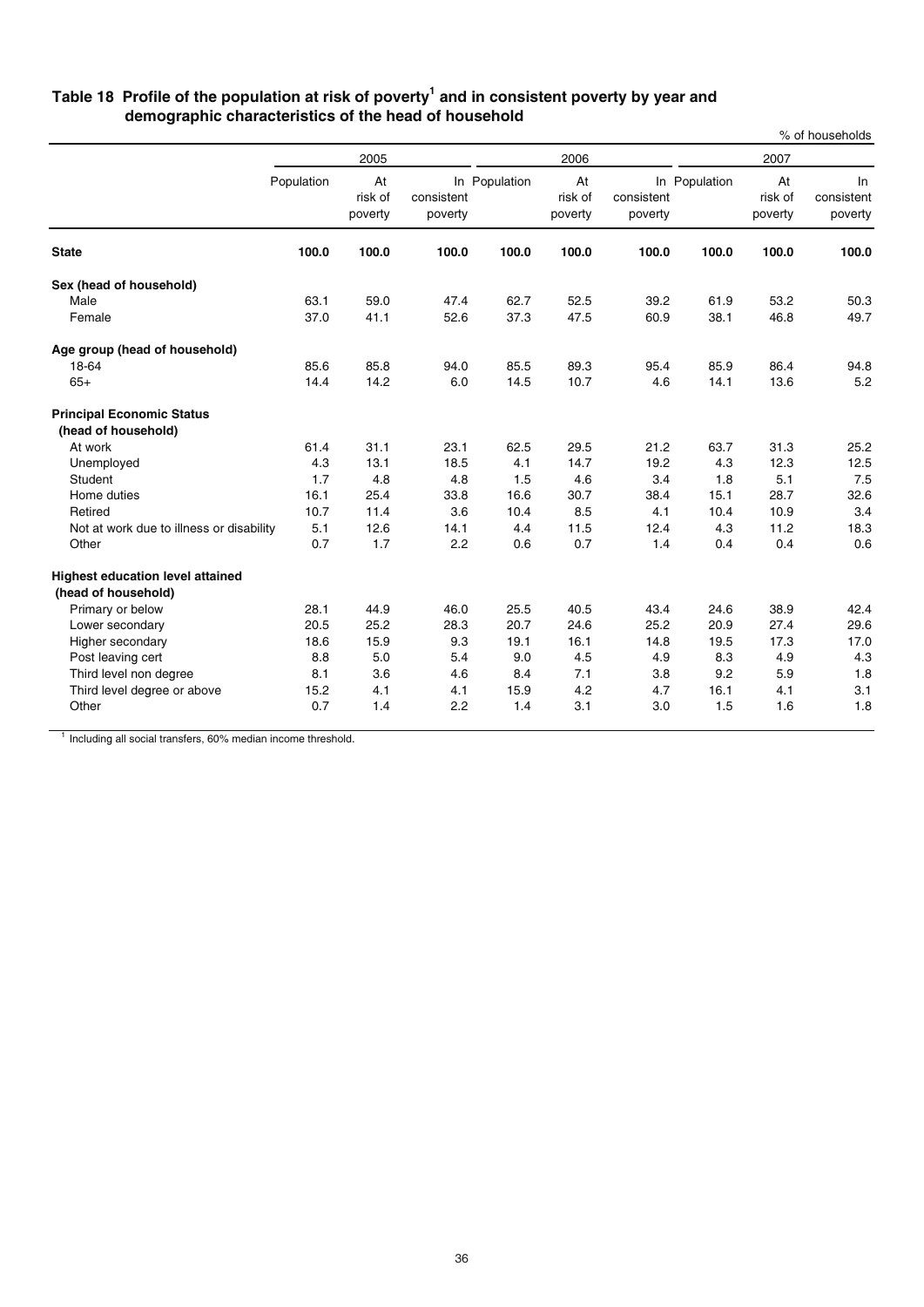### Table 18 Profile of the population at risk of poverty[1] and in consistent poverty by year and demographic characteristics of the head of household

% of households

| | 2005 | | | 2006 | | | 2007 | | |
|---|---|---|---|---|---|---|---|---|---|
| | Population | At risk of poverty | In consistent poverty | Population | At risk of poverty | In consistent poverty | Population | At risk of poverty | In consistent poverty |
| **State** | **100.0** | **100.0** | **100.0** | **100.0** | **100.0** | **100.0** | **100.0** | **100.0** | **100.0** |
| **Sex (head of household)** | | | | | | | | | |
| Male | 63.1 | 59.0 | 47.4 | 62.7 | 52.5 | 39.2 | 61.9 | 53.2 | 50.3 |
| Female | 37.0 | 41.1 | 52.6 | 37.3 | 47.5 | 60.9 | 38.1 | 46.8 | 49.7 |
| **Age group (head of household)** | | | | | | | | | |
| 18-64 | 85.6 | 85.8 | 94.0 | 85.5 | 89.3 | 95.4 | 85.9 | 86.4 | 94.8 |
| 65+ | 14.4 | 14.2 | 6.0 | 14.5 | 10.7 | 4.6 | 14.1 | 13.6 | 5.2 |
| **Principal Economic Status (head of household)** | | | | | | | | | |
| At work | 61.4 | 31.1 | 23.1 | 62.5 | 29.5 | 21.2 | 63.7 | 31.3 | 25.2 |
| Unemployed | 4.3 | 13.1 | 18.5 | 4.1 | 14.7 | 19.2 | 4.3 | 12.3 | 12.5 |
| Student | 1.7 | 4.8 | 4.8 | 1.5 | 4.6 | 3.4 | 1.8 | 5.1 | 7.5 |
| Home duties | 16.1 | 25.4 | 33.8 | 16.6 | 30.7 | 38.4 | 15.1 | 28.7 | 32.6 |
| Retired | 10.7 | 11.4 | 3.6 | 10.4 | 8.5 | 4.1 | 10.4 | 10.9 | 3.4 |
| Not at work due to illness or disability | 5.1 | 12.6 | 14.1 | 4.4 | 11.5 | 12.4 | 4.3 | 11.2 | 18.3 |
| Other | 0.7 | 1.7 | 2.2 | 0.6 | 0.7 | 1.4 | 0.4 | 0.4 | 0.6 |
| **Highest education level attained (head of household)** | | | | | | | | | |
| Primary or below | 28.1 | 44.9 | 46.0 | 25.5 | 40.5 | 43.4 | 24.6 | 38.9 | 42.4 |
| Lower secondary | 20.5 | 25.2 | 28.3 | 20.7 | 24.6 | 25.2 | 20.9 | 27.4 | 29.6 |
| Higher secondary | 18.6 | 15.9 | 9.3 | 19.1 | 16.1 | 14.8 | 19.5 | 17.3 | 17.0 |
| Post leaving cert | 8.8 | 5.0 | 5.4 | 9.0 | 4.5 | 4.9 | 8.3 | 4.9 | 4.3 |
| Third level non degree | 8.1 | 3.6 | 4.6 | 8.4 | 7.1 | 3.8 | 9.2 | 5.9 | 1.8 |
| Third level degree or above | 15.2 | 4.1 | 4.1 | 15.9 | 4.2 | 4.7 | 16.1 | 4.1 | 3.1 |
| Other | 0.7 | 1.4 | 2.2 | 1.4 | 3.1 | 3.0 | 1.5 | 1.6 | 1.8 |

[1] Including all social transfers, 60% median income threshold.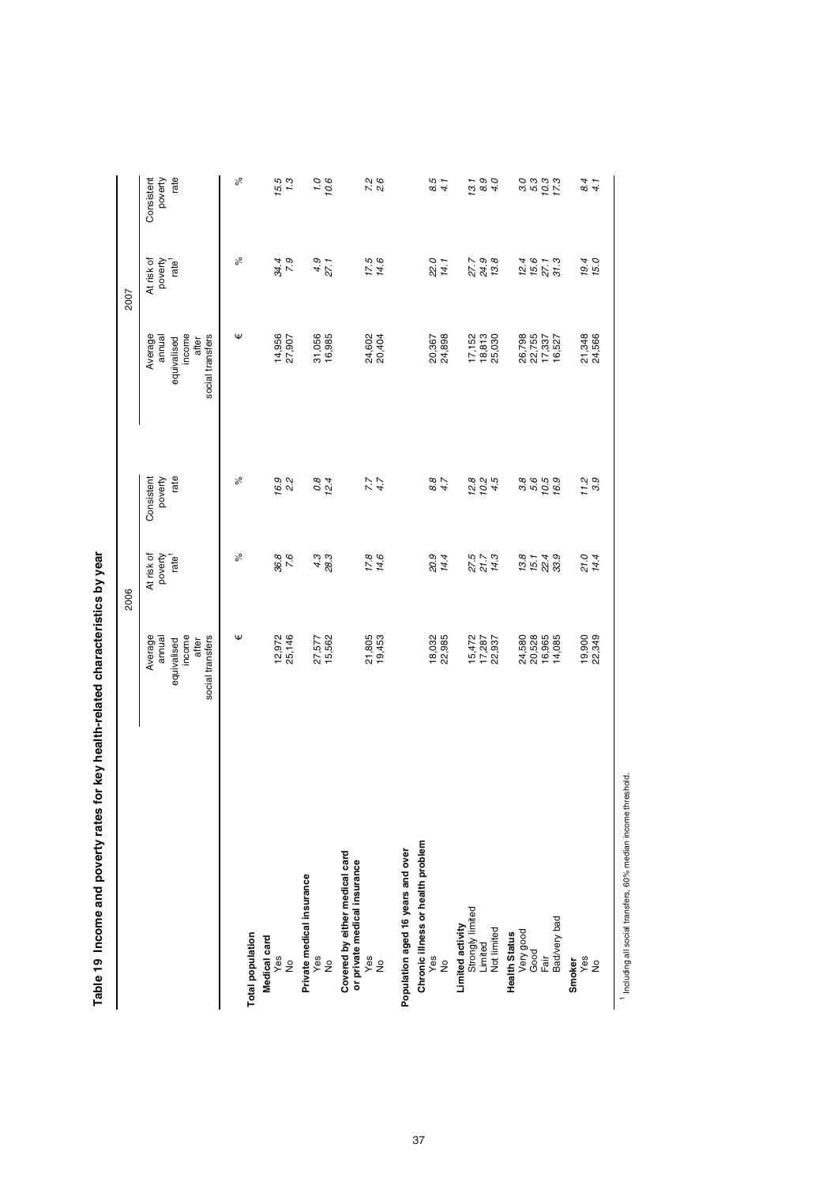# Table 19 Income and poverty rates for key health-related characteristics by year

| | 2006 | | | 2007 | | |
|---|---|---|---|---|---|---|
| | Average annual equivalised income after social transfers | At risk of poverty rate[1] | Consistent poverty rate | Average annual equivalised income after social transfers | At risk of poverty rate[1] | Consistent poverty rate |
| | € | % | % | € | % | % |
| **Total population** | | | | | | |
| **Medical card** | | | | | | |
| Yes | 12,972 | *36.8* | *16.9* | 14,956 | *34.4* | *15.5* |
| No | 25,146 | *7.6* | *2.2* | 27,907 | *7.9* | *1.3* |
| **Private medical insurance** | | | | | | |
| Yes | 27,577 | *4.3* | *0.8* | 31,056 | *4.9* | *1.0* |
| No | 15,562 | *28.3* | *12.4* | 16,985 | *27.1* | *10.6* |
| **Covered by either medical card or private medical insurance** | | | | | | |
| Yes | 21,805 | *17.8* | *7.7* | 24,602 | *17.5* | *7.2* |
| No | 19,453 | *14.6* | *4.7* | 20,404 | *14.6* | *2.6* |
| **Population aged 16 years and over** | | | | | | |
| **Chronic illness or health problem** | | | | | | |
| Yes | 18,032 | *20.9* | *8.8* | 20,367 | *22.0* | *8.5* |
| No | 22,985 | *14.4* | *4.7* | 24,898 | *14.1* | *4.1* |
| **Limited activity** | | | | | | |
| Strongly limited | 15,472 | *27.5* | *12.8* | 17,152 | *27.7* | *13.1* |
| Limited | 17,287 | *21.7* | *10.2* | 18,813 | *24.9* | *8.9* |
| Not limited | 22,937 | *14.3* | *4.5* | 25,030 | *13.8* | *4.0* |
| **Health Status** | | | | | | |
| Very good | 24,580 | *13.8* | *3.8* | 26,798 | *12.4* | *3.0* |
| Good | 20,528 | *15.1* | *5.6* | 22,755 | *15.6* | *5.3* |
| Fair | 16,965 | *22.4* | *10.5* | 17,337 | *27.1* | *10.3* |
| Bad/very bad | 14,085 | *33.9* | *16.9* | 16,527 | *31.3* | *17.3* |
| **Smoker** | | | | | | |
| Yes | 19,900 | *21.0* | *11.2* | 21,348 | *19.4* | *8.4* |
| No | 22,349 | *14.4* | *3.9* | 24,566 | *15.0* | *4.1* |

[1] Including all social transfers, 60% median income threshold.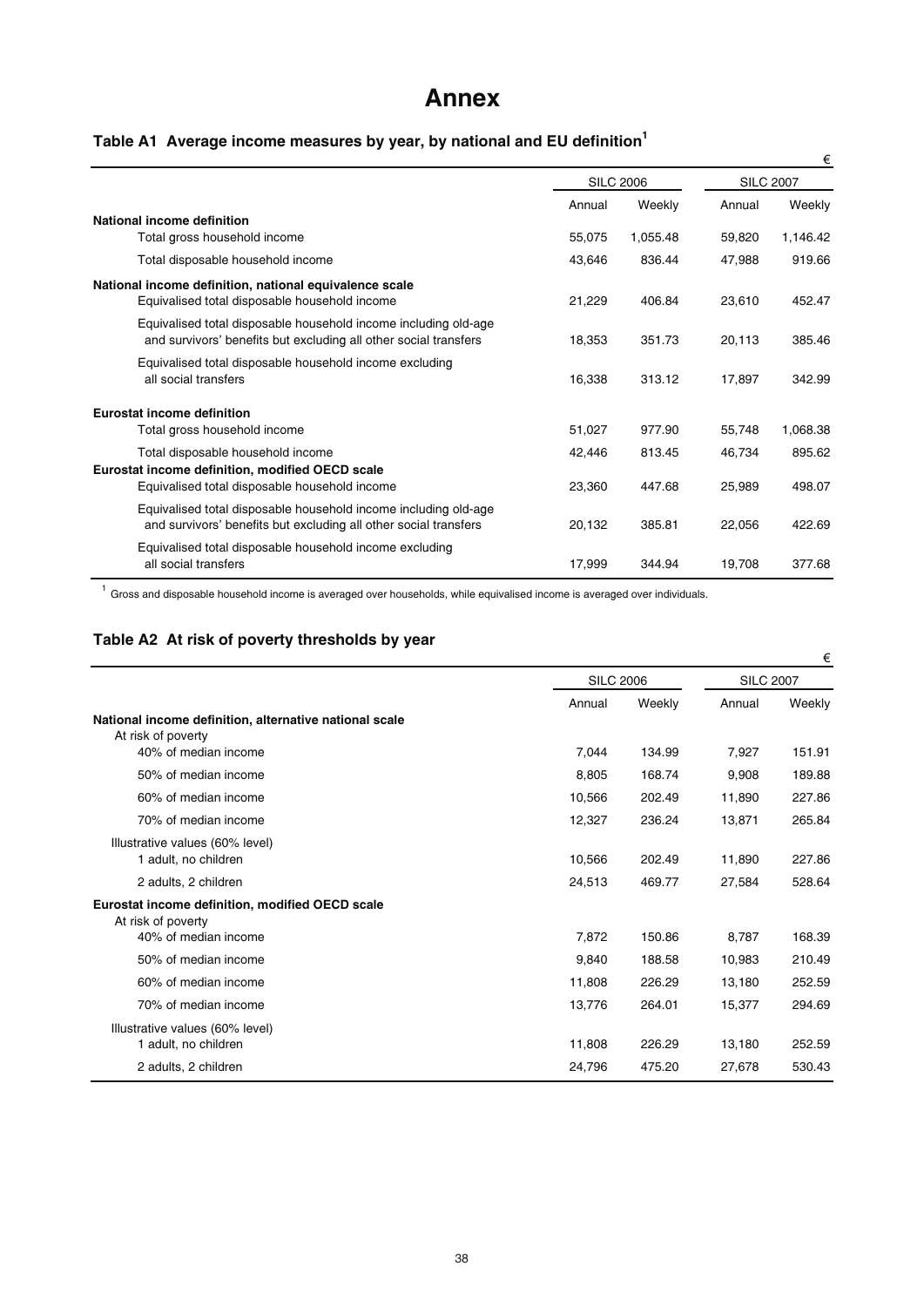# Annex

### Table A1 Average income measures by year, by national and EU definition[1]

€

| | SILC 2006 | | SILC 2007 | |
|---|---|---|---|---|
| | Annual | Weekly | Annual | Weekly |
| **National income definition** | | | | |
| Total gross household income | 55,075 | 1,055.48 | 59,820 | 1,146.42 |
| Total disposable household income | 43,646 | 836.44 | 47,988 | 919.66 |
| **National income definition, national equivalence scale** | | | | |
| Equivalised total disposable household income | 21,229 | 406.84 | 23,610 | 452.47 |
| Equivalised total disposable household income including old-age and survivors' benefits but excluding all other social transfers | 18,353 | 351.73 | 20,113 | 385.46 |
| Equivalised total disposable household income excluding all social transfers | 16,338 | 313.12 | 17,897 | 342.99 |
| **Eurostat income definition** | | | | |
| Total gross household income | 51,027 | 977.90 | 55,748 | 1,068.38 |
| Total disposable household income | 42,446 | 813.45 | 46,734 | 895.62 |
| **Eurostat income definition, modified OECD scale** | | | | |
| Equivalised total disposable household income | 23,360 | 447.68 | 25,989 | 498.07 |
| Equivalised total disposable household income including old-age and survivors' benefits but excluding all other social transfers | 20,132 | 385.81 | 22,056 | 422.69 |
| Equivalised total disposable household income excluding all social transfers | 17,999 | 344.94 | 19,708 | 377.68 |

[1] Gross and disposable household income is averaged over households, while equivalised income is averaged over individuals.

### Table A2 At risk of poverty thresholds by year

€

| | SILC 2006 | | SILC 2007 | |
|---|---|---|---|---|
| | Annual | Weekly | Annual | Weekly |
| **National income definition, alternative national scale** | | | | |
| At risk of poverty | | | | |
| 40% of median income | 7,044 | 134.99 | 7,927 | 151.91 |
| 50% of median income | 8,805 | 168.74 | 9,908 | 189.88 |
| 60% of median income | 10,566 | 202.49 | 11,890 | 227.86 |
| 70% of median income | 12,327 | 236.24 | 13,871 | 265.84 |
| Illustrative values (60% level) | | | | |
| 1 adult, no children | 10,566 | 202.49 | 11,890 | 227.86 |
| 2 adults, 2 children | 24,513 | 469.77 | 27,584 | 528.64 |
| **Eurostat income definition, modified OECD scale** | | | | |
| At risk of poverty | | | | |
| 40% of median income | 7,872 | 150.86 | 8,787 | 168.39 |
| 50% of median income | 9,840 | 188.58 | 10,983 | 210.49 |
| 60% of median income | 11,808 | 226.29 | 13,180 | 252.59 |
| 70% of median income | 13,776 | 264.01 | 15,377 | 294.69 |
| Illustrative values (60% level) | | | | |
| 1 adult, no children | 11,808 | 226.29 | 13,180 | 252.59 |
| 2 adults, 2 children | 24,796 | 475.20 | 27,678 | 530.43 |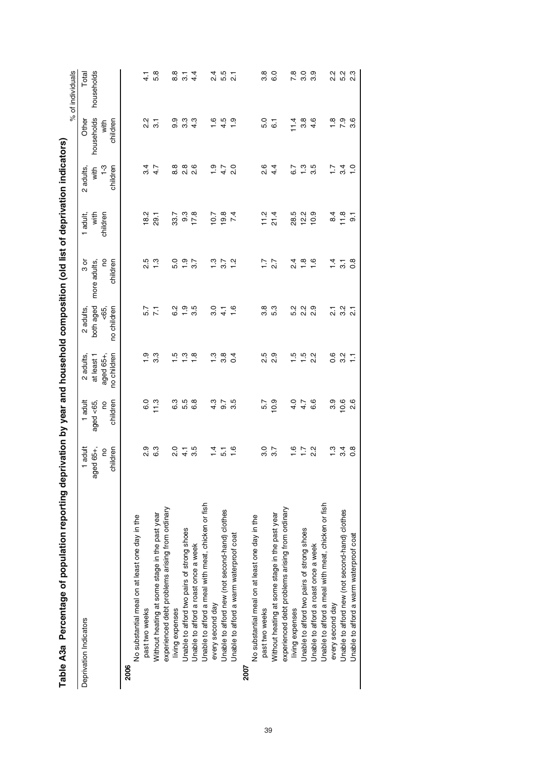# Table A3a Percentage of population reporting deprivation by year and household composition (old list of deprivation indicators)

% of individuals

| Deprivation Indicators | 1 adult aged 65+, no children | 1 adult aged <65, no children | 2 adults, at least 1 aged 65+, no children | 2 adults, both aged <65, no children | 3 or more adults, no children | 1 adult, with children | 2 adults, with 1-3 children | Other households with children | Total households |
|---|---|---|---|---|---|---|---|---|---|
| **2006** | | | | | | | | | |
| No substantial meal on at least one day in the past two weeks | 2.9 | 6.0 | 1.9 | 5.7 | 2.5 | 18.2 | 3.4 | 2.2 | 4.1 |
| Without heating at some stage in the past year | 6.3 | 11.3 | 3.3 | 7.1 | 1.3 | 29.1 | 4.7 | 3.1 | 5.8 |
| experienced debt problems arising from ordinary living expenses | 2.0 | 6.3 | 1.5 | 6.2 | 5.0 | 33.7 | 8.8 | 9.9 | 8.8 |
| Unable to afford two pairs of strong shoes | 4.1 | 5.5 | 1.3 | 1.9 | 1.9 | 9.3 | 2.8 | 3.3 | 3.1 |
| Unable to afford a roast once a week | 3.5 | 6.8 | 1.8 | 3.5 | 3.7 | 17.8 | 2.6 | 4.3 | 4.4 |
| Unable to afford a meal with meat, chicken or fish every second day | 1.4 | 4.3 | 1.3 | 3.0 | 1.3 | 10.7 | 1.9 | 1.6 | 2.4 |
| Unable to afford new (not second-hand) clothes | 5.1 | 9.7 | 3.8 | 4.1 | 3.7 | 19.8 | 4.7 | 4.5 | 5.5 |
| Unable to afford a warm waterproof coat | 1.6 | 3.5 | 0.4 | 1.6 | 1.2 | 7.4 | 2.0 | 1.9 | 2.1 |
| **2007** | | | | | | | | | |
| No substantial meal on at least one day in the past two weeks | 3.0 | 5.7 | 2.5 | 3.8 | 1.7 | 11.2 | 2.6 | 5.0 | 3.8 |
| Without heating at some stage in the past year | 3.7 | 10.9 | 2.9 | 5.3 | 2.7 | 21.4 | 4.4 | 6.1 | 6.0 |
| experienced debt problems arising from ordinary living expenses | 1.6 | 4.0 | 1.5 | 5.2 | 2.4 | 28.5 | 6.7 | 11.4 | 7.8 |
| Unable to afford two pairs of strong shoes | 1.7 | 4.7 | 1.5 | 2.2 | 1.8 | 12.2 | 1.3 | 3.8 | 3.0 |
| Unable to afford a roast once a week | 2.2 | 6.6 | 2.2 | 2.9 | 1.6 | 10.9 | 3.5 | 4.6 | 3.9 |
| Unable to afford a meal with meat, chicken or fish every second day | 1.3 | 3.9 | 0.6 | 2.1 | 1.4 | 8.4 | 1.7 | 1.8 | 2.2 |
| Unable to afford new (not second-hand) clothes | 3.4 | 10.6 | 3.2 | 3.2 | 3.1 | 11.8 | 3.4 | 7.9 | 5.2 |
| Unable to afford a warm waterproof coat | 0.8 | 2.6 | 1.1 | 2.1 | 0.8 | 9.1 | 1.0 | 3.6 | 2.3 |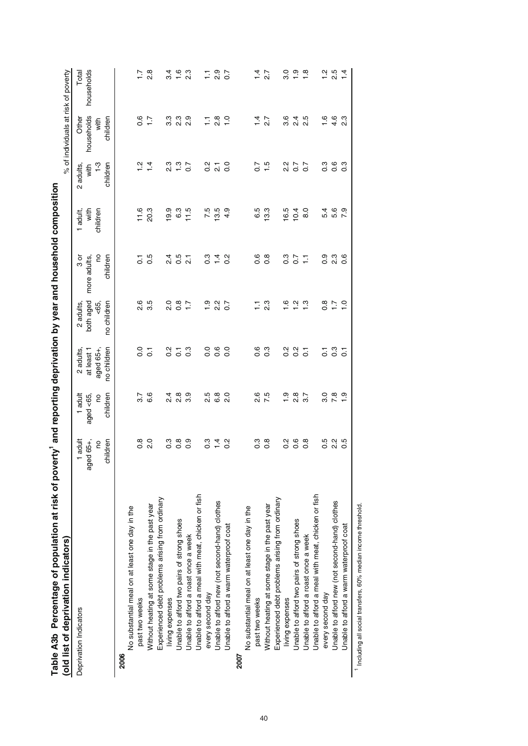# Table A3b Percentage of population at risk of poverty[1] and reporting deprivation by year and household composition (old list of deprivation indicators)

% of individuals at risk of poverty

| Deprivation Indicators | 1 adult aged 65+, no children | 1 adult aged <65, no children | 2 adults, at least 1 aged 65+, no children | 2 adults, both aged <65, no children | 3 or more adults, no children | 1 adult, with children | 2 adults, with 1-3 children | Other households with children | Total households |
|---|---|---|---|---|---|---|---|---|---|
| **2006** | | | | | | | | | |
| No substantial meal on at least one day in the past two weeks | 0.8 | 3.7 | 0.0 | 2.6 | 0.1 | 11.6 | 1.2 | 0.6 | 1.7 |
| Without heating at some stage in the past year | 2.0 | 6.6 | 0.1 | 3.5 | 0.5 | 20.3 | 1.4 | 1.7 | 2.8 |
| Experienced debt problems arising from ordinary living expenses | 0.3 | 2.4 | 0.2 | 2.0 | 2.4 | 19.9 | 2.3 | 3.3 | 3.4 |
| Unable to afford two pairs of strong shoes | 0.8 | 2.8 | 0.1 | 0.8 | 0.5 | 6.3 | 1.3 | 2.3 | 1.6 |
| Unable to afford a roast once a week | 0.9 | 3.9 | 0.3 | 1.7 | 2.1 | 11.5 | 0.7 | 2.9 | 2.3 |
| Unable to afford a meal with meat, chicken or fish every second day | 0.3 | 2.5 | 0.0 | 1.9 | 0.3 | 7.5 | 0.2 | 1.1 | 1.1 |
| Unable to afford new (not second-hand) clothes | 1.4 | 6.8 | 0.6 | 2.2 | 1.4 | 13.5 | 2.1 | 2.8 | 2.9 |
| Unable to afford a warm waterproof coat | 0.2 | 2.0 | 0.0 | 0.7 | 0.2 | 4.9 | 0.0 | 1.0 | 0.7 |
| **2007** | | | | | | | | | |
| No substantial meal on at least one day in the past two weeks | 0.3 | 2.6 | 0.6 | 1.1 | 0.6 | 6.5 | 0.7 | 1.4 | 1.4 |
| Without heating at some stage in the past year | 0.8 | 7.5 | 0.3 | 2.3 | 0.8 | 13.3 | 1.5 | 2.7 | 2.7 |
| Experienced debt problems arising from ordinary living expenses | 0.2 | 1.9 | 0.2 | 1.6 | 0.3 | 16.5 | 2.2 | 3.6 | 3.0 |
| Unable to afford two pairs of strong shoes | 0.6 | 2.8 | 0.2 | 1.2 | 0.7 | 10.4 | 0.7 | 2.4 | 1.9 |
| Unable to afford a roast once a week | 0.8 | 3.7 | 0.1 | 1.3 | 1.1 | 8.0 | 0.7 | 2.5 | 1.8 |
| Unable to afford a meal with meat, chicken or fish every second day | 0.5 | 3.0 | 0.1 | 0.8 | 0.9 | 5.4 | 0.3 | 1.6 | 1.2 |
| Unable to afford new (not second-hand) clothes | 2.2 | 7.8 | 0.3 | 1.7 | 2.3 | 5.6 | 0.6 | 4.6 | 2.5 |
| Unable to afford a warm waterproof coat | 0.5 | 1.9 | 0.1 | 1.0 | 0.6 | 7.9 | 0.3 | 2.3 | 1.4 |

[1] Including all social transfers, 60% median income threshold.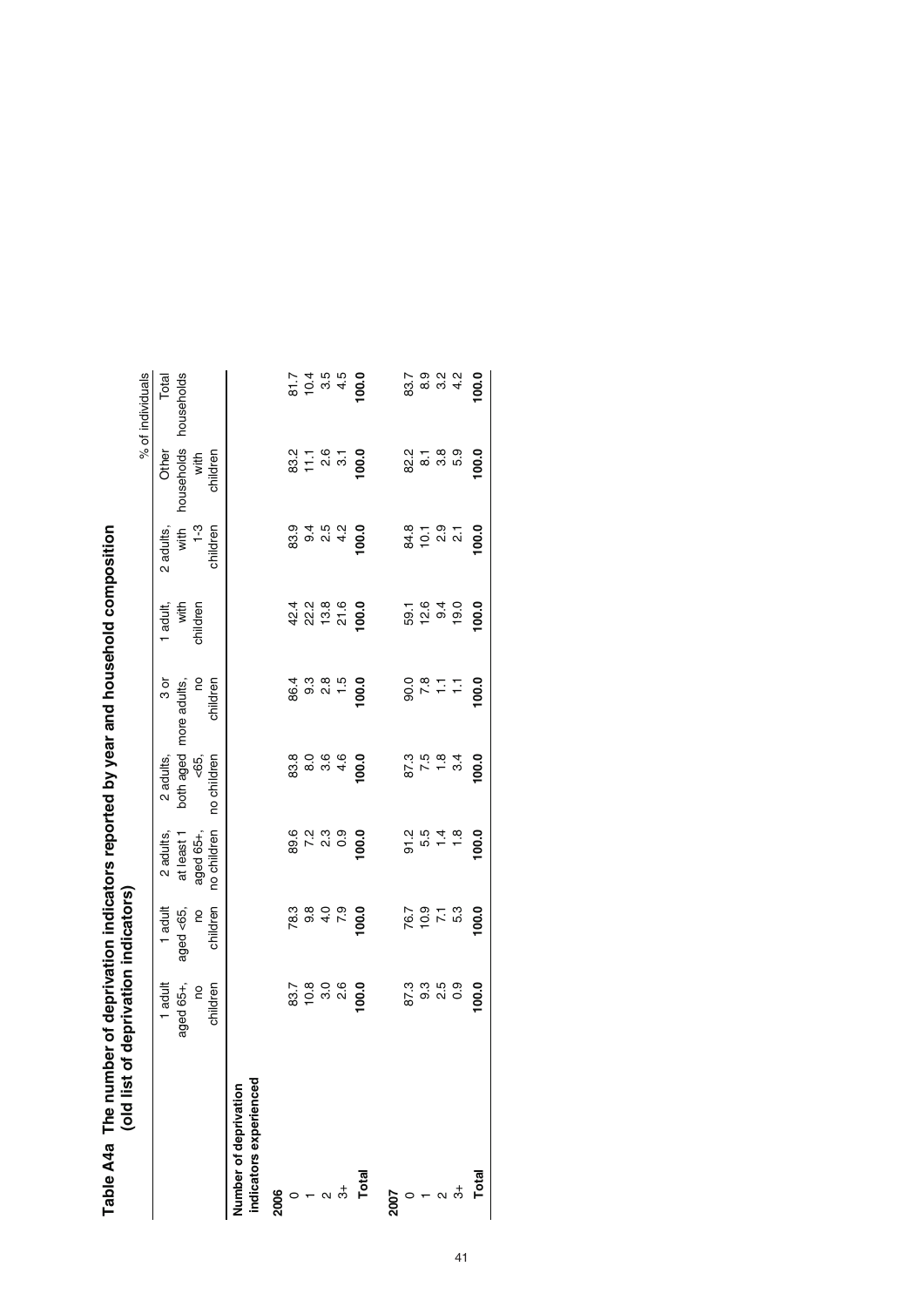**Table A4a The number of deprivation indicators reported by year and household composition (old list of deprivation indicators)**

% of individuals

| Number of deprivation indicators experienced | 1 adult aged 65+, no children | 1 adult aged <65, no children | 2 adults, at least 1 aged 65+, no children | 2 adults, both aged <65, no children | 3 or more adults, no children | 1 adult, with children | 2 adults, with 1-3 children | Other households with children | Total households |
|---|---|---|---|---|---|---|---|---|---|
| **2006** | | | | | | | | | |
| 0 | 83.7 | 78.3 | 89.6 | 83.8 | 86.4 | 42.4 | 83.9 | 83.2 | 81.7 |
| 1 | 10.8 | 9.8 | 7.2 | 8.0 | 9.3 | 22.2 | 9.4 | 11.1 | 10.4 |
| 2 | 3.0 | 4.0 | 2.3 | 3.6 | 2.8 | 13.8 | 2.5 | 2.6 | 3.5 |
| 3+ | 2.6 | 7.9 | 0.9 | 4.6 | 1.5 | 21.6 | 4.2 | 3.1 | 4.5 |
| **Total** | **100.0** | **100.0** | **100.0** | **100.0** | **100.0** | **100.0** | **100.0** | **100.0** | **100.0** |
| **2007** | | | | | | | | | |
| 0 | 87.3 | 76.7 | 91.2 | 87.3 | 90.0 | 59.1 | 84.8 | 82.2 | 83.7 |
| 1 | 9.3 | 10.9 | 5.5 | 7.5 | 7.8 | 12.6 | 10.1 | 8.1 | 8.9 |
| 2 | 2.5 | 7.1 | 1.4 | 1.8 | 1.1 | 9.4 | 2.9 | 3.8 | 3.2 |
| 3+ | 0.9 | 5.3 | 1.8 | 3.4 | 1.1 | 19.0 | 2.1 | 5.9 | 4.2 |
| **Total** | **100.0** | **100.0** | **100.0** | **100.0** | **100.0** | **100.0** | **100.0** | **100.0** | **100.0** |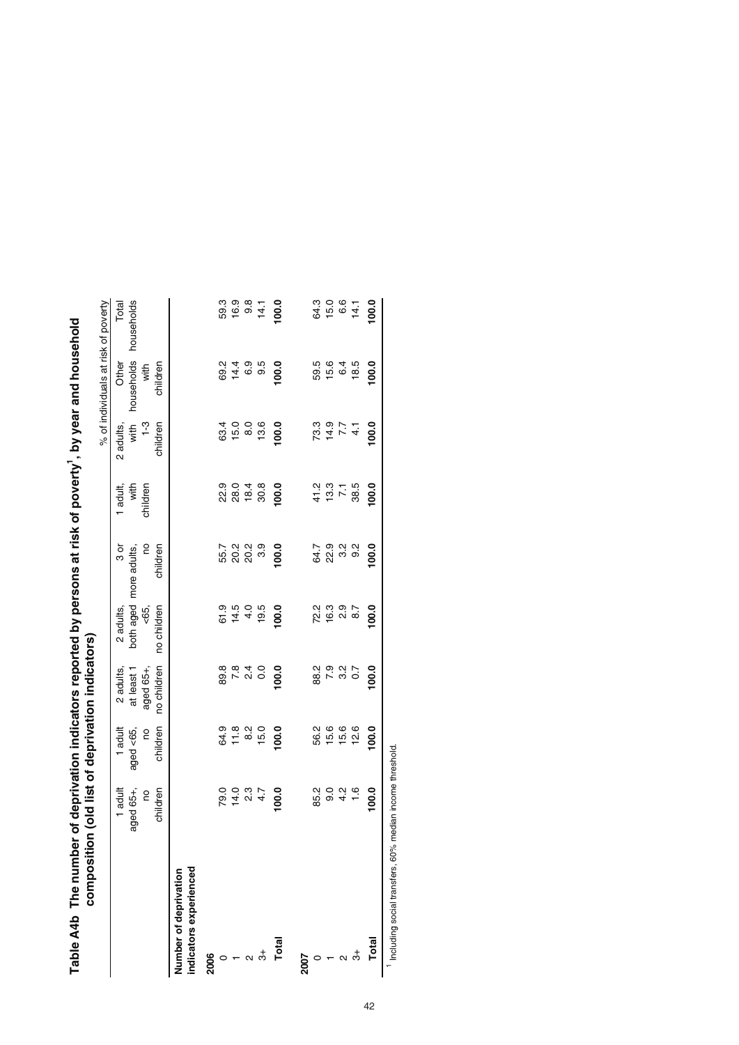**Table A4b The number of deprivation indicators reported by persons at risk of poverty[1], by year and household composition (old list of deprivation indicators)**

% of individuals at risk of poverty

| Number of deprivation indicators experienced | 1 adult aged 65+, no children | 1 adult aged <65, no children | 2 adults, at least 1 aged 65+, no children | 2 adults, both aged <65, no children | 3 or more adults, no children | 1 adult, with children | 2 adults, with 1-3 children | Other households with children | Total households |
|---|---|---|---|---|---|---|---|---|---|
| **2006** | | | | | | | | | |
| 0 | 79.0 | 64.9 | 89.8 | 61.9 | 55.7 | 22.9 | 63.4 | 69.2 | 59.3 |
| 1 | 14.0 | 11.8 | 7.8 | 14.5 | 20.2 | 28.0 | 15.0 | 14.4 | 16.9 |
| 2 | 2.3 | 8.2 | 2.4 | 4.0 | 20.2 | 18.4 | 8.0 | 6.9 | 9.8 |
| 3+ | 4.7 | 15.0 | 0.0 | 19.5 | 3.9 | 30.8 | 13.6 | 9.5 | 14.1 |
| **Total** | **100.0** | **100.0** | **100.0** | **100.0** | **100.0** | **100.0** | **100.0** | **100.0** | **100.0** |
| **2007** | | | | | | | | | |
| 0 | 85.2 | 56.2 | 88.2 | 72.2 | 64.7 | 41.2 | 73.3 | 59.5 | 64.3 |
| 1 | 9.0 | 15.6 | 7.9 | 16.3 | 22.9 | 13.3 | 14.9 | 15.6 | 15.0 |
| 2 | 4.2 | 15.6 | 3.2 | 2.9 | 3.2 | 7.1 | 7.7 | 6.4 | 6.6 |
| 3+ | 1.6 | 12.6 | 0.7 | 8.7 | 9.2 | 38.5 | 4.1 | 18.5 | 14.1 |
| **Total** | **100.0** | **100.0** | **100.0** | **100.0** | **100.0** | **100.0** | **100.0** | **100.0** | **100.0** |

[1] Including social transfers, 60% median income threshold.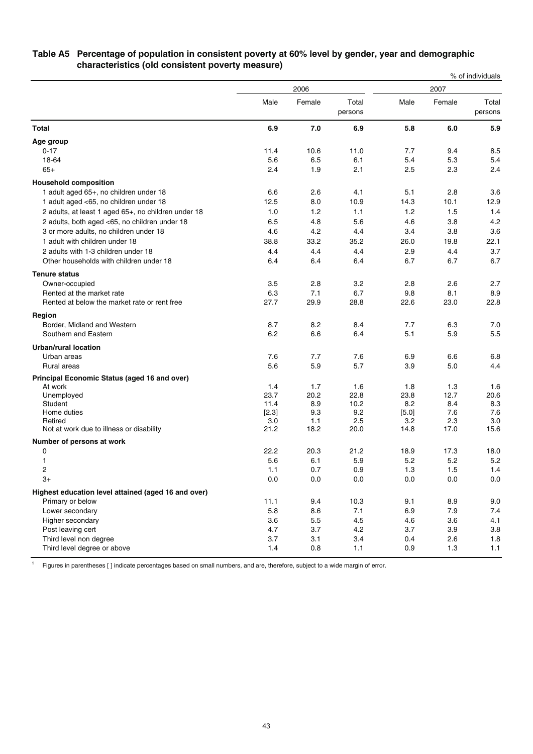### Table A5 Percentage of population in consistent poverty at 60% level by gender, year and demographic characteristics (old consistent poverty measure)

% of individuals

| | 2006 | | | 2007 | | |
|---|---|---|---|---|---|---|
| | Male | Female | Total persons | Male | Female | Total persons |
| **Total** | **6.9** | **7.0** | **6.9** | **5.8** | **6.0** | **5.9** |
| **Age group** | | | | | | |
| 0-17 | 11.4 | 10.6 | 11.0 | 7.7 | 9.4 | 8.5 |
| 18-64 | 5.6 | 6.5 | 6.1 | 5.4 | 5.3 | 5.4 |
| 65+ | 2.4 | 1.9 | 2.1 | 2.5 | 2.3 | 2.4 |
| **Household composition** | | | | | | |
| 1 adult aged 65+, no children under 18 | 6.6 | 2.6 | 4.1 | 5.1 | 2.8 | 3.6 |
| 1 adult aged <65, no children under 18 | 12.5 | 8.0 | 10.9 | 14.3 | 10.1 | 12.9 |
| 2 adults, at least 1 aged 65+, no children under 18 | 1.0 | 1.2 | 1.1 | 1.2 | 1.5 | 1.4 |
| 2 adults, both aged <65, no children under 18 | 6.5 | 4.8 | 5.6 | 4.6 | 3.8 | 4.2 |
| 3 or more adults, no children under 18 | 4.6 | 4.2 | 4.4 | 3.4 | 3.8 | 3.6 |
| 1 adult with children under 18 | 38.8 | 33.2 | 35.2 | 26.0 | 19.8 | 22.1 |
| 2 adults with 1-3 children under 18 | 4.4 | 4.4 | 4.4 | 2.9 | 4.4 | 3.7 |
| Other households with children under 18 | 6.4 | 6.4 | 6.4 | 6.7 | 6.7 | 6.7 |
| **Tenure status** | | | | | | |
| Owner-occupied | 3.5 | 2.8 | 3.2 | 2.8 | 2.6 | 2.7 |
| Rented at the market rate | 6.3 | 7.1 | 6.7 | 9.8 | 8.1 | 8.9 |
| Rented at below the market rate or rent free | 27.7 | 29.9 | 28.8 | 22.6 | 23.0 | 22.8 |
| **Region** | | | | | | |
| Border, Midland and Western | 8.7 | 8.2 | 8.4 | 7.7 | 6.3 | 7.0 |
| Southern and Eastern | 6.2 | 6.6 | 6.4 | 5.1 | 5.9 | 5.5 |
| **Urban/rural location** | | | | | | |
| Urban areas | 7.6 | 7.7 | 7.6 | 6.9 | 6.6 | 6.8 |
| Rural areas | 5.6 | 5.9 | 5.7 | 3.9 | 5.0 | 4.4 |
| **Principal Economic Status (aged 16 and over)** | | | | | | |
| At work | 1.4 | 1.7 | 1.6 | 1.8 | 1.3 | 1.6 |
| Unemployed | 23.7 | 20.2 | 22.8 | 23.8 | 12.7 | 20.6 |
| Student | 11.4 | 8.9 | 10.2 | 8.2 | 8.4 | 8.3 |
| Home duties | [2.3] | 9.3 | 9.2 | [5.0] | 7.6 | 7.6 |
| Retired | 3.0 | 1.1 | 2.5 | 3.2 | 2.3 | 3.0 |
| Not at work due to illness or disability | 21.2 | 18.2 | 20.0 | 14.8 | 17.0 | 15.6 |
| **Number of persons at work** | | | | | | |
| 0 | 22.2 | 20.3 | 21.2 | 18.9 | 17.3 | 18.0 |
| 1 | 5.6 | 6.1 | 5.9 | 5.2 | 5.2 | 5.2 |
| 2 | 1.1 | 0.7 | 0.9 | 1.3 | 1.5 | 1.4 |
| 3+ | 0.0 | 0.0 | 0.0 | 0.0 | 0.0 | 0.0 |
| **Highest education level attained (aged 16 and over)** | | | | | | |
| Primary or below | 11.1 | 9.4 | 10.3 | 9.1 | 8.9 | 9.0 |
| Lower secondary | 5.8 | 8.6 | 7.1 | 6.9 | 7.9 | 7.4 |
| Higher secondary | 3.6 | 5.5 | 4.5 | 4.6 | 3.6 | 4.1 |
| Post leaving cert | 4.7 | 3.7 | 4.2 | 3.7 | 3.9 | 3.8 |
| Third level non degree | 3.7 | 3.1 | 3.4 | 0.4 | 2.6 | 1.8 |
| Third level degree or above | 1.4 | 0.8 | 1.1 | 0.9 | 1.3 | 1.1 |

[1] Figures in parentheses [ ] indicate percentages based on small numbers, and are, therefore, subject to a wide margin of error.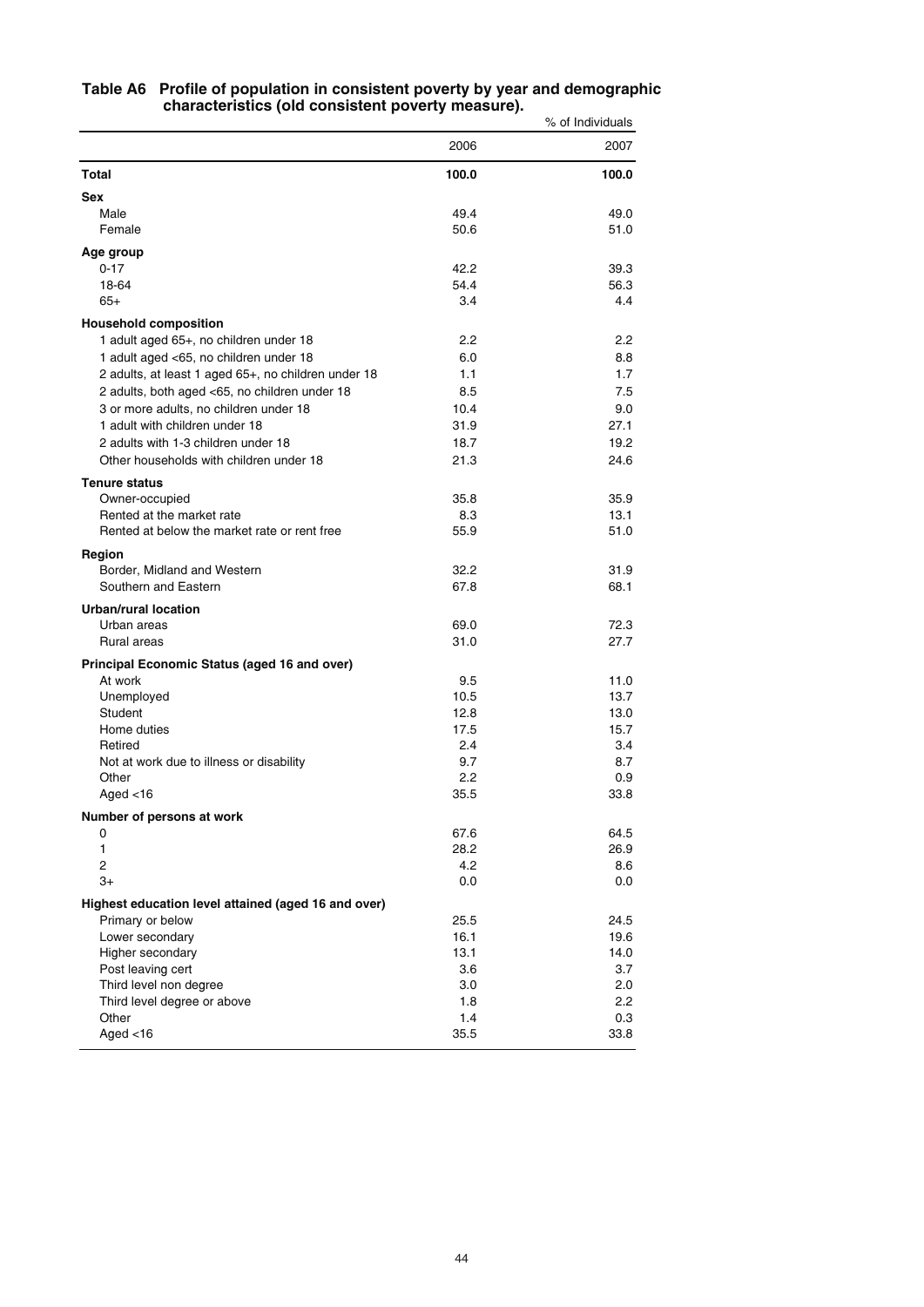**Table A6 Profile of population in consistent poverty by year and demographic characteristics (old consistent poverty measure).**

% of Individuals

| | 2006 | 2007 |
|---|---|---|
| **Total** | **100.0** | **100.0** |
| **Sex** | | |
| Male | 49.4 | 49.0 |
| Female | 50.6 | 51.0 |
| **Age group** | | |
| 0-17 | 42.2 | 39.3 |
| 18-64 | 54.4 | 56.3 |
| 65+ | 3.4 | 4.4 |
| **Household composition** | | |
| 1 adult aged 65+, no children under 18 | 2.2 | 2.2 |
| 1 adult aged <65, no children under 18 | 6.0 | 8.8 |
| 2 adults, at least 1 aged 65+, no children under 18 | 1.1 | 1.7 |
| 2 adults, both aged <65, no children under 18 | 8.5 | 7.5 |
| 3 or more adults, no children under 18 | 10.4 | 9.0 |
| 1 adult with children under 18 | 31.9 | 27.1 |
| 2 adults with 1-3 children under 18 | 18.7 | 19.2 |
| Other households with children under 18 | 21.3 | 24.6 |
| **Tenure status** | | |
| Owner-occupied | 35.8 | 35.9 |
| Rented at the market rate | 8.3 | 13.1 |
| Rented at below the market rate or rent free | 55.9 | 51.0 |
| **Region** | | |
| Border, Midland and Western | 32.2 | 31.9 |
| Southern and Eastern | 67.8 | 68.1 |
| **Urban/rural location** | | |
| Urban areas | 69.0 | 72.3 |
| Rural areas | 31.0 | 27.7 |
| **Principal Economic Status (aged 16 and over)** | | |
| At work | 9.5 | 11.0 |
| Unemployed | 10.5 | 13.7 |
| Student | 12.8 | 13.0 |
| Home duties | 17.5 | 15.7 |
| Retired | 2.4 | 3.4 |
| Not at work due to illness or disability | 9.7 | 8.7 |
| Other | 2.2 | 0.9 |
| Aged <16 | 35.5 | 33.8 |
| **Number of persons at work** | | |
| 0 | 67.6 | 64.5 |
| 1 | 28.2 | 26.9 |
| 2 | 4.2 | 8.6 |
| 3+ | 0.0 | 0.0 |
| **Highest education level attained (aged 16 and over)** | | |
| Primary or below | 25.5 | 24.5 |
| Lower secondary | 16.1 | 19.6 |
| Higher secondary | 13.1 | 14.0 |
| Post leaving cert | 3.6 | 3.7 |
| Third level non degree | 3.0 | 2.0 |
| Third level degree or above | 1.8 | 2.2 |
| Other | 1.4 | 0.3 |
| Aged <16 | 35.5 | 33.8 |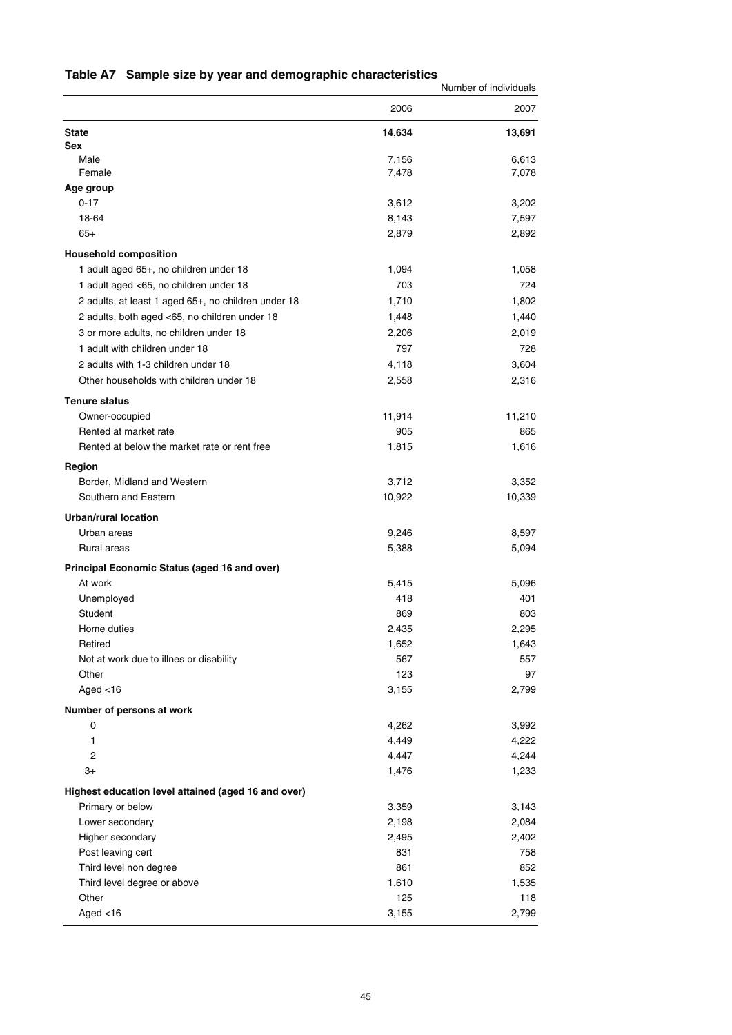## Table A7 Sample size by year and demographic characteristics

Number of individuals

| | 2006 | 2007 |
|---|---|---|
| **State** | **14,634** | **13,691** |
| **Sex** | | |
| Male | 7,156 | 6,613 |
| Female | 7,478 | 7,078 |
| **Age group** | | |
| 0-17 | 3,612 | 3,202 |
| 18-64 | 8,143 | 7,597 |
| 65+ | 2,879 | 2,892 |
| **Household composition** | | |
| 1 adult aged 65+, no children under 18 | 1,094 | 1,058 |
| 1 adult aged <65, no children under 18 | 703 | 724 |
| 2 adults, at least 1 aged 65+, no children under 18 | 1,710 | 1,802 |
| 2 adults, both aged <65, no children under 18 | 1,448 | 1,440 |
| 3 or more adults, no children under 18 | 2,206 | 2,019 |
| 1 adult with children under 18 | 797 | 728 |
| 2 adults with 1-3 children under 18 | 4,118 | 3,604 |
| Other households with children under 18 | 2,558 | 2,316 |
| **Tenure status** | | |
| Owner-occupied | 11,914 | 11,210 |
| Rented at market rate | 905 | 865 |
| Rented at below the market rate or rent free | 1,815 | 1,616 |
| **Region** | | |
| Border, Midland and Western | 3,712 | 3,352 |
| Southern and Eastern | 10,922 | 10,339 |
| **Urban/rural location** | | |
| Urban areas | 9,246 | 8,597 |
| Rural areas | 5,388 | 5,094 |
| **Principal Economic Status (aged 16 and over)** | | |
| At work | 5,415 | 5,096 |
| Unemployed | 418 | 401 |
| Student | 869 | 803 |
| Home duties | 2,435 | 2,295 |
| Retired | 1,652 | 1,643 |
| Not at work due to illnes or disability | 567 | 557 |
| Other | 123 | 97 |
| Aged <16 | 3,155 | 2,799 |
| **Number of persons at work** | | |
| 0 | 4,262 | 3,992 |
| 1 | 4,449 | 4,222 |
| 2 | 4,447 | 4,244 |
| 3+ | 1,476 | 1,233 |
| **Highest education level attained (aged 16 and over)** | | |
| Primary or below | 3,359 | 3,143 |
| Lower secondary | 2,198 | 2,084 |
| Higher secondary | 2,495 | 2,402 |
| Post leaving cert | 831 | 758 |
| Third level non degree | 861 | 852 |
| Third level degree or above | 1,610 | 1,535 |
| Other | 125 | 118 |
| Aged <16 | 3,155 | 2,799 |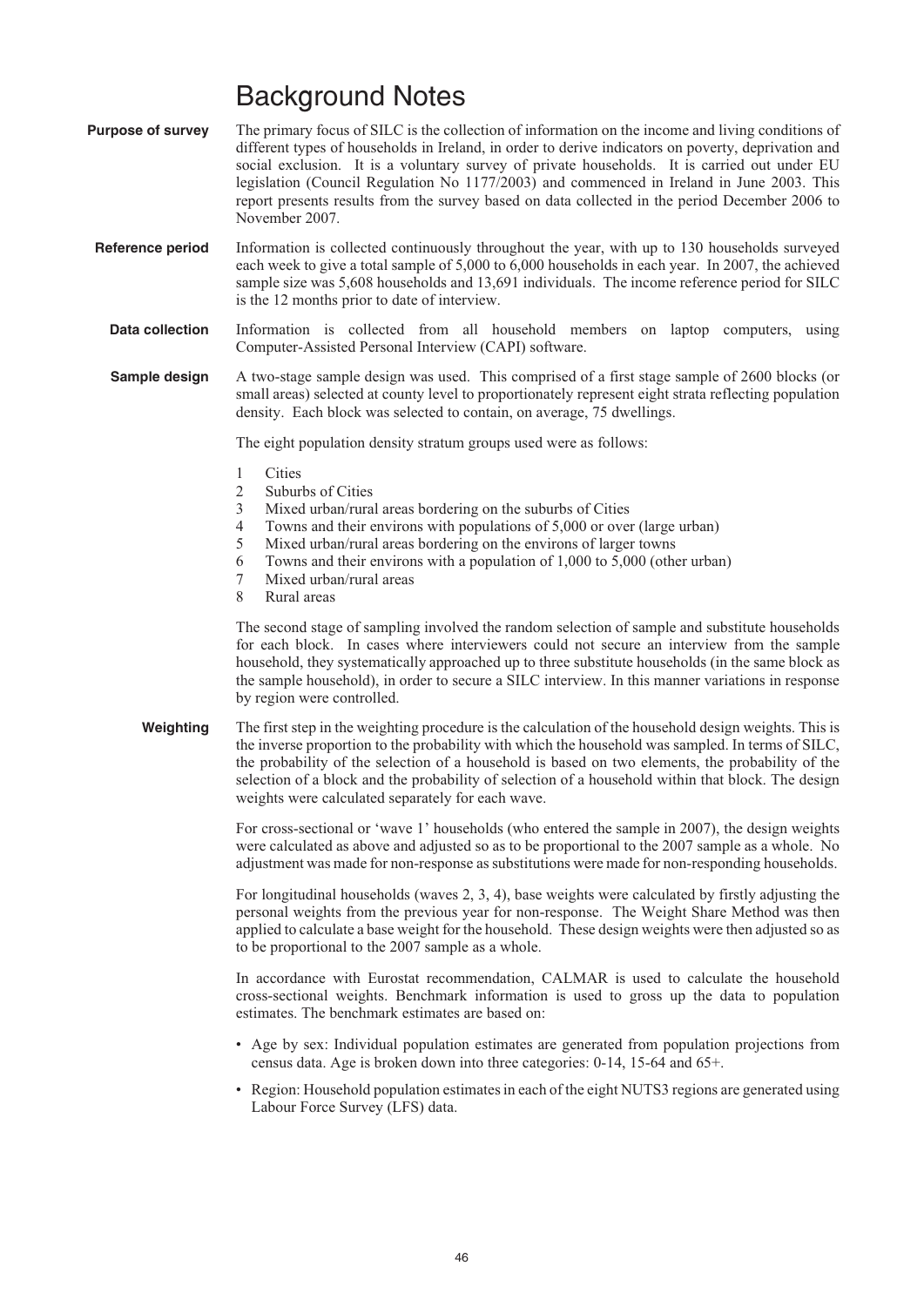# Background Notes

**Purpose of survey**

The primary focus of SILC is the collection of information on the income and living conditions of different types of households in Ireland, in order to derive indicators on poverty, deprivation and social exclusion. It is a voluntary survey of private households. It is carried out under EU legislation (Council Regulation No 1177/2003) and commenced in Ireland in June 2003. This report presents results from the survey based on data collected in the period December 2006 to November 2007.

**Reference period**

Information is collected continuously throughout the year, with up to 130 households surveyed each week to give a total sample of 5,000 to 6,000 households in each year. In 2007, the achieved sample size was 5,608 households and 13,691 individuals. The income reference period for SILC is the 12 months prior to date of interview.

**Data collection**

Information is collected from all household members on laptop computers, using Computer-Assisted Personal Interview (CAPI) software.

**Sample design**

A two-stage sample design was used. This comprised of a first stage sample of 2600 blocks (or small areas) selected at county level to proportionately represent eight strata reflecting population density. Each block was selected to contain, on average, 75 dwellings.

The eight population density stratum groups used were as follows:

1. Cities
2. Suburbs of Cities
3. Mixed urban/rural areas bordering on the suburbs of Cities
4. Towns and their environs with populations of 5,000 or over (large urban)
5. Mixed urban/rural areas bordering on the environs of larger towns
6. Towns and their environs with a population of 1,000 to 5,000 (other urban)
7. Mixed urban/rural areas
8. Rural areas

The second stage of sampling involved the random selection of sample and substitute households for each block. In cases where interviewers could not secure an interview from the sample household, they systematically approached up to three substitute households (in the same block as the sample household), in order to secure a SILC interview. In this manner variations in response by region were controlled.

**Weighting**

The first step in the weighting procedure is the calculation of the household design weights. This is the inverse proportion to the probability with which the household was sampled. In terms of SILC, the probability of the selection of a household is based on two elements, the probability of the selection of a block and the probability of selection of a household within that block. The design weights were calculated separately for each wave.

For cross-sectional or 'wave 1' households (who entered the sample in 2007), the design weights were calculated as above and adjusted so as to be proportional to the 2007 sample as a whole. No adjustment was made for non-response as substitutions were made for non-responding households.

For longitudinal households (waves 2, 3, 4), base weights were calculated by firstly adjusting the personal weights from the previous year for non-response. The Weight Share Method was then applied to calculate a base weight for the household. These design weights were then adjusted so as to be proportional to the 2007 sample as a whole.

In accordance with Eurostat recommendation, CALMAR is used to calculate the household cross-sectional weights. Benchmark information is used to gross up the data to population estimates. The benchmark estimates are based on:

- Age by sex: Individual population estimates are generated from population projections from census data. Age is broken down into three categories: 0-14, 15-64 and 65+.
- Region: Household population estimates in each of the eight NUTS3 regions are generated using Labour Force Survey (LFS) data.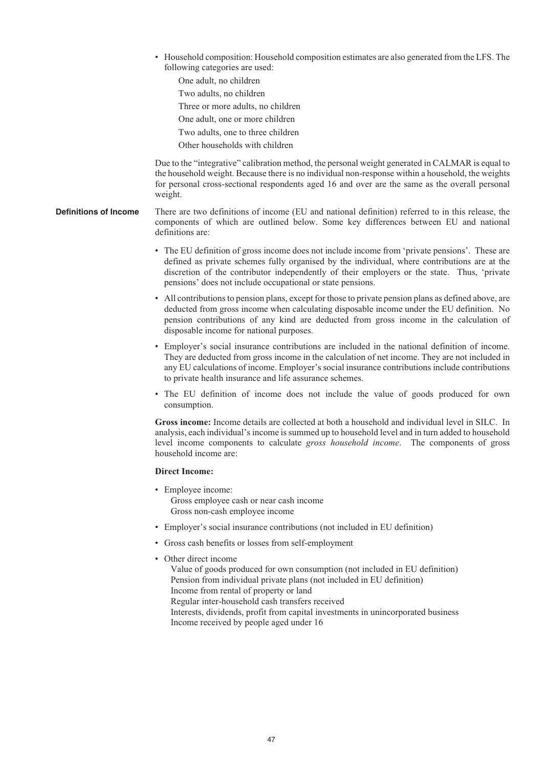- Household composition: Household composition estimates are also generated from the LFS. The following categories are used:

  One adult, no children

  Two adults, no children

  Three or more adults, no children

  One adult, one or more children

  Two adults, one to three children

  Other households with children

Due to the "integrative" calibration method, the personal weight generated in CALMAR is equal to the household weight. Because there is no individual non-response within a household, the weights for personal cross-sectional respondents aged 16 and over are the same as the overall personal weight.

## Definitions of Income

There are two definitions of income (EU and national definition) referred to in this release, the components of which are outlined below. Some key differences between EU and national definitions are:

- The EU definition of gross income does not include income from 'private pensions'. These are defined as private schemes fully organised by the individual, where contributions are at the discretion of the contributor independently of their employers or the state. Thus, 'private pensions' does not include occupational or state pensions.
- All contributions to pension plans, except for those to private pension plans as defined above, are deducted from gross income when calculating disposable income under the EU definition. No pension contributions of any kind are deducted from gross income in the calculation of disposable income for national purposes.
- Employer's social insurance contributions are included in the national definition of income. They are deducted from gross income in the calculation of net income. They are not included in any EU calculations of income. Employer's social insurance contributions include contributions to private health insurance and life assurance schemes.
- The EU definition of income does not include the value of goods produced for own consumption.

**Gross income:** Income details are collected at both a household and individual level in SILC. In analysis, each individual's income is summed up to household level and in turn added to household level income components to calculate *gross household income*. The components of gross household income are:

**Direct Income:**

- Employee income:
  Gross employee cash or near cash income
  Gross non-cash employee income
- Employer's social insurance contributions (not included in EU definition)
- Gross cash benefits or losses from self-employment
- Other direct income
  Value of goods produced for own consumption (not included in EU definition)
  Pension from individual private plans (not included in EU definition)
  Income from rental of property or land
  Regular inter-household cash transfers received
  Interests, dividends, profit from capital investments in unincorporated business
  Income received by people aged under 16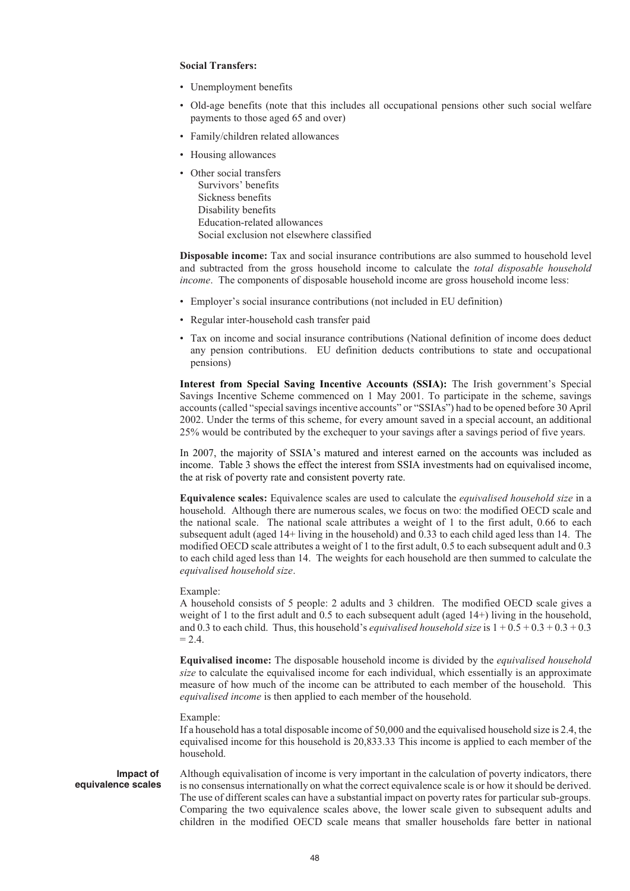**Social Transfers:**

- Unemployment benefits
- Old-age benefits (note that this includes all occupational pensions other such social welfare payments to those aged 65 and over)
- Family/children related allowances
- Housing allowances
- Other social transfers
  - Survivors' benefits
  - Sickness benefits
  - Disability benefits
  - Education-related allowances
  - Social exclusion not elsewhere classified

**Disposable income:** Tax and social insurance contributions are also summed to household level and subtracted from the gross household income to calculate the *total disposable household income*. The components of disposable household income are gross household income less:

- Employer's social insurance contributions (not included in EU definition)
- Regular inter-household cash transfer paid
- Tax on income and social insurance contributions (National definition of income does deduct any pension contributions. EU definition deducts contributions to state and occupational pensions)

**Interest from Special Saving Incentive Accounts (SSIA):** The Irish government's Special Savings Incentive Scheme commenced on 1 May 2001. To participate in the scheme, savings accounts (called "special savings incentive accounts" or "SSIAs") had to be opened before 30 April 2002. Under the terms of this scheme, for every amount saved in a special account, an additional 25% would be contributed by the exchequer to your savings after a savings period of five years.

In 2007, the majority of SSIA's matured and interest earned on the accounts was included as income. Table 3 shows the effect the interest from SSIA investments had on equivalised income, the at risk of poverty rate and consistent poverty rate.

**Equivalence scales:** Equivalence scales are used to calculate the *equivalised household size* in a household. Although there are numerous scales, we focus on two: the modified OECD scale and the national scale. The national scale attributes a weight of 1 to the first adult, 0.66 to each subsequent adult (aged 14+ living in the household) and 0.33 to each child aged less than 14. The modified OECD scale attributes a weight of 1 to the first adult, 0.5 to each subsequent adult and 0.3 to each child aged less than 14. The weights for each household are then summed to calculate the *equivalised household size*.

Example:
A household consists of 5 people: 2 adults and 3 children. The modified OECD scale gives a weight of 1 to the first adult and 0.5 to each subsequent adult (aged 14+) living in the household, and 0.3 to each child. Thus, this household's *equivalised household size* is 1 + 0.5 + 0.3 + 0.3 + 0.3 = 2.4.

**Equivalised income:** The disposable household income is divided by the *equivalised household size* to calculate the equivalised income for each individual, which essentially is an approximate measure of how much of the income can be attributed to each member of the household. This *equivalised income* is then applied to each member of the household.

Example:
If a household has a total disposable income of 50,000 and the equivalised household size is 2.4, the equivalised income for this household is 20,833.33 This income is applied to each member of the household.

**Impact of equivalence scales**

Although equivalisation of income is very important in the calculation of poverty indicators, there is no consensus internationally on what the correct equivalence scale is or how it should be derived. The use of different scales can have a substantial impact on poverty rates for particular sub-groups. Comparing the two equivalence scales above, the lower scale given to subsequent adults and children in the modified OECD scale means that smaller households fare better in national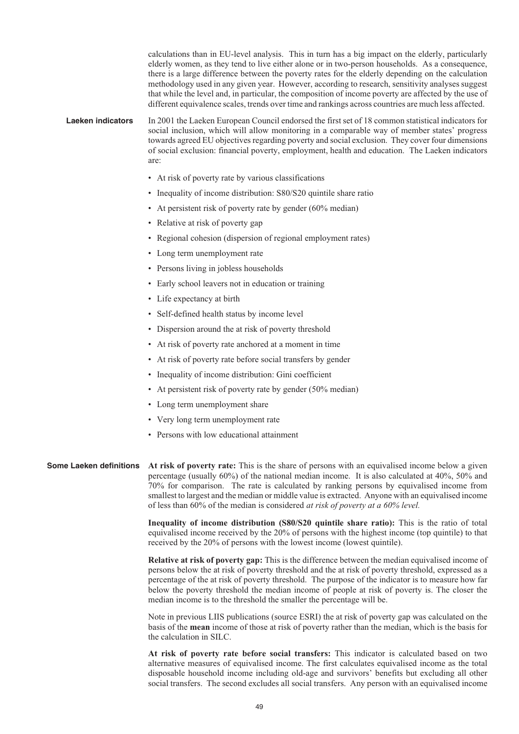calculations than in EU-level analysis. This in turn has a big impact on the elderly, particularly elderly women, as they tend to live either alone or in two-person households. As a consequence, there is a large difference between the poverty rates for the elderly depending on the calculation methodology used in any given year. However, according to research, sensitivity analyses suggest that while the level and, in particular, the composition of income poverty are affected by the use of different equivalence scales, trends over time and rankings across countries are much less affected.

## Laeken indicators

In 2001 the Laeken European Council endorsed the first set of 18 common statistical indicators for social inclusion, which will allow monitoring in a comparable way of member states' progress towards agreed EU objectives regarding poverty and social exclusion. They cover four dimensions of social exclusion: financial poverty, employment, health and education. The Laeken indicators are:

- At risk of poverty rate by various classifications
- Inequality of income distribution: S80/S20 quintile share ratio
- At persistent risk of poverty rate by gender (60% median)
- Relative at risk of poverty gap
- Regional cohesion (dispersion of regional employment rates)
- Long term unemployment rate
- Persons living in jobless households
- Early school leavers not in education or training
- Life expectancy at birth
- Self-defined health status by income level
- Dispersion around the at risk of poverty threshold
- At risk of poverty rate anchored at a moment in time
- At risk of poverty rate before social transfers by gender
- Inequality of income distribution: Gini coefficient
- At persistent risk of poverty rate by gender (50% median)
- Long term unemployment share
- Very long term unemployment rate
- Persons with low educational attainment

## Some Laeken definitions

**At risk of poverty rate:** This is the share of persons with an equivalised income below a given percentage (usually 60%) of the national median income. It is also calculated at 40%, 50% and 70% for comparison. The rate is calculated by ranking persons by equivalised income from smallest to largest and the median or middle value is extracted. Anyone with an equivalised income of less than 60% of the median is considered *at risk of poverty at a 60% level.*

**Inequality of income distribution (S80/S20 quintile share ratio):** This is the ratio of total equivalised income received by the 20% of persons with the highest income (top quintile) to that received by the 20% of persons with the lowest income (lowest quintile).

**Relative at risk of poverty gap:** This is the difference between the median equivalised income of persons below the at risk of poverty threshold and the at risk of poverty threshold, expressed as a percentage of the at risk of poverty threshold. The purpose of the indicator is to measure how far below the poverty threshold the median income of people at risk of poverty is. The closer the median income is to the threshold the smaller the percentage will be.

Note in previous LIIS publications (source ESRI) the at risk of poverty gap was calculated on the basis of the **mean** income of those at risk of poverty rather than the median, which is the basis for the calculation in SILC.

**At risk of poverty rate before social transfers:** This indicator is calculated based on two alternative measures of equivalised income. The first calculates equivalised income as the total disposable household income including old-age and survivors' benefits but excluding all other social transfers. The second excludes all social transfers. Any person with an equivalised income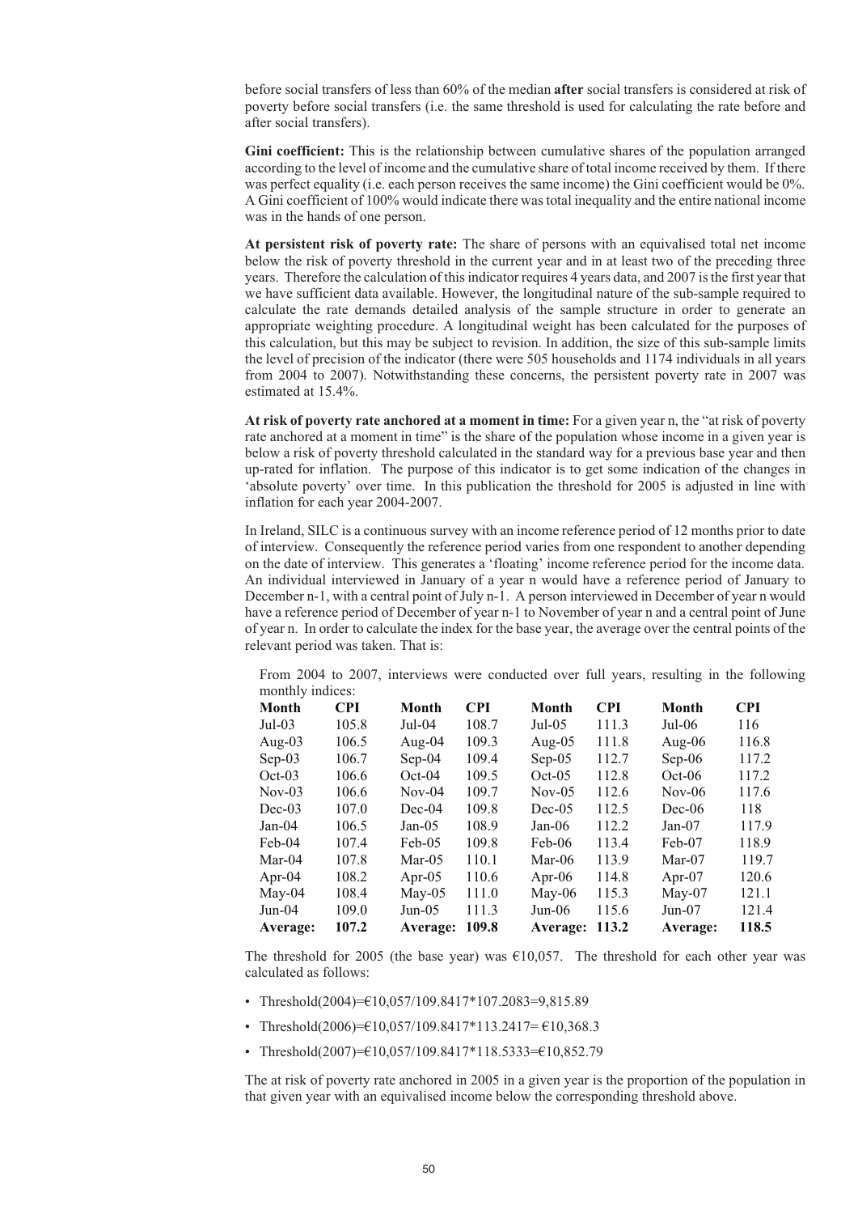before social transfers of less than 60% of the median **after** social transfers is considered at risk of poverty before social transfers (i.e. the same threshold is used for calculating the rate before and after social transfers).

**Gini coefficient:** This is the relationship between cumulative shares of the population arranged according to the level of income and the cumulative share of total income received by them. If there was perfect equality (i.e. each person receives the same income) the Gini coefficient would be 0%. A Gini coefficient of 100% would indicate there was total inequality and the entire national income was in the hands of one person.

**At persistent risk of poverty rate:** The share of persons with an equivalised total net income below the risk of poverty threshold in the current year and in at least two of the preceding three years. Therefore the calculation of this indicator requires 4 years data, and 2007 is the first year that we have sufficient data available. However, the longitudinal nature of the sub-sample required to calculate the rate demands detailed analysis of the sample structure in order to generate an appropriate weighting procedure. A longitudinal weight has been calculated for the purposes of this calculation, but this may be subject to revision. In addition, the size of this sub-sample limits the level of precision of the indicator (there were 505 households and 1174 individuals in all years from 2004 to 2007). Notwithstanding these concerns, the persistent poverty rate in 2007 was estimated at 15.4%.

**At risk of poverty rate anchored at a moment in time:** For a given year n, the "at risk of poverty rate anchored at a moment in time" is the share of the population whose income in a given year is below a risk of poverty threshold calculated in the standard way for a previous base year and then up-rated for inflation. The purpose of this indicator is to get some indication of the changes in 'absolute poverty' over time. In this publication the threshold for 2005 is adjusted in line with inflation for each year 2004-2007.

In Ireland, SILC is a continuous survey with an income reference period of 12 months prior to date of interview. Consequently the reference period varies from one respondent to another depending on the date of interview. This generates a 'floating' income reference period for the income data. An individual interviewed in January of a year n would have a reference period of January to December n-1, with a central point of July n-1. A person interviewed in December of year n would have a reference period of December of year n-1 to November of year n and a central point of June of year n. In order to calculate the index for the base year, the average over the central points of the relevant period was taken. That is:

From 2004 to 2007, interviews were conducted over full years, resulting in the following monthly indices:

| Month | CPI | Month | CPI | Month | CPI | Month | CPI |
|---|---|---|---|---|---|---|---|
| Jul-03 | 105.8 | Jul-04 | 108.7 | Jul-05 | 111.3 | Jul-06 | 116 |
| Aug-03 | 106.5 | Aug-04 | 109.3 | Aug-05 | 111.8 | Aug-06 | 116.8 |
| Sep-03 | 106.7 | Sep-04 | 109.4 | Sep-05 | 112.7 | Sep-06 | 117.2 |
| Oct-03 | 106.6 | Oct-04 | 109.5 | Oct-05 | 112.8 | Oct-06 | 117.2 |
| Nov-03 | 106.6 | Nov-04 | 109.7 | Nov-05 | 112.6 | Nov-06 | 117.6 |
| Dec-03 | 107.0 | Dec-04 | 109.8 | Dec-05 | 112.5 | Dec-06 | 118 |
| Jan-04 | 106.5 | Jan-05 | 108.9 | Jan-06 | 112.2 | Jan-07 | 117.9 |
| Feb-04 | 107.4 | Feb-05 | 109.8 | Feb-06 | 113.4 | Feb-07 | 118.9 |
| Mar-04 | 107.8 | Mar-05 | 110.1 | Mar-06 | 113.9 | Mar-07 | 119.7 |
| Apr-04 | 108.2 | Apr-05 | 110.6 | Apr-06 | 114.8 | Apr-07 | 120.6 |
| May-04 | 108.4 | May-05 | 111.0 | May-06 | 115.3 | May-07 | 121.1 |
| Jun-04 | 109.0 | Jun-05 | 111.3 | Jun-06 | 115.6 | Jun-07 | 121.4 |
| **Average:** | **107.2** | **Average:** | **109.8** | **Average:** | **113.2** | **Average:** | **118.5** |

The threshold for 2005 (the base year) was €10,057. The threshold for each other year was calculated as follows:

- Threshold(2004)=€10,057/109.8417*107.2083=9,815.89
- Threshold(2006)=€10,057/109.8417*113.2417= €10,368.3
- Threshold(2007)=€10,057/109.8417*118.5333=€10,852.79

The at risk of poverty rate anchored in 2005 in a given year is the proportion of the population in that given year with an equivalised income below the corresponding threshold above.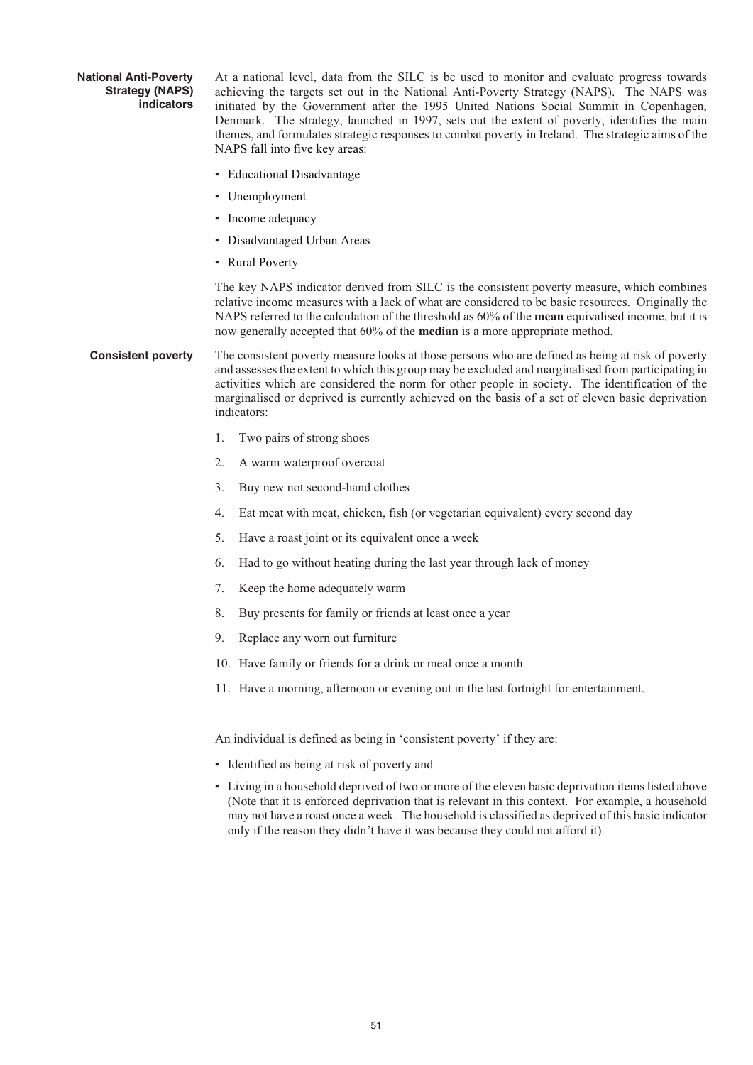## National Anti-Poverty Strategy (NAPS) indicators

At a national level, data from the SILC is be used to monitor and evaluate progress towards achieving the targets set out in the National Anti-Poverty Strategy (NAPS). The NAPS was initiated by the Government after the 1995 United Nations Social Summit in Copenhagen, Denmark. The strategy, launched in 1997, sets out the extent of poverty, identifies the main themes, and formulates strategic responses to combat poverty in Ireland. The strategic aims of the NAPS fall into five key areas:

- Educational Disadvantage
- Unemployment
- Income adequacy
- Disadvantaged Urban Areas
- Rural Poverty

The key NAPS indicator derived from SILC is the consistent poverty measure, which combines relative income measures with a lack of what are considered to be basic resources. Originally the NAPS referred to the calculation of the threshold as 60% of the **mean** equivalised income, but it is now generally accepted that 60% of the **median** is a more appropriate method.

## Consistent poverty

The consistent poverty measure looks at those persons who are defined as being at risk of poverty and assesses the extent to which this group may be excluded and marginalised from participating in activities which are considered the norm for other people in society. The identification of the marginalised or deprived is currently achieved on the basis of a set of eleven basic deprivation indicators:

1. Two pairs of strong shoes
2. A warm waterproof overcoat
3. Buy new not second-hand clothes
4. Eat meat with meat, chicken, fish (or vegetarian equivalent) every second day
5. Have a roast joint or its equivalent once a week
6. Had to go without heating during the last year through lack of money
7. Keep the home adequately warm
8. Buy presents for family or friends at least once a year
9. Replace any worn out furniture
10. Have family or friends for a drink or meal once a month
11. Have a morning, afternoon or evening out in the last fortnight for entertainment.

An individual is defined as being in 'consistent poverty' if they are:

- Identified as being at risk of poverty and
- Living in a household deprived of two or more of the eleven basic deprivation items listed above (Note that it is enforced deprivation that is relevant in this context. For example, a household may not have a roast once a week. The household is classified as deprived of this basic indicator only if the reason they didn't have it was because they could not afford it).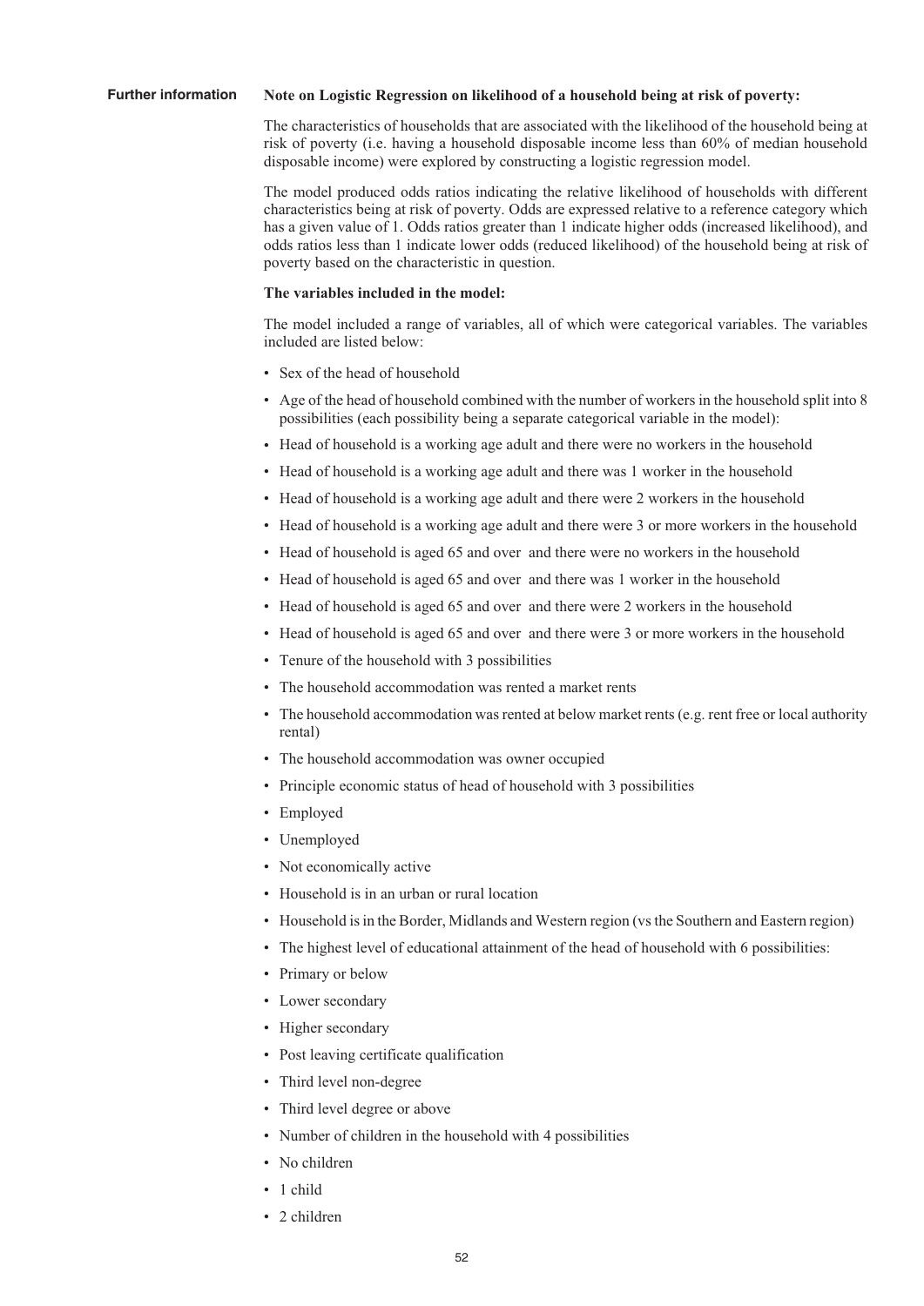**Further information**

**Note on Logistic Regression on likelihood of a household being at risk of poverty:**

The characteristics of households that are associated with the likelihood of the household being at risk of poverty (i.e. having a household disposable income less than 60% of median household disposable income) were explored by constructing a logistic regression model.

The model produced odds ratios indicating the relative likelihood of households with different characteristics being at risk of poverty. Odds are expressed relative to a reference category which has a given value of 1. Odds ratios greater than 1 indicate higher odds (increased likelihood), and odds ratios less than 1 indicate lower odds (reduced likelihood) of the household being at risk of poverty based on the characteristic in question.

**The variables included in the model:**

The model included a range of variables, all of which were categorical variables. The variables included are listed below:

- Sex of the head of household
- Age of the head of household combined with the number of workers in the household split into 8 possibilities (each possibility being a separate categorical variable in the model):
- Head of household is a working age adult and there were no workers in the household
- Head of household is a working age adult and there was 1 worker in the household
- Head of household is a working age adult and there were 2 workers in the household
- Head of household is a working age adult and there were 3 or more workers in the household
- Head of household is aged 65 and over and there were no workers in the household
- Head of household is aged 65 and over and there was 1 worker in the household
- Head of household is aged 65 and over and there were 2 workers in the household
- Head of household is aged 65 and over and there were 3 or more workers in the household
- Tenure of the household with 3 possibilities
- The household accommodation was rented a market rents
- The household accommodation was rented at below market rents (e.g. rent free or local authority rental)
- The household accommodation was owner occupied
- Principle economic status of head of household with 3 possibilities
- Employed
- Unemployed
- Not economically active
- Household is in an urban or rural location
- Household is in the Border, Midlands and Western region (vs the Southern and Eastern region)
- The highest level of educational attainment of the head of household with 6 possibilities:
- Primary or below
- Lower secondary
- Higher secondary
- Post leaving certificate qualification
- Third level non-degree
- Third level degree or above
- Number of children in the household with 4 possibilities
- No children
- 1 child
- 2 children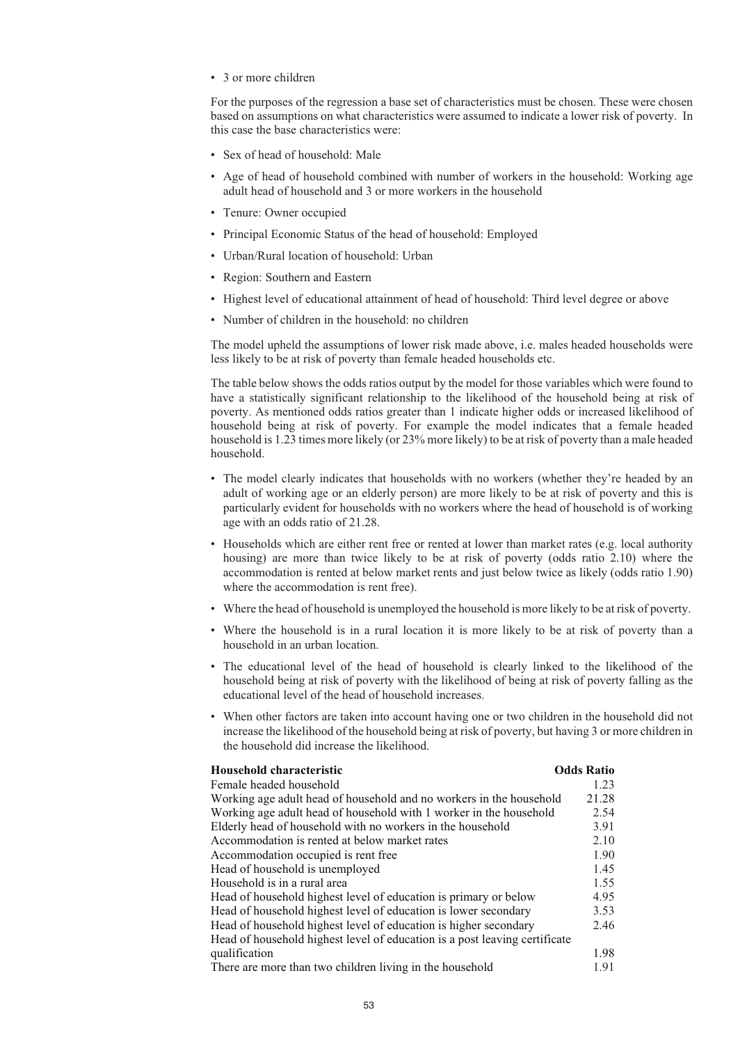- 3 or more children

For the purposes of the regression a base set of characteristics must be chosen. These were chosen based on assumptions on what characteristics were assumed to indicate a lower risk of poverty. In this case the base characteristics were:

- Sex of head of household: Male
- Age of head of household combined with number of workers in the household: Working age adult head of household and 3 or more workers in the household
- Tenure: Owner occupied
- Principal Economic Status of the head of household: Employed
- Urban/Rural location of household: Urban
- Region: Southern and Eastern
- Highest level of educational attainment of head of household: Third level degree or above
- Number of children in the household: no children

The model upheld the assumptions of lower risk made above, i.e. males headed households were less likely to be at risk of poverty than female headed households etc.

The table below shows the odds ratios output by the model for those variables which were found to have a statistically significant relationship to the likelihood of the household being at risk of poverty. As mentioned odds ratios greater than 1 indicate higher odds or increased likelihood of household being at risk of poverty. For example the model indicates that a female headed household is 1.23 times more likely (or 23% more likely) to be at risk of poverty than a male headed household.

- The model clearly indicates that households with no workers (whether they're headed by an adult of working age or an elderly person) are more likely to be at risk of poverty and this is particularly evident for households with no workers where the head of household is of working age with an odds ratio of 21.28.
- Households which are either rent free or rented at lower than market rates (e.g. local authority housing) are more than twice likely to be at risk of poverty (odds ratio 2.10) where the accommodation is rented at below market rents and just below twice as likely (odds ratio 1.90) where the accommodation is rent free).
- Where the head of household is unemployed the household is more likely to be at risk of poverty.
- Where the household is in a rural location it is more likely to be at risk of poverty than a household in an urban location.
- The educational level of the head of household is clearly linked to the likelihood of the household being at risk of poverty with the likelihood of being at risk of poverty falling as the educational level of the head of household increases.
- When other factors are taken into account having one or two children in the household did not increase the likelihood of the household being at risk of poverty, but having 3 or more children in the household did increase the likelihood.

| Household characteristic | Odds Ratio |
|---|---|
| Female headed household | 1.23 |
| Working age adult head of household and no workers in the household | 21.28 |
| Working age adult head of household with 1 worker in the household | 2.54 |
| Elderly head of household with no workers in the household | 3.91 |
| Accommodation is rented at below market rates | 2.10 |
| Accommodation occupied is rent free | 1.90 |
| Head of household is unemployed | 1.45 |
| Household is in a rural area | 1.55 |
| Head of household highest level of education is primary or below | 4.95 |
| Head of household highest level of education is lower secondary | 3.53 |
| Head of household highest level of education is higher secondary | 2.46 |
| Head of household highest level of education is a post leaving certificate qualification | 1.98 |
| There are more than two children living in the household | 1.91 |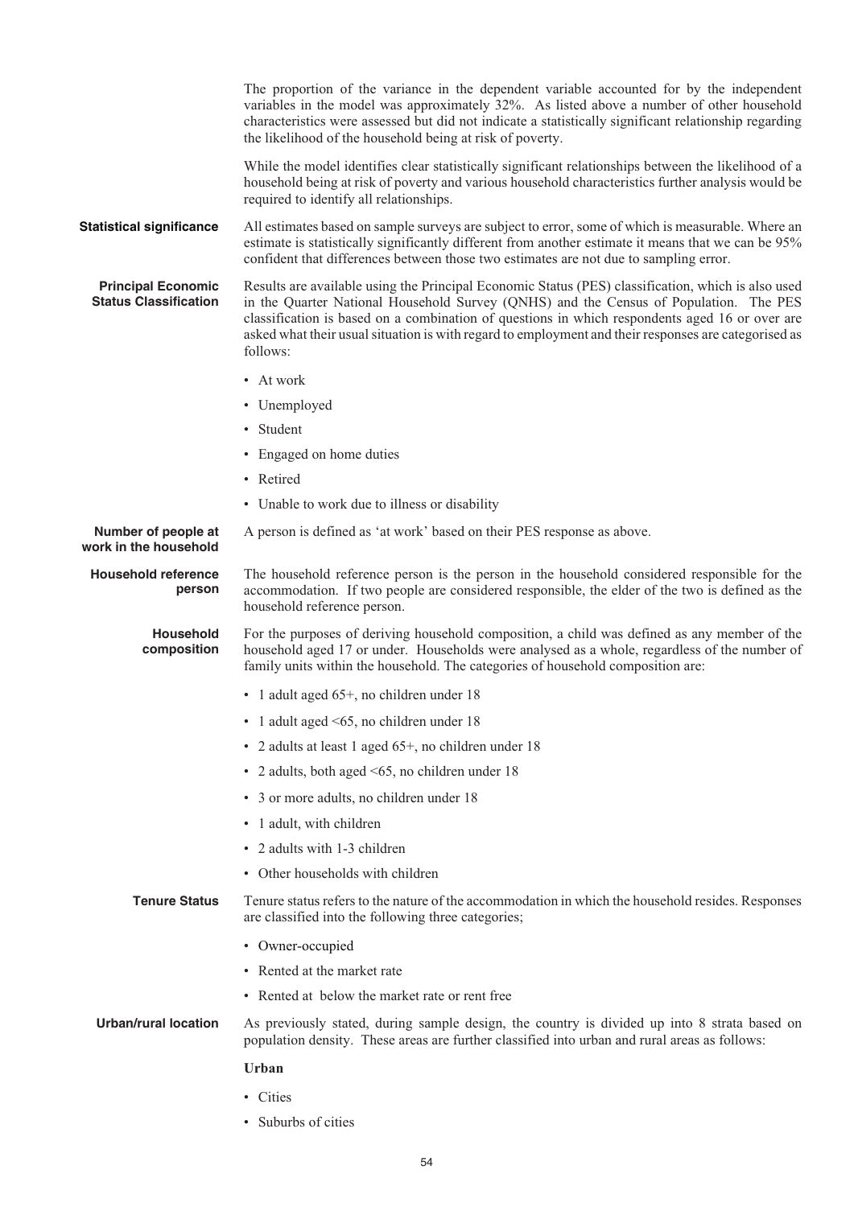The proportion of the variance in the dependent variable accounted for by the independent variables in the model was approximately 32%. As listed above a number of other household characteristics were assessed but did not indicate a statistically significant relationship regarding the likelihood of the household being at risk of poverty.

While the model identifies clear statistically significant relationships between the likelihood of a household being at risk of poverty and various household characteristics further analysis would be required to identify all relationships.

**Statistical significance**

All estimates based on sample surveys are subject to error, some of which is measurable. Where an estimate is statistically significantly different from another estimate it means that we can be 95% confident that differences between those two estimates are not due to sampling error.

**Principal Economic Status Classification**

Results are available using the Principal Economic Status (PES) classification, which is also used in the Quarter National Household Survey (QNHS) and the Census of Population. The PES classification is based on a combination of questions in which respondents aged 16 or over are asked what their usual situation is with regard to employment and their responses are categorised as follows:

- At work
- Unemployed
- Student
- Engaged on home duties
- Retired
- Unable to work due to illness or disability

**Number of people at work in the household**

A person is defined as 'at work' based on their PES response as above.

**Household reference person**

The household reference person is the person in the household considered responsible for the accommodation. If two people are considered responsible, the elder of the two is defined as the household reference person.

**Household composition**

For the purposes of deriving household composition, a child was defined as any member of the household aged 17 or under. Households were analysed as a whole, regardless of the number of family units within the household. The categories of household composition are:

- 1 adult aged 65+, no children under 18
- 1 adult aged <65, no children under 18
- 2 adults at least 1 aged 65+, no children under 18
- 2 adults, both aged <65, no children under 18
- 3 or more adults, no children under 18
- 1 adult, with children
- 2 adults with 1-3 children
- Other households with children

**Tenure Status**

Tenure status refers to the nature of the accommodation in which the household resides. Responses are classified into the following three categories;

- Owner-occupied
- Rented at the market rate
- Rented at below the market rate or rent free

**Urban/rural location**

As previously stated, during sample design, the country is divided up into 8 strata based on population density. These areas are further classified into urban and rural areas as follows:

**Urban**

- Cities
- Suburbs of cities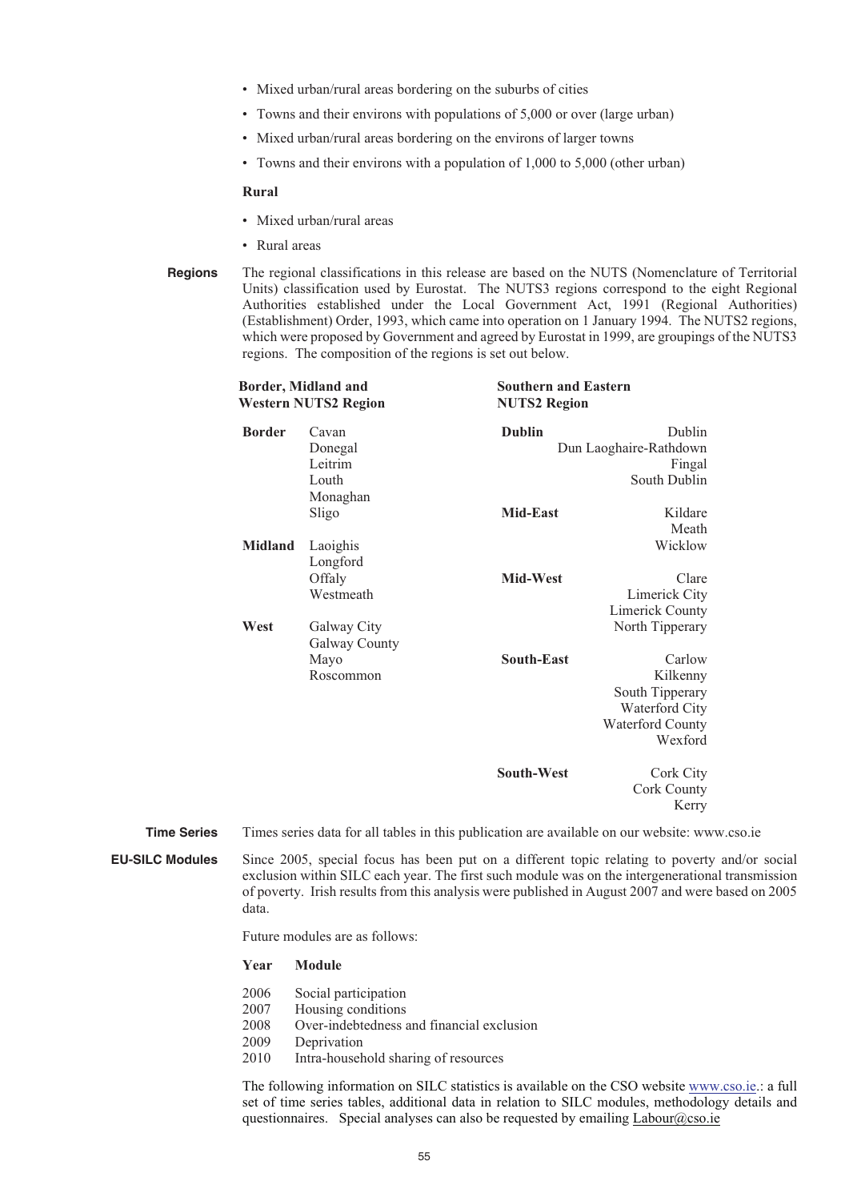- Mixed urban/rural areas bordering on the suburbs of cities
- Towns and their environs with populations of 5,000 or over (large urban)
- Mixed urban/rural areas bordering on the environs of larger towns
- Towns and their environs with a population of 1,000 to 5,000 (other urban)

**Rural**

- Mixed urban/rural areas
- Rural areas

**Regions** The regional classifications in this release are based on the NUTS (Nomenclature of Territorial Units) classification used by Eurostat. The NUTS3 regions correspond to the eight Regional Authorities established under the Local Government Act, 1991 (Regional Authorities) (Establishment) Order, 1993, which came into operation on 1 January 1994. The NUTS2 regions, which were proposed by Government and agreed by Eurostat in 1999, are groupings of the NUTS3 regions. The composition of the regions is set out below.

| Border, Midland and Western NUTS2 Region | | Southern and Eastern NUTS2 Region | |
|---|---|---|---|
| **Border** | Cavan | **Dublin** | Dublin |
| | Donegal | | Dun Laoghaire-Rathdown |
| | Leitrim | | Fingal |
| | Louth | | South Dublin |
| | Monaghan | | |
| | Sligo | **Mid-East** | Kildare |
| | | | Meath |
| **Midland** | Laoighis | | Wicklow |
| | Longford | | |
| | Offaly | **Mid-West** | Clare |
| | Westmeath | | Limerick City |
| | | | Limerick County |
| **West** | Galway City | | North Tipperary |
| | Galway County | | |
| | Mayo | **South-East** | Carlow |
| | Roscommon | | Kilkenny |
| | | | South Tipperary |
| | | | Waterford City |
| | | | Waterford County |
| | | | Wexford |
| | | | |
| | | **South-West** | Cork City |
| | | | Cork County |
| | | | Kerry |

**Time Series** Times series data for all tables in this publication are available on our website: www.cso.ie

**EU-SILC Modules** Since 2005, special focus has been put on a different topic relating to poverty and/or social exclusion within SILC each year. The first such module was on the intergenerational transmission of poverty. Irish results from this analysis were published in August 2007 and were based on 2005 data.

Future modules are as follows:

| Year | Module |
|---|---|
| 2006 | Social participation |
| 2007 | Housing conditions |
| 2008 | Over-indebtedness and financial exclusion |
| 2009 | Deprivation |
| 2010 | Intra-household sharing of resources |

The following information on SILC statistics is available on the CSO website www.cso.ie.: a full set of time series tables, additional data in relation to SILC modules, methodology details and questionnaires. Special analyses can also be requested by emailing Labour@cso.ie